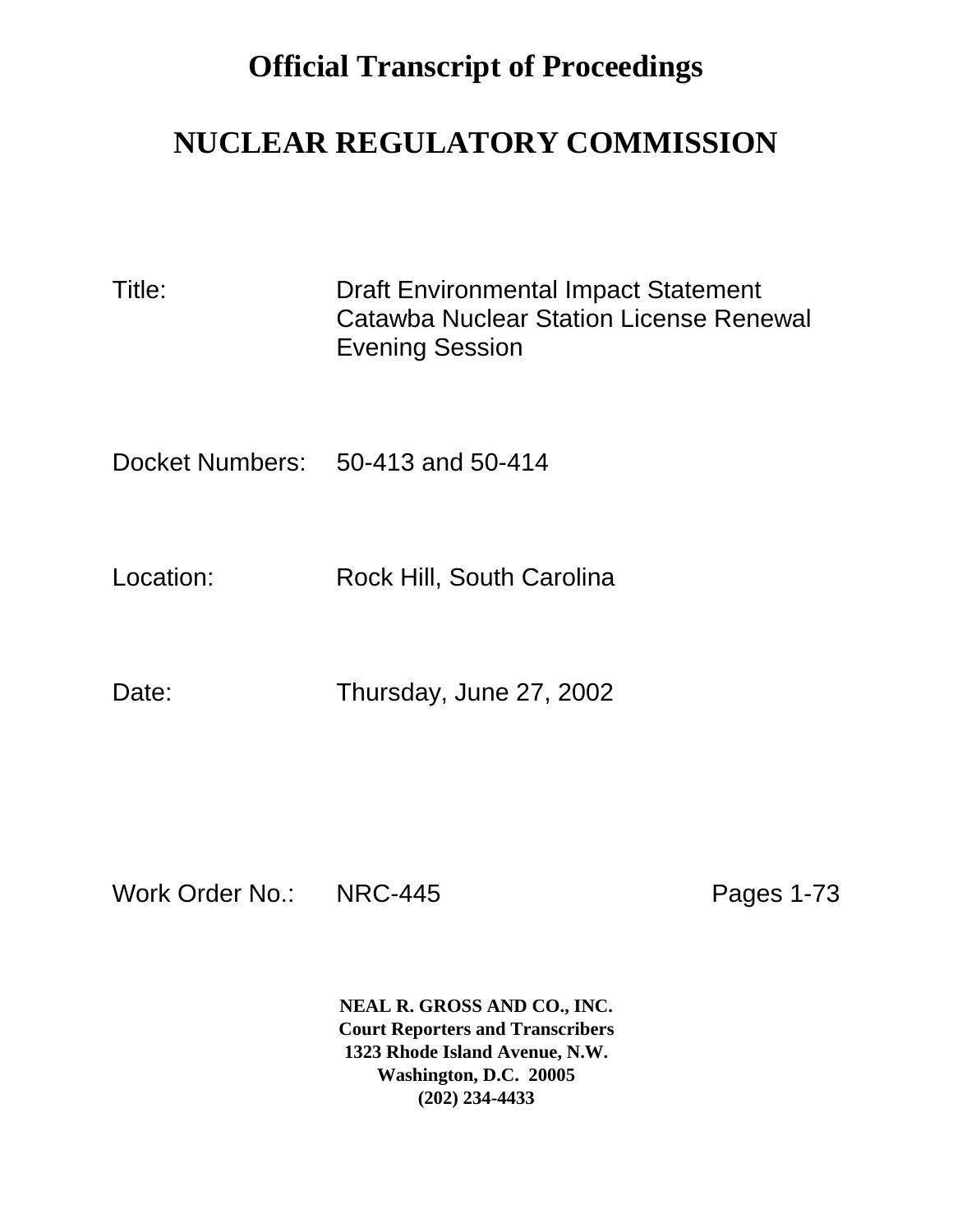# Official Transcript of Proceedings

# NUCLEAR REGULATORY COMMISSION

Title: Draft Environmental Impact Statement
Catawba Nuclear Station License Renewal
Evening Session

Docket Numbers: 50-413 and 50-414

Location: Rock Hill, South Carolina

Date: Thursday, June 27, 2002

Work Order No.: NRC-445 Pages 1-73

**NEAL R. GROSS AND CO., INC.**
**Court Reporters and Transcribers**
**1323 Rhode Island Avenue, N.W.**
**Washington, D.C. 20005**
**(202) 234-4433**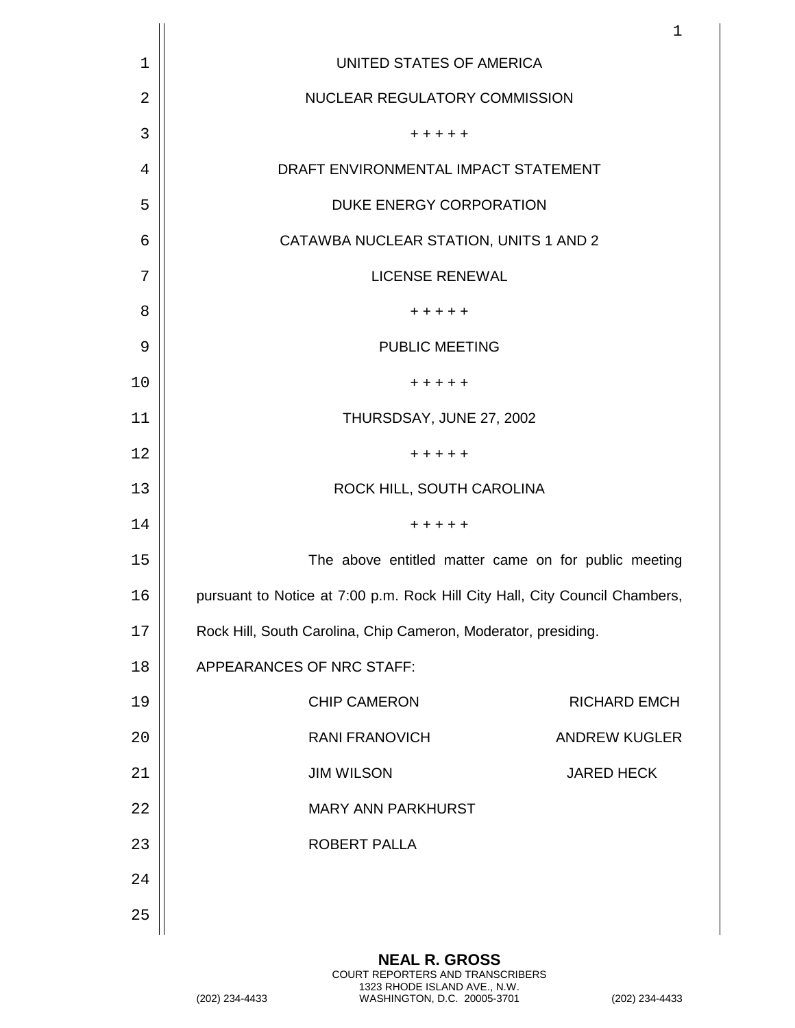UNITED STATES OF AMERICA

NUCLEAR REGULATORY COMMISSION

+ + + + +

DRAFT ENVIRONMENTAL IMPACT STATEMENT

DUKE ENERGY CORPORATION

CATAWBA NUCLEAR STATION, UNITS 1 AND 2

LICENSE RENEWAL

+ + + + +

PUBLIC MEETING

+ + + + +

THURSDSAY, JUNE 27, 2002

+ + + + +

ROCK HILL, SOUTH CAROLINA

+ + + + +

The above entitled matter came on for public meeting pursuant to Notice at 7:00 p.m. Rock Hill City Hall, City Council Chambers, Rock Hill, South Carolina, Chip Cameron, Moderator, presiding.

APPEARANCES OF NRC STAFF:

CHIP CAMERON
RICHARD EMCH
RANI FRANOVICH
ANDREW KUGLER
JIM WILSON
JARED HECK
MARY ANN PARKHURST
ROBERT PALLA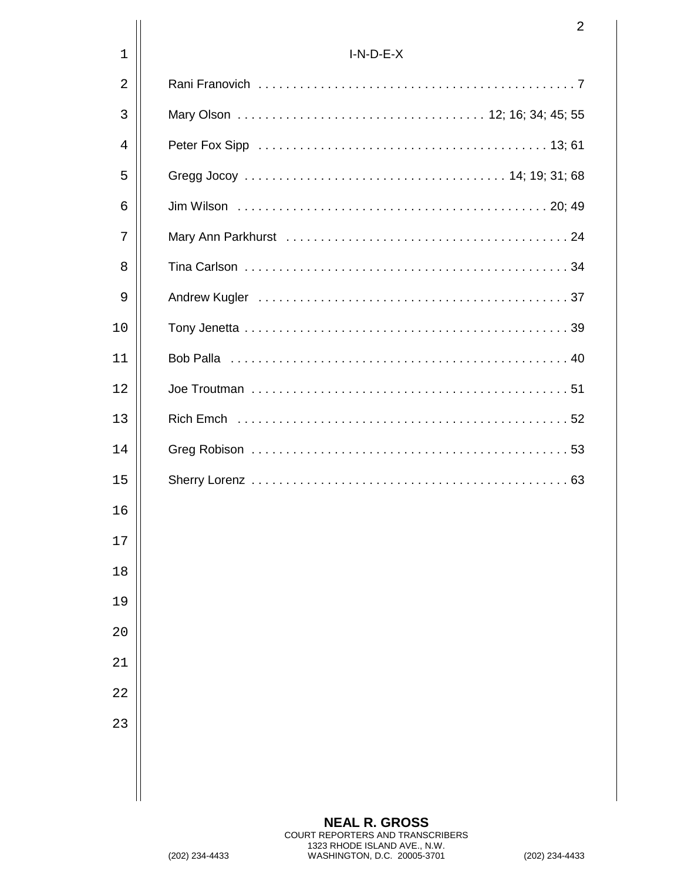# I-N-D-E-X

| Name | Page |
|---|---|
| Rani Franovich | 7 |
| Mary Olson | 12; 16; 34; 45; 55 |
| Peter Fox Sipp | 13; 61 |
| Gregg Jocoy | 14; 19; 31; 68 |
| Jim Wilson | 20; 49 |
| Mary Ann Parkhurst | 24 |
| Tina Carlson | 34 |
| Andrew Kugler | 37 |
| Tony Jenetta | 39 |
| Bob Palla | 40 |
| Joe Troutman | 51 |
| Rich Emch | 52 |
| Greg Robison | 53 |
| Sherry Lorenz | 63 |

**NEAL R. GROSS**
COURT REPORTERS AND TRANSCRIBERS
1323 RHODE ISLAND AVE., N.W.
(202) 234-4433 WASHINGTON, D.C. 20005-3701 (202) 234-4433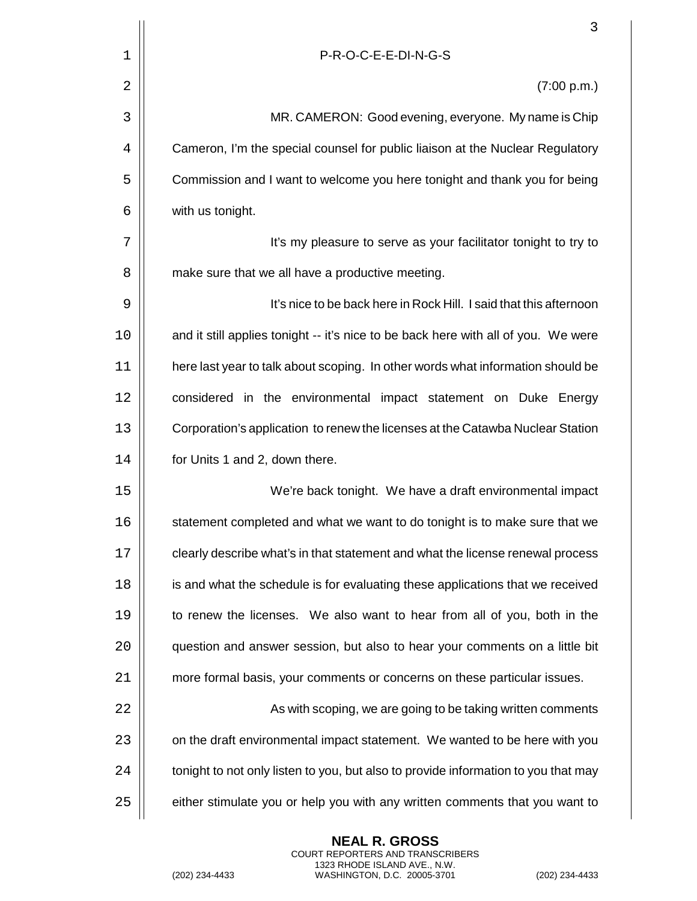P-R-O-C-E-E-DI-N-G-S

(7:00 p.m.)

MR. CAMERON: Good evening, everyone. My name is Chip Cameron, I'm the special counsel for public liaison at the Nuclear Regulatory Commission and I want to welcome you here tonight and thank you for being with us tonight.

It's my pleasure to serve as your facilitator tonight to try to make sure that we all have a productive meeting.

It's nice to be back here in Rock Hill. I said that this afternoon and it still applies tonight -- it's nice to be back here with all of you. We were here last year to talk about scoping. In other words what information should be considered in the environmental impact statement on Duke Energy Corporation's application to renew the licenses at the Catawba Nuclear Station for Units 1 and 2, down there.

We're back tonight. We have a draft environmental impact statement completed and what we want to do tonight is to make sure that we clearly describe what's in that statement and what the license renewal process is and what the schedule is for evaluating these applications that we received to renew the licenses. We also want to hear from all of you, both in the question and answer session, but also to hear your comments on a little bit more formal basis, your comments or concerns on these particular issues.

As with scoping, we are going to be taking written comments on the draft environmental impact statement. We wanted to be here with you tonight to not only listen to you, but also to provide information to you that may either stimulate you or help you with any written comments that you want to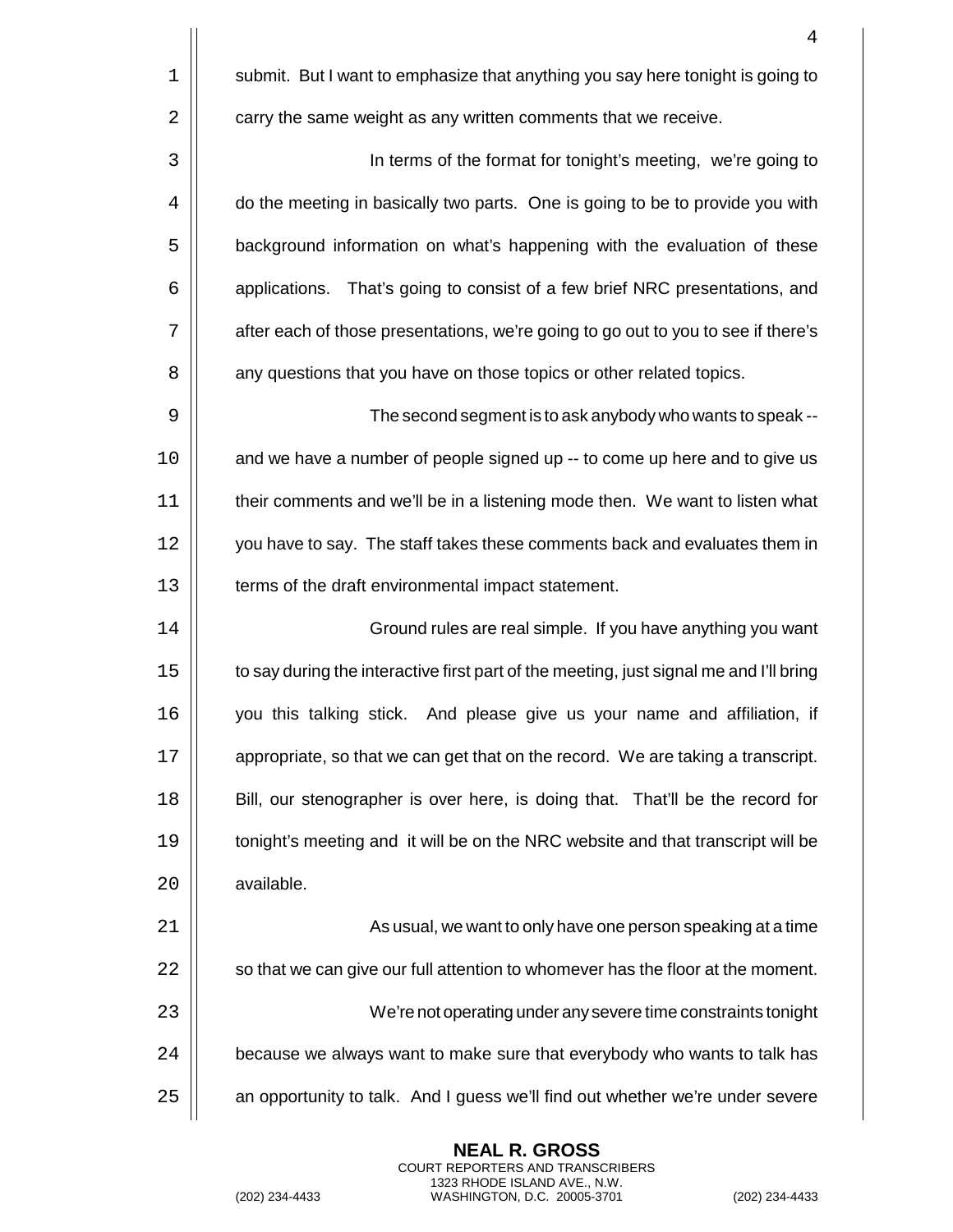submit. But I want to emphasize that anything you say here tonight is going to carry the same weight as any written comments that we receive.

In terms of the format for tonight's meeting, we're going to do the meeting in basically two parts. One is going to be to provide you with background information on what's happening with the evaluation of these applications. That's going to consist of a few brief NRC presentations, and after each of those presentations, we're going to go out to you to see if there's any questions that you have on those topics or other related topics.

The second segment is to ask anybody who wants to speak -- and we have a number of people signed up -- to come up here and to give us their comments and we'll be in a listening mode then. We want to listen what you have to say. The staff takes these comments back and evaluates them in terms of the draft environmental impact statement.

Ground rules are real simple. If you have anything you want to say during the interactive first part of the meeting, just signal me and I'll bring you this talking stick. And please give us your name and affiliation, if appropriate, so that we can get that on the record. We are taking a transcript. Bill, our stenographer is over here, is doing that. That'll be the record for tonight's meeting and it will be on the NRC website and that transcript will be available.

As usual, we want to only have one person speaking at a time so that we can give our full attention to whomever has the floor at the moment.

We're not operating under any severe time constraints tonight because we always want to make sure that everybody who wants to talk has an opportunity to talk. And I guess we'll find out whether we're under severe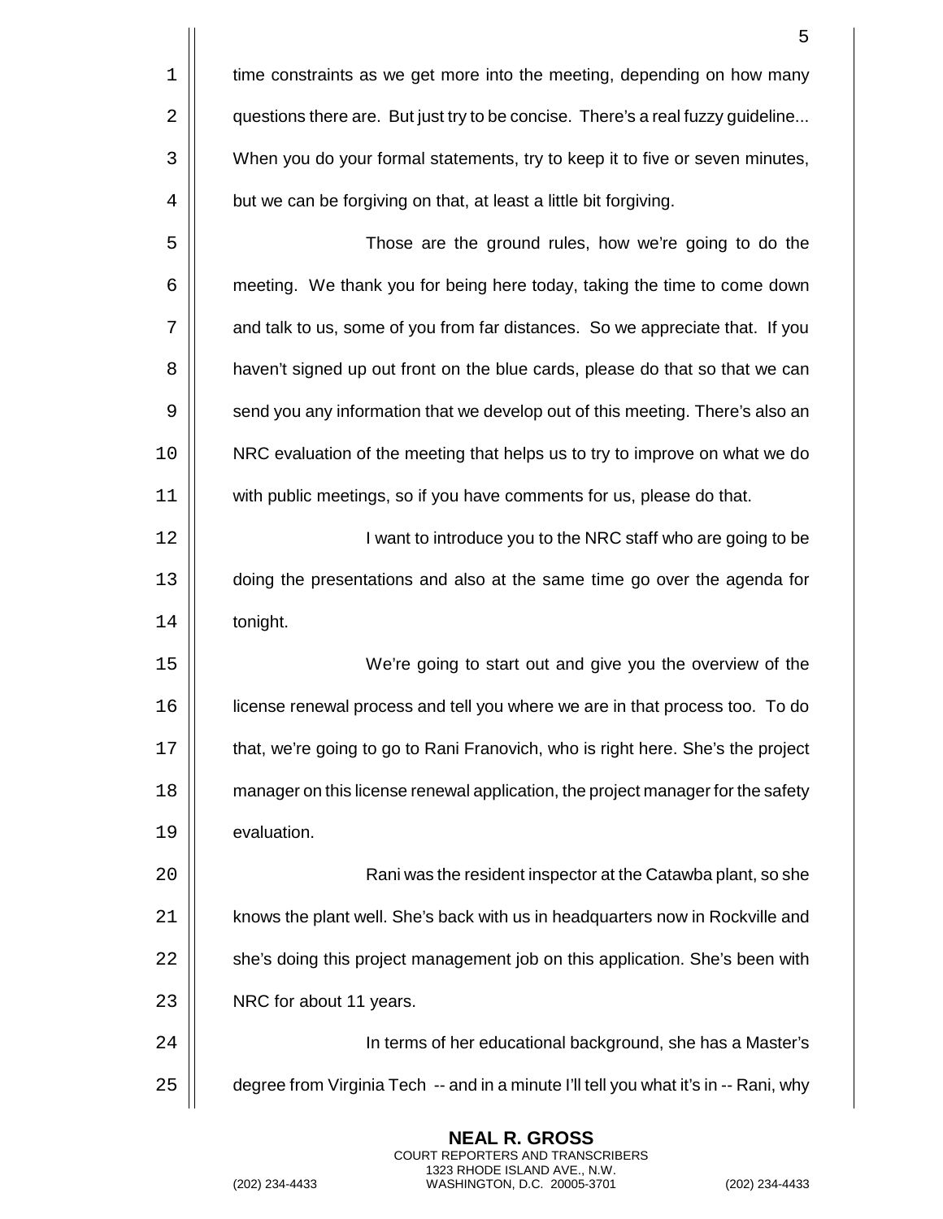time constraints as we get more into the meeting, depending on how many questions there are. But just try to be concise. There's a real fuzzy guideline... When you do your formal statements, try to keep it to five or seven minutes, but we can be forgiving on that, at least a little bit forgiving.

Those are the ground rules, how we're going to do the meeting. We thank you for being here today, taking the time to come down and talk to us, some of you from far distances. So we appreciate that. If you haven't signed up out front on the blue cards, please do that so that we can send you any information that we develop out of this meeting. There's also an NRC evaluation of the meeting that helps us to try to improve on what we do with public meetings, so if you have comments for us, please do that.

I want to introduce you to the NRC staff who are going to be doing the presentations and also at the same time go over the agenda for tonight.

We're going to start out and give you the overview of the license renewal process and tell you where we are in that process too. To do that, we're going to go to Rani Franovich, who is right here. She's the project manager on this license renewal application, the project manager for the safety evaluation.

Rani was the resident inspector at the Catawba plant, so she knows the plant well. She's back with us in headquarters now in Rockville and she's doing this project management job on this application. She's been with NRC for about 11 years.

In terms of her educational background, she has a Master's degree from Virginia Tech -- and in a minute I'll tell you what it's in -- Rani, why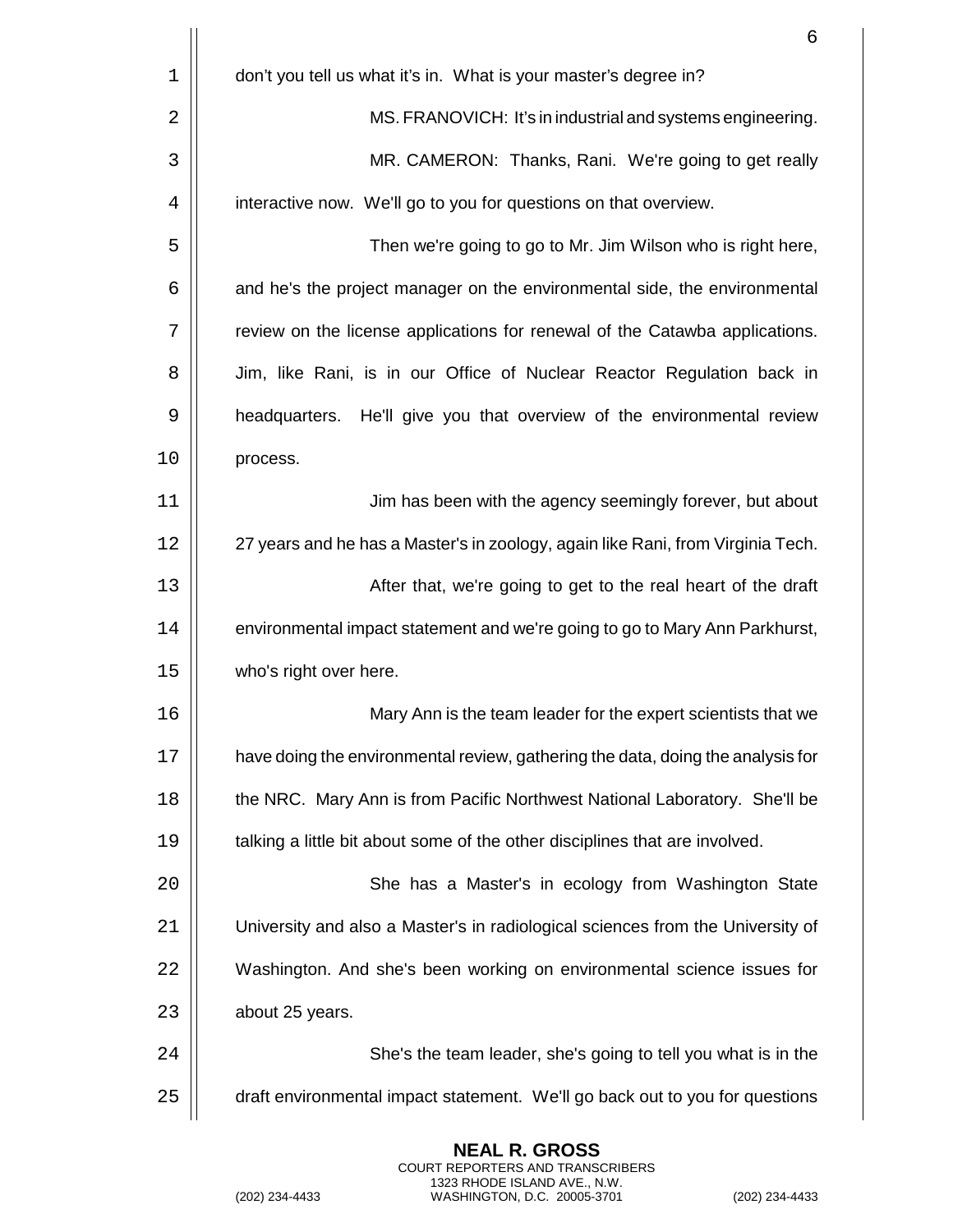don't you tell us what it's in. What is your master's degree in?

MS. FRANOVICH: It's in industrial and systems engineering.

MR. CAMERON: Thanks, Rani. We're going to get really interactive now. We'll go to you for questions on that overview.

Then we're going to go to Mr. Jim Wilson who is right here, and he's the project manager on the environmental side, the environmental review on the license applications for renewal of the Catawba applications. Jim, like Rani, is in our Office of Nuclear Reactor Regulation back in headquarters. He'll give you that overview of the environmental review process.

Jim has been with the agency seemingly forever, but about 27 years and he has a Master's in zoology, again like Rani, from Virginia Tech.

After that, we're going to get to the real heart of the draft environmental impact statement and we're going to go to Mary Ann Parkhurst, who's right over here.

Mary Ann is the team leader for the expert scientists that we have doing the environmental review, gathering the data, doing the analysis for the NRC. Mary Ann is from Pacific Northwest National Laboratory. She'll be talking a little bit about some of the other disciplines that are involved.

She has a Master's in ecology from Washington State University and also a Master's in radiological sciences from the University of Washington. And she's been working on environmental science issues for about 25 years.

She's the team leader, she's going to tell you what is in the draft environmental impact statement. We'll go back out to you for questions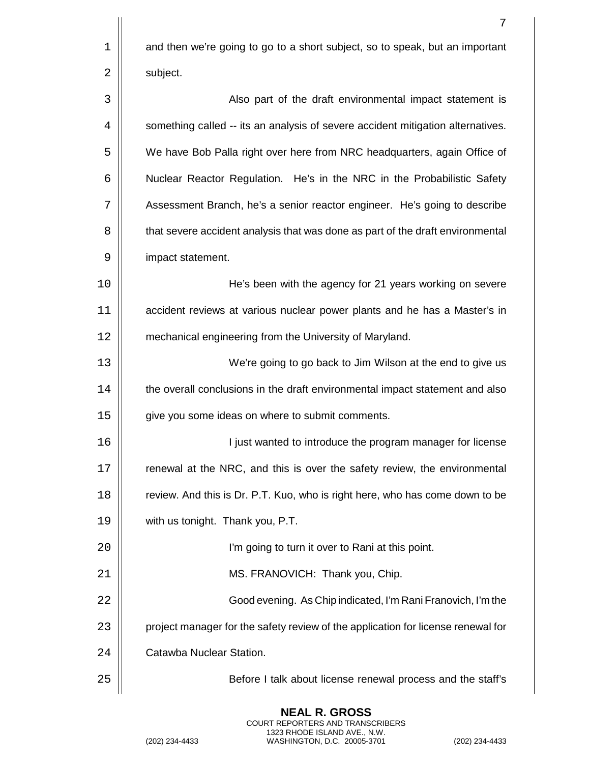and then we're going to go to a short subject, so to speak, but an important subject.

Also part of the draft environmental impact statement is something called -- its an analysis of severe accident mitigation alternatives. We have Bob Palla right over here from NRC headquarters, again Office of Nuclear Reactor Regulation. He's in the NRC in the Probabilistic Safety Assessment Branch, he's a senior reactor engineer. He's going to describe that severe accident analysis that was done as part of the draft environmental impact statement.

He's been with the agency for 21 years working on severe accident reviews at various nuclear power plants and he has a Master's in mechanical engineering from the University of Maryland.

We're going to go back to Jim Wilson at the end to give us the overall conclusions in the draft environmental impact statement and also give you some ideas on where to submit comments.

I just wanted to introduce the program manager for license renewal at the NRC, and this is over the safety review, the environmental review. And this is Dr. P.T. Kuo, who is right here, who has come down to be with us tonight. Thank you, P.T.

I'm going to turn it over to Rani at this point.

MS. FRANOVICH: Thank you, Chip.

Good evening. As Chip indicated, I'm Rani Franovich, I'm the project manager for the safety review of the application for license renewal for Catawba Nuclear Station.

Before I talk about license renewal process and the staff's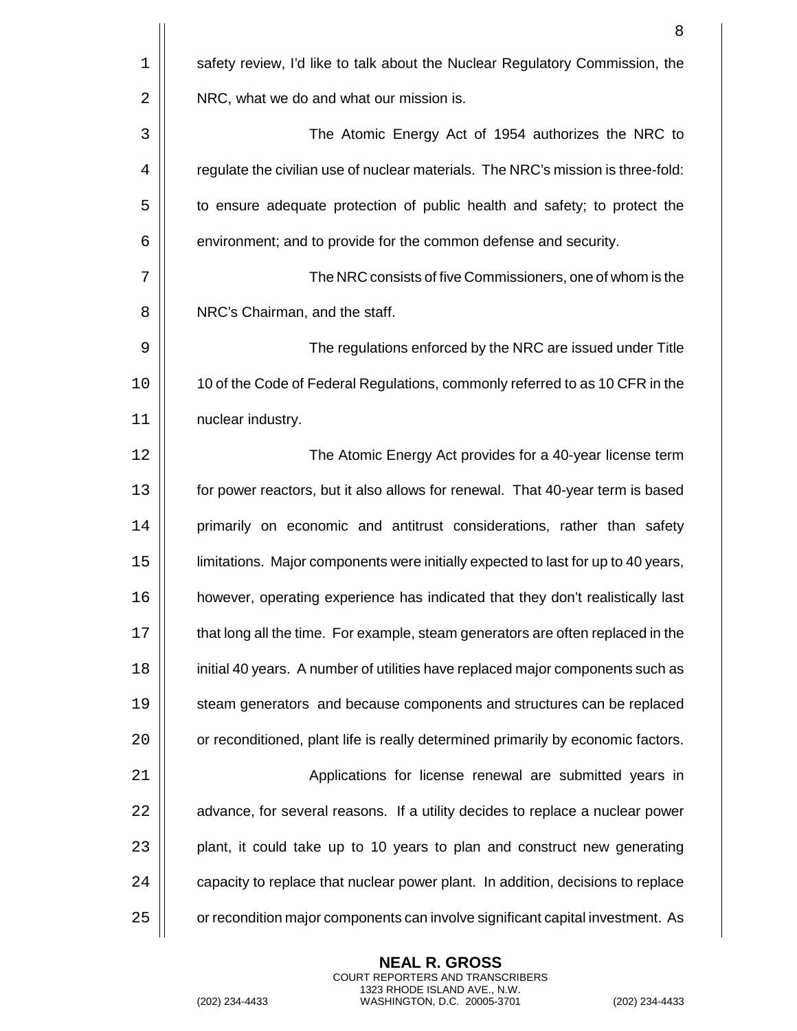safety review, I'd like to talk about the Nuclear Regulatory Commission, the NRC, what we do and what our mission is.

The Atomic Energy Act of 1954 authorizes the NRC to regulate the civilian use of nuclear materials. The NRC's mission is three-fold: to ensure adequate protection of public health and safety; to protect the environment; and to provide for the common defense and security.

The NRC consists of five Commissioners, one of whom is the NRC's Chairman, and the staff.

The regulations enforced by the NRC are issued under Title 10 of the Code of Federal Regulations, commonly referred to as 10 CFR in the nuclear industry.

The Atomic Energy Act provides for a 40-year license term for power reactors, but it also allows for renewal. That 40-year term is based primarily on economic and antitrust considerations, rather than safety limitations. Major components were initially expected to last for up to 40 years, however, operating experience has indicated that they don't realistically last that long all the time. For example, steam generators are often replaced in the initial 40 years. A number of utilities have replaced major components such as steam generators and because components and structures can be replaced or reconditioned, plant life is really determined primarily by economic factors.

Applications for license renewal are submitted years in advance, for several reasons. If a utility decides to replace a nuclear power plant, it could take up to 10 years to plan and construct new generating capacity to replace that nuclear power plant. In addition, decisions to replace or recondition major components can involve significant capital investment. As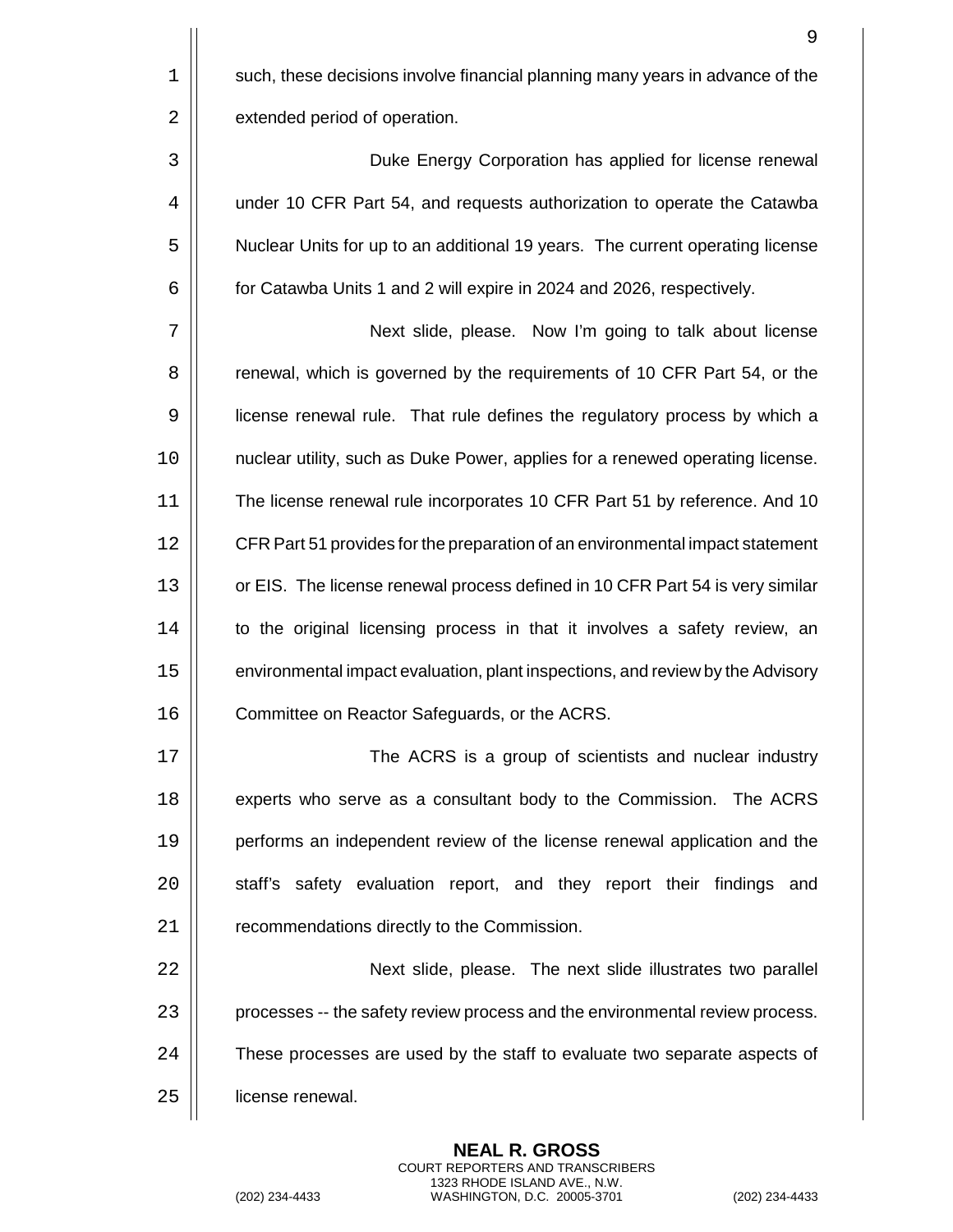such, these decisions involve financial planning many years in advance of the extended period of operation.

Duke Energy Corporation has applied for license renewal under 10 CFR Part 54, and requests authorization to operate the Catawba Nuclear Units for up to an additional 19 years. The current operating license for Catawba Units 1 and 2 will expire in 2024 and 2026, respectively.

Next slide, please. Now I'm going to talk about license renewal, which is governed by the requirements of 10 CFR Part 54, or the license renewal rule. That rule defines the regulatory process by which a nuclear utility, such as Duke Power, applies for a renewed operating license. The license renewal rule incorporates 10 CFR Part 51 by reference. And 10 CFR Part 51 provides for the preparation of an environmental impact statement or EIS. The license renewal process defined in 10 CFR Part 54 is very similar to the original licensing process in that it involves a safety review, an environmental impact evaluation, plant inspections, and review by the Advisory Committee on Reactor Safeguards, or the ACRS.

The ACRS is a group of scientists and nuclear industry experts who serve as a consultant body to the Commission. The ACRS performs an independent review of the license renewal application and the staff's safety evaluation report, and they report their findings and recommendations directly to the Commission.

Next slide, please. The next slide illustrates two parallel processes -- the safety review process and the environmental review process. These processes are used by the staff to evaluate two separate aspects of license renewal.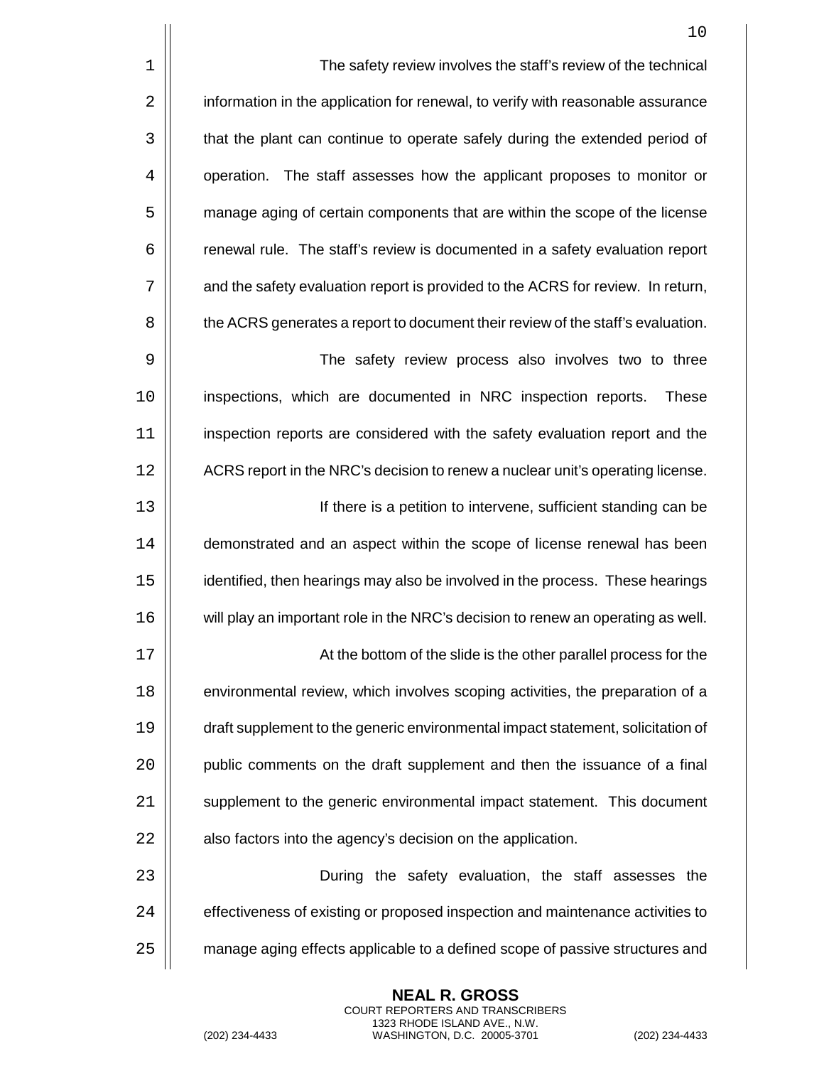The safety review involves the staff's review of the technical information in the application for renewal, to verify with reasonable assurance that the plant can continue to operate safely during the extended period of operation. The staff assesses how the applicant proposes to monitor or manage aging of certain components that are within the scope of the license renewal rule. The staff's review is documented in a safety evaluation report and the safety evaluation report is provided to the ACRS for review. In return, the ACRS generates a report to document their review of the staff's evaluation.

The safety review process also involves two to three inspections, which are documented in NRC inspection reports. These inspection reports are considered with the safety evaluation report and the ACRS report in the NRC's decision to renew a nuclear unit's operating license.

If there is a petition to intervene, sufficient standing can be demonstrated and an aspect within the scope of license renewal has been identified, then hearings may also be involved in the process. These hearings will play an important role in the NRC's decision to renew an operating as well.

At the bottom of the slide is the other parallel process for the environmental review, which involves scoping activities, the preparation of a draft supplement to the generic environmental impact statement, solicitation of public comments on the draft supplement and then the issuance of a final supplement to the generic environmental impact statement. This document also factors into the agency's decision on the application.

During the safety evaluation, the staff assesses the effectiveness of existing or proposed inspection and maintenance activities to manage aging effects applicable to a defined scope of passive structures and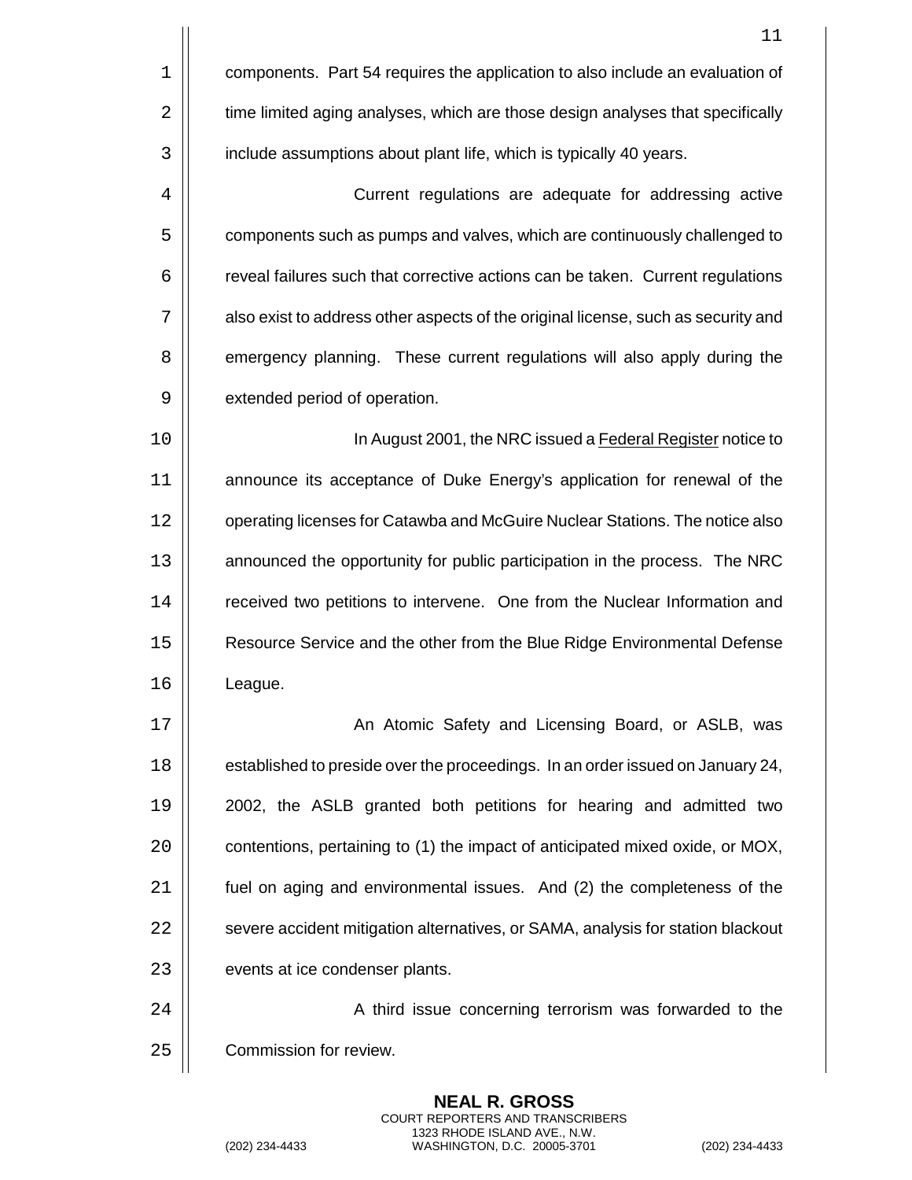components. Part 54 requires the application to also include an evaluation of time limited aging analyses, which are those design analyses that specifically include assumptions about plant life, which is typically 40 years.

Current regulations are adequate for addressing active components such as pumps and valves, which are continuously challenged to reveal failures such that corrective actions can be taken. Current regulations also exist to address other aspects of the original license, such as security and emergency planning. These current regulations will also apply during the extended period of operation.

In August 2001, the NRC issued a Federal Register notice to announce its acceptance of Duke Energy's application for renewal of the operating licenses for Catawba and McGuire Nuclear Stations. The notice also announced the opportunity for public participation in the process. The NRC received two petitions to intervene. One from the Nuclear Information and Resource Service and the other from the Blue Ridge Environmental Defense League.

An Atomic Safety and Licensing Board, or ASLB, was established to preside over the proceedings. In an order issued on January 24, 2002, the ASLB granted both petitions for hearing and admitted two contentions, pertaining to (1) the impact of anticipated mixed oxide, or MOX, fuel on aging and environmental issues. And (2) the completeness of the severe accident mitigation alternatives, or SAMA, analysis for station blackout events at ice condenser plants.

A third issue concerning terrorism was forwarded to the Commission for review.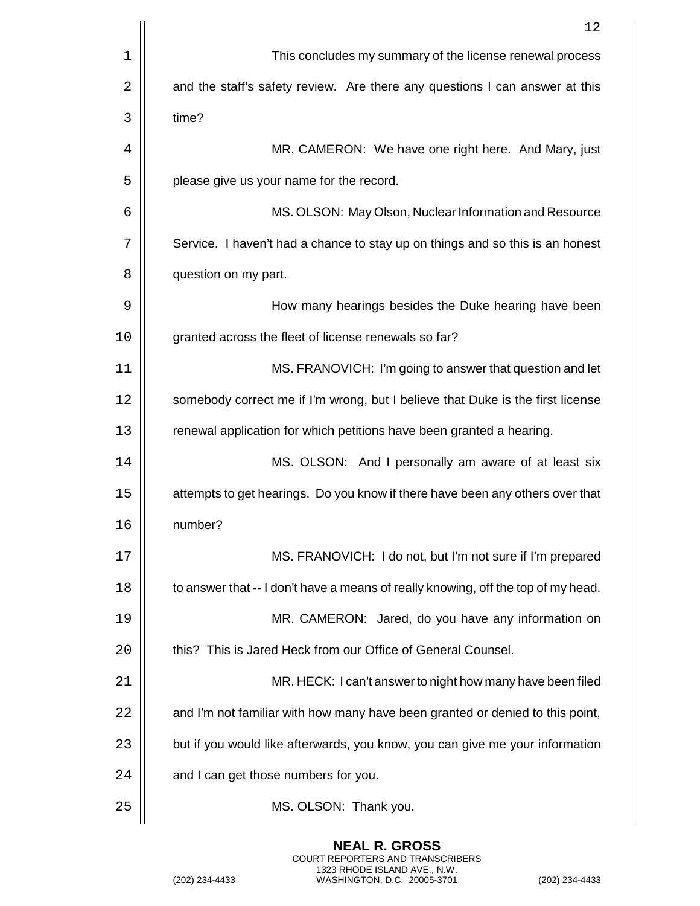This concludes my summary of the license renewal process and the staff's safety review. Are there any questions I can answer at this time?

MR. CAMERON: We have one right here. And Mary, just please give us your name for the record.

MS. OLSON: May Olson, Nuclear Information and Resource Service. I haven't had a chance to stay up on things and so this is an honest question on my part.

How many hearings besides the Duke hearing have been granted across the fleet of license renewals so far?

MS. FRANOVICH: I'm going to answer that question and let somebody correct me if I'm wrong, but I believe that Duke is the first license renewal application for which petitions have been granted a hearing.

MS. OLSON: And I personally am aware of at least six attempts to get hearings. Do you know if there have been any others over that number?

MS. FRANOVICH: I do not, but I'm not sure if I'm prepared to answer that -- I don't have a means of really knowing, off the top of my head.

MR. CAMERON: Jared, do you have any information on this? This is Jared Heck from our Office of General Counsel.

MR. HECK: I can't answer to night how many have been filed and I'm not familiar with how many have been granted or denied to this point, but if you would like afterwards, you know, you can give me your information and I can get those numbers for you.

MS. OLSON: Thank you.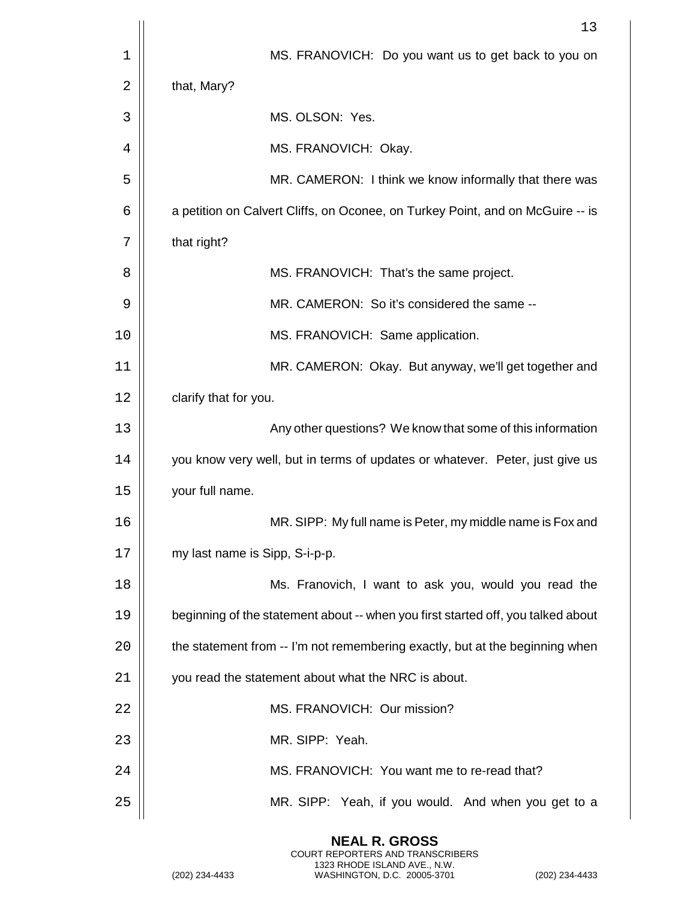MS. FRANOVICH: Do you want us to get back to you on that, Mary?

MS. OLSON: Yes.

MS. FRANOVICH: Okay.

MR. CAMERON: I think we know informally that there was a petition on Calvert Cliffs, on Oconee, on Turkey Point, and on McGuire -- is that right?

MS. FRANOVICH: That's the same project.

MR. CAMERON: So it's considered the same --

MS. FRANOVICH: Same application.

MR. CAMERON: Okay. But anyway, we'll get together and clarify that for you.

Any other questions? We know that some of this information you know very well, but in terms of updates or whatever. Peter, just give us your full name.

MR. SIPP: My full name is Peter, my middle name is Fox and my last name is Sipp, S-i-p-p.

Ms. Franovich, I want to ask you, would you read the beginning of the statement about -- when you first started off, you talked about the statement from -- I'm not remembering exactly, but at the beginning when you read the statement about what the NRC is about.

MS. FRANOVICH: Our mission?

MR. SIPP: Yeah.

MS. FRANOVICH: You want me to re-read that?

MR. SIPP: Yeah, if you would. And when you get to a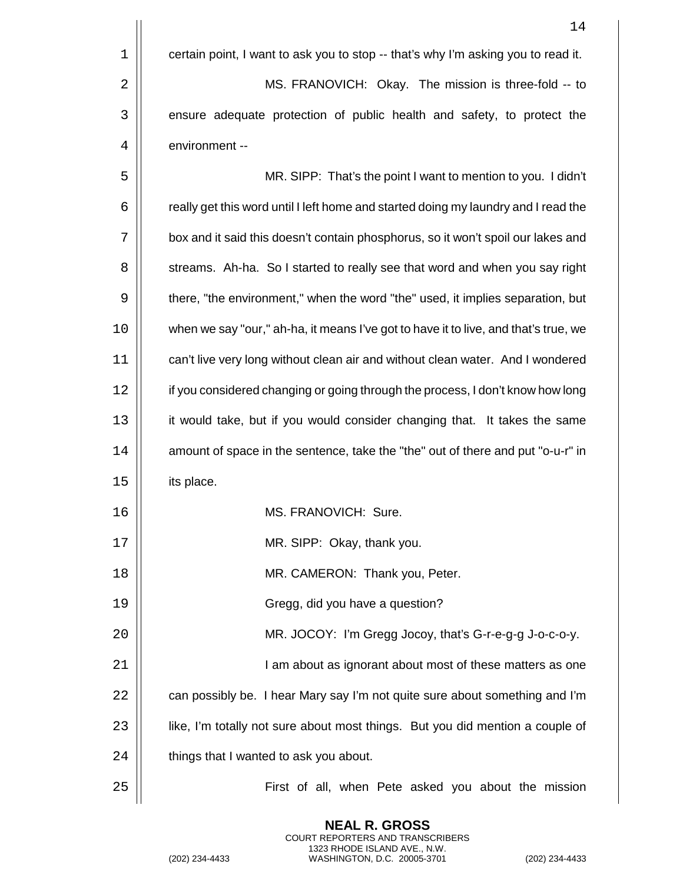certain point, I want to ask you to stop -- that's why I'm asking you to read it.

MS. FRANOVICH: Okay. The mission is three-fold -- to ensure adequate protection of public health and safety, to protect the environment --

MR. SIPP: That's the point I want to mention to you. I didn't really get this word until I left home and started doing my laundry and I read the box and it said this doesn't contain phosphorus, so it won't spoil our lakes and streams. Ah-ha. So I started to really see that word and when you say right there, "the environment," when the word "the" used, it implies separation, but when we say "our," ah-ha, it means I've got to have it to live, and that's true, we can't live very long without clean air and without clean water. And I wondered if you considered changing or going through the process, I don't know how long it would take, but if you would consider changing that. It takes the same amount of space in the sentence, take the "the" out of there and put "o-u-r" in its place.

MS. FRANOVICH: Sure.

MR. SIPP: Okay, thank you.

MR. CAMERON: Thank you, Peter.

Gregg, did you have a question?

MR. JOCOY: I'm Gregg Jocoy, that's G-r-e-g-g J-o-c-o-y.

I am about as ignorant about most of these matters as one can possibly be. I hear Mary say I'm not quite sure about something and I'm like, I'm totally not sure about most things. But you did mention a couple of things that I wanted to ask you about.

First of all, when Pete asked you about the mission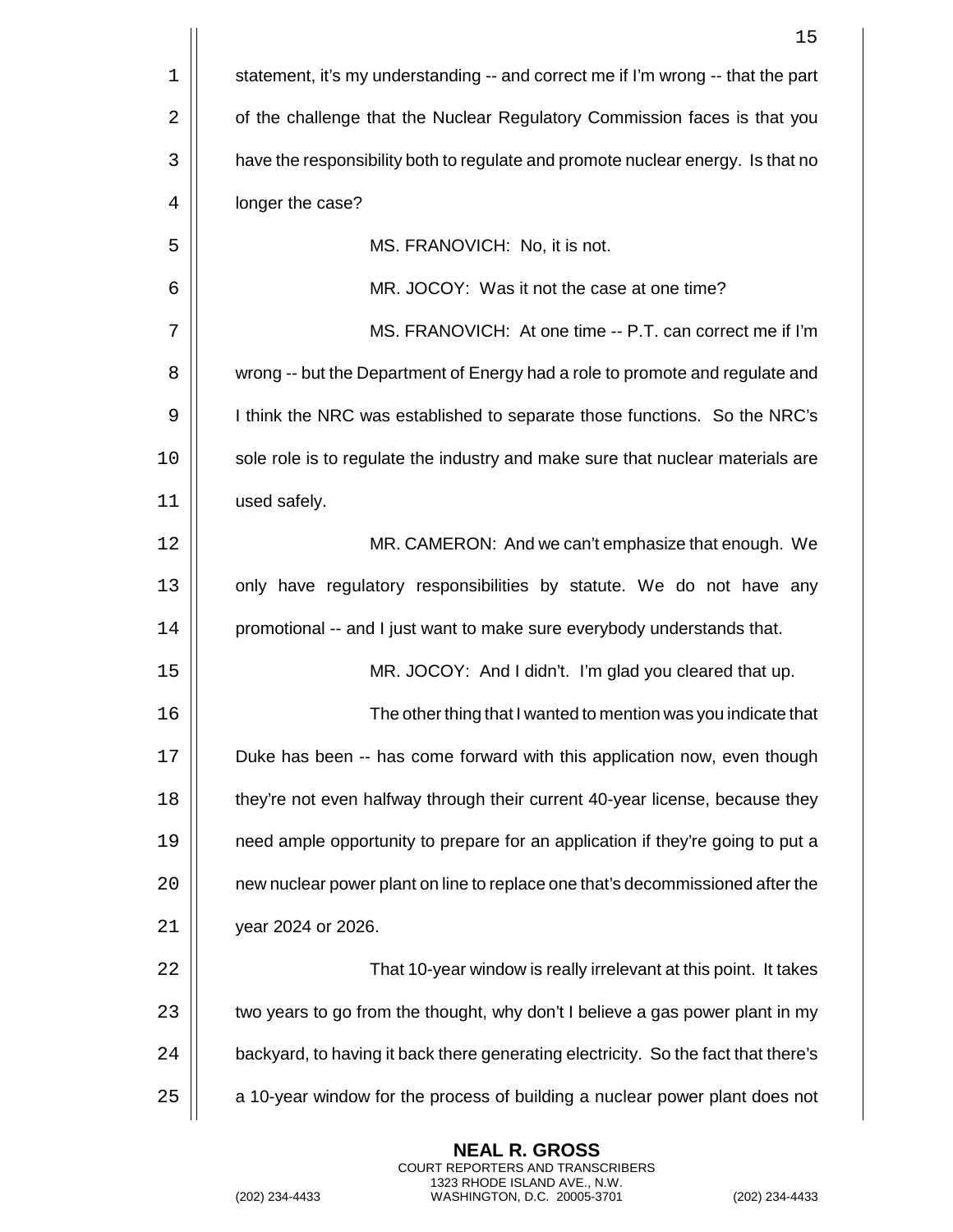statement, it's my understanding -- and correct me if I'm wrong -- that the part of the challenge that the Nuclear Regulatory Commission faces is that you have the responsibility both to regulate and promote nuclear energy. Is that no longer the case?

MS. FRANOVICH: No, it is not.

MR. JOCOY: Was it not the case at one time?

MS. FRANOVICH: At one time -- P.T. can correct me if I'm wrong -- but the Department of Energy had a role to promote and regulate and I think the NRC was established to separate those functions. So the NRC's sole role is to regulate the industry and make sure that nuclear materials are used safely.

MR. CAMERON: And we can't emphasize that enough. We only have regulatory responsibilities by statute. We do not have any promotional -- and I just want to make sure everybody understands that.

MR. JOCOY: And I didn't. I'm glad you cleared that up.

The other thing that I wanted to mention was you indicate that Duke has been -- has come forward with this application now, even though they're not even halfway through their current 40-year license, because they need ample opportunity to prepare for an application if they're going to put a new nuclear power plant on line to replace one that's decommissioned after the year 2024 or 2026.

That 10-year window is really irrelevant at this point. It takes two years to go from the thought, why don't I believe a gas power plant in my backyard, to having it back there generating electricity. So the fact that there's a 10-year window for the process of building a nuclear power plant does not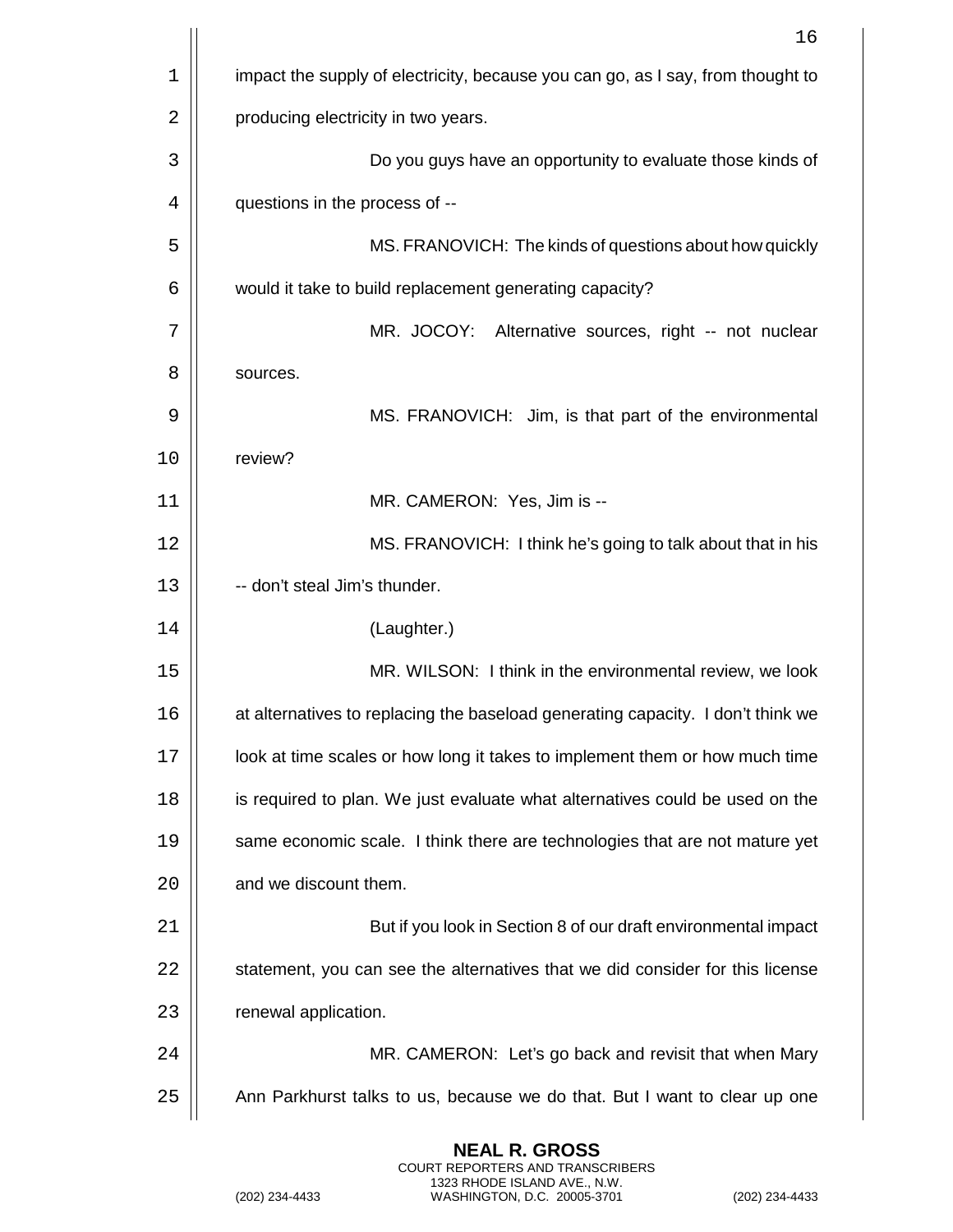impact the supply of electricity, because you can go, as I say, from thought to producing electricity in two years.

Do you guys have an opportunity to evaluate those kinds of questions in the process of --

MS. FRANOVICH: The kinds of questions about how quickly would it take to build replacement generating capacity?

MR. JOCOY: Alternative sources, right -- not nuclear sources.

MS. FRANOVICH: Jim, is that part of the environmental review?

MR. CAMERON: Yes, Jim is --

MS. FRANOVICH: I think he's going to talk about that in his -- don't steal Jim's thunder.

(Laughter.)

MR. WILSON: I think in the environmental review, we look at alternatives to replacing the baseload generating capacity. I don't think we look at time scales or how long it takes to implement them or how much time is required to plan. We just evaluate what alternatives could be used on the same economic scale. I think there are technologies that are not mature yet and we discount them.

But if you look in Section 8 of our draft environmental impact statement, you can see the alternatives that we did consider for this license renewal application.

MR. CAMERON: Let's go back and revisit that when Mary Ann Parkhurst talks to us, because we do that. But I want to clear up one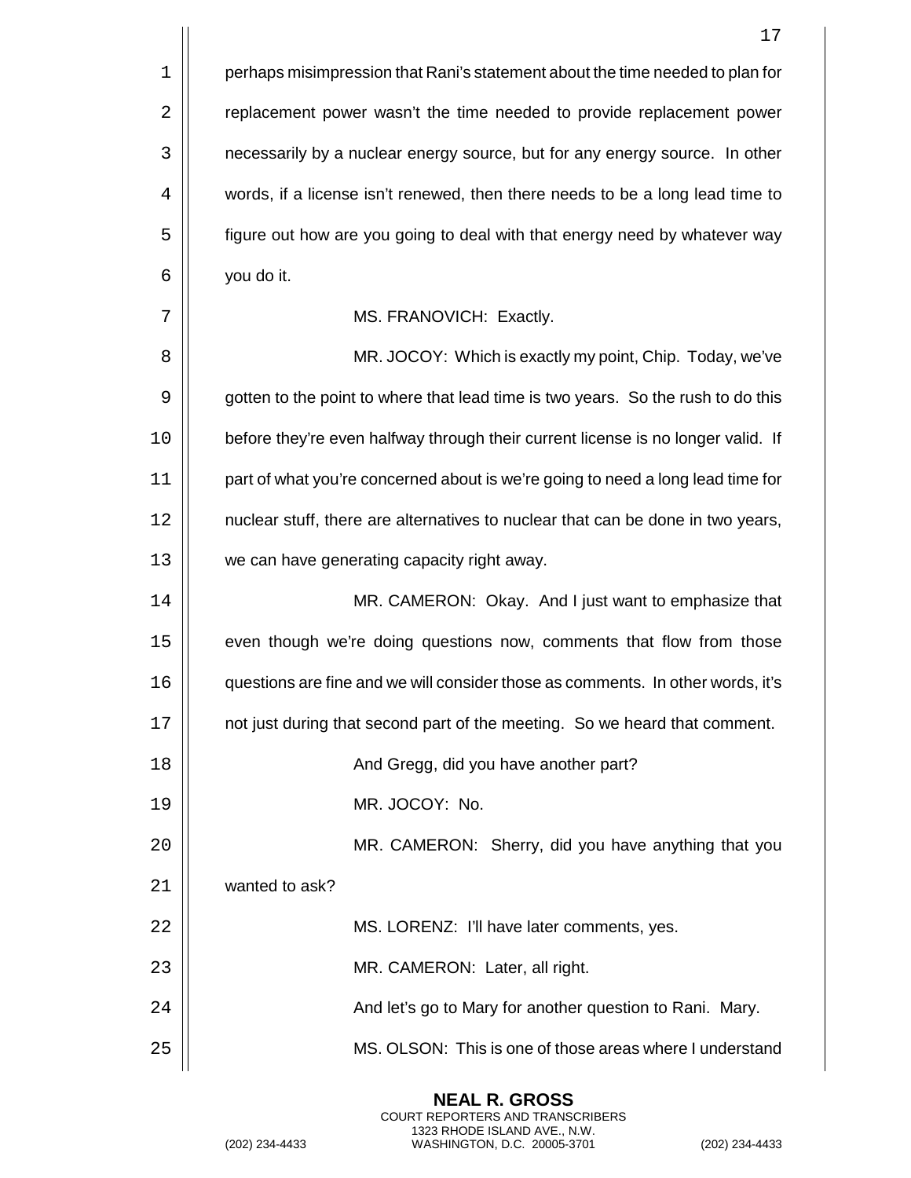perhaps misimpression that Rani's statement about the time needed to plan for replacement power wasn't the time needed to provide replacement power necessarily by a nuclear energy source, but for any energy source. In other words, if a license isn't renewed, then there needs to be a long lead time to figure out how are you going to deal with that energy need by whatever way you do it.

MS. FRANOVICH: Exactly.

MR. JOCOY: Which is exactly my point, Chip. Today, we've gotten to the point to where that lead time is two years. So the rush to do this before they're even halfway through their current license is no longer valid. If part of what you're concerned about is we're going to need a long lead time for nuclear stuff, there are alternatives to nuclear that can be done in two years, we can have generating capacity right away.

MR. CAMERON: Okay. And I just want to emphasize that even though we're doing questions now, comments that flow from those questions are fine and we will consider those as comments. In other words, it's not just during that second part of the meeting. So we heard that comment.

And Gregg, did you have another part?

MR. JOCOY: No.

MR. CAMERON: Sherry, did you have anything that you wanted to ask?

MS. LORENZ: I'll have later comments, yes.

MR. CAMERON: Later, all right.

And let's go to Mary for another question to Rani. Mary.

MS. OLSON: This is one of those areas where I understand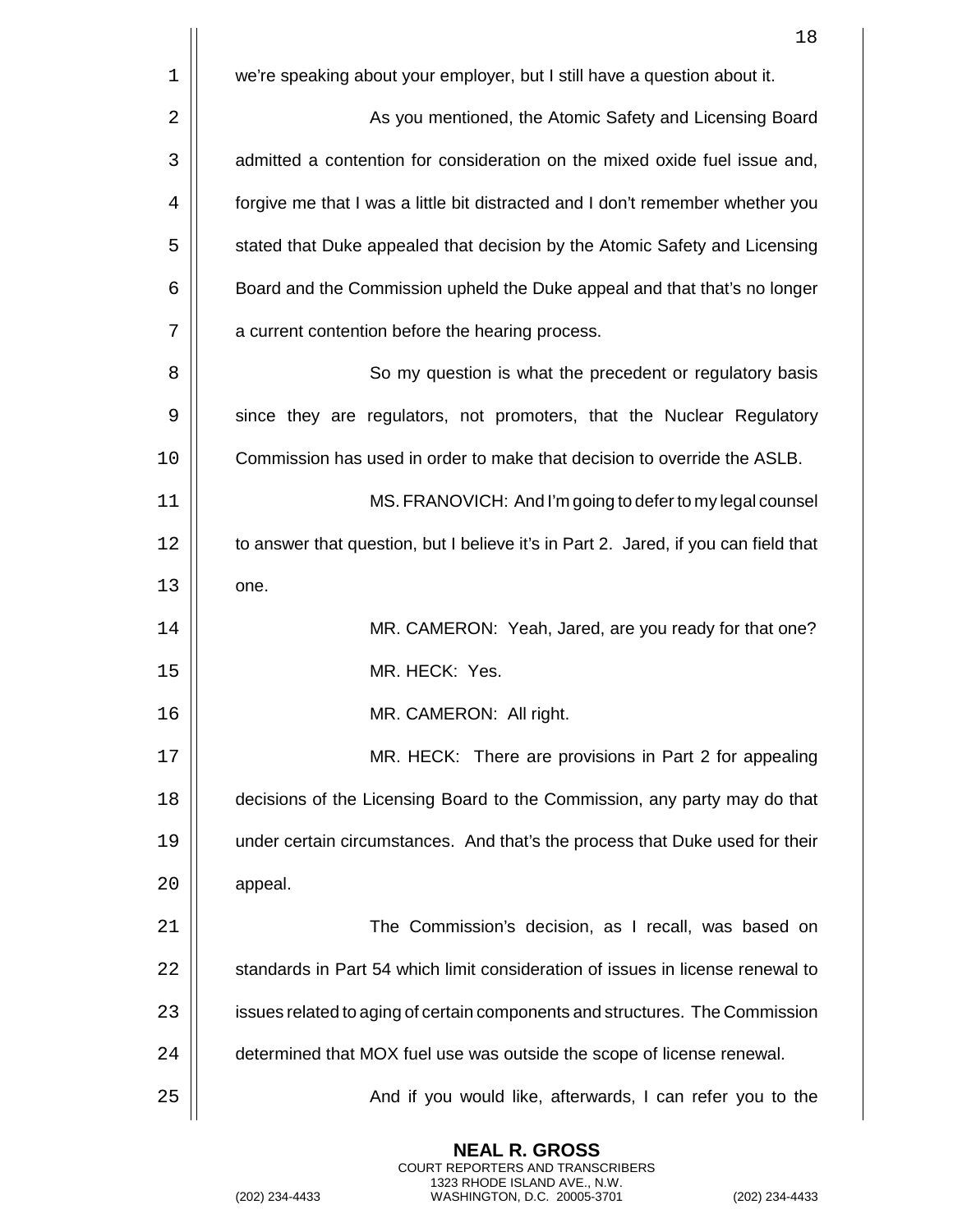we're speaking about your employer, but I still have a question about it.

As you mentioned, the Atomic Safety and Licensing Board admitted a contention for consideration on the mixed oxide fuel issue and, forgive me that I was a little bit distracted and I don't remember whether you stated that Duke appealed that decision by the Atomic Safety and Licensing Board and the Commission upheld the Duke appeal and that that's no longer a current contention before the hearing process.

So my question is what the precedent or regulatory basis since they are regulators, not promoters, that the Nuclear Regulatory Commission has used in order to make that decision to override the ASLB.

MS. FRANOVICH: And I'm going to defer to my legal counsel to answer that question, but I believe it's in Part 2. Jared, if you can field that one.

MR. CAMERON: Yeah, Jared, are you ready for that one?

MR. HECK: Yes.

MR. CAMERON: All right.

MR. HECK: There are provisions in Part 2 for appealing decisions of the Licensing Board to the Commission, any party may do that under certain circumstances. And that's the process that Duke used for their appeal.

The Commission's decision, as I recall, was based on standards in Part 54 which limit consideration of issues in license renewal to issues related to aging of certain components and structures. The Commission determined that MOX fuel use was outside the scope of license renewal.

And if you would like, afterwards, I can refer you to the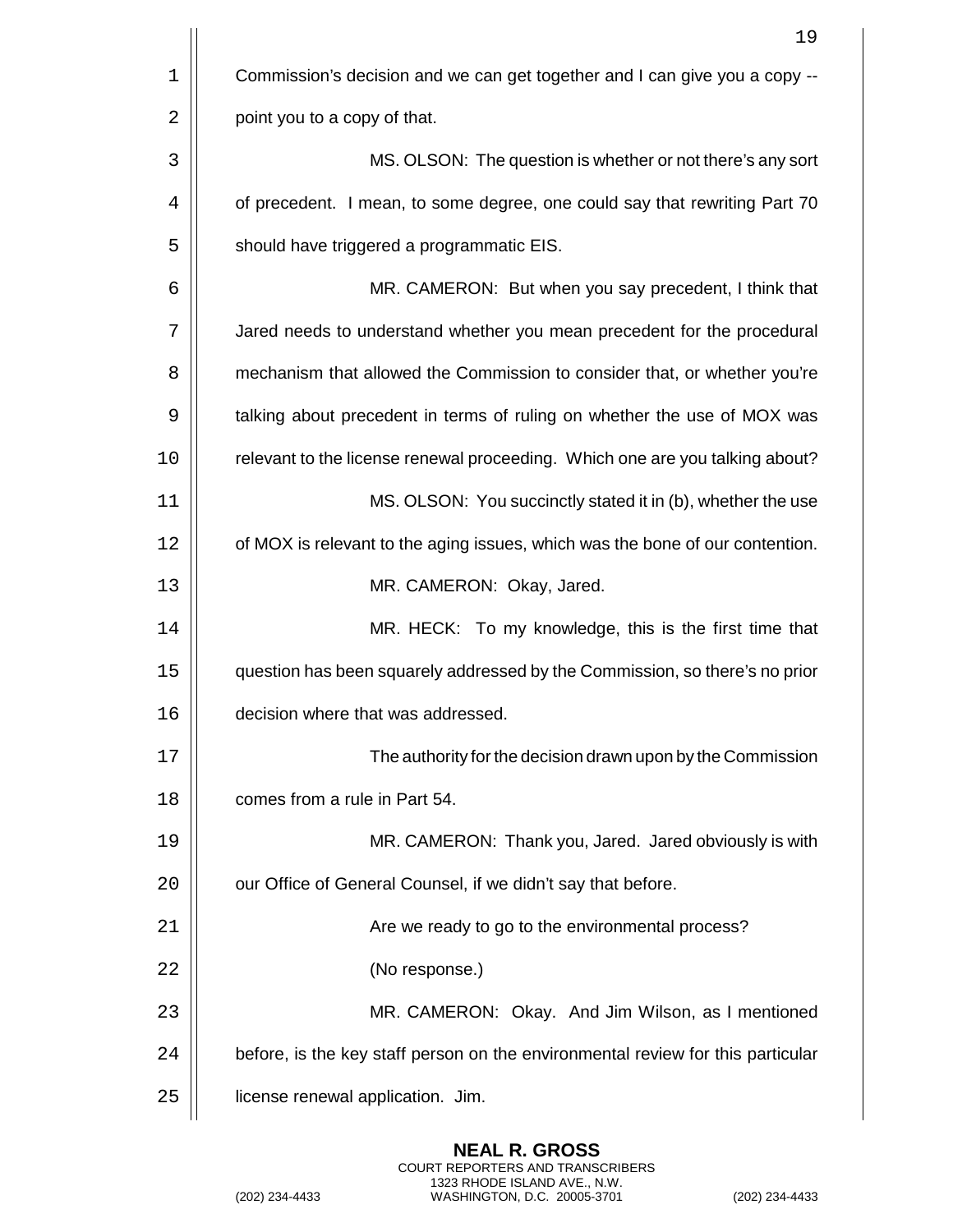Commission's decision and we can get together and I can give you a copy -- point you to a copy of that.

MS. OLSON: The question is whether or not there's any sort of precedent. I mean, to some degree, one could say that rewriting Part 70 should have triggered a programmatic EIS.

MR. CAMERON: But when you say precedent, I think that Jared needs to understand whether you mean precedent for the procedural mechanism that allowed the Commission to consider that, or whether you're talking about precedent in terms of ruling on whether the use of MOX was relevant to the license renewal proceeding. Which one are you talking about?

MS. OLSON: You succinctly stated it in (b), whether the use of MOX is relevant to the aging issues, which was the bone of our contention.

MR. CAMERON: Okay, Jared.

MR. HECK: To my knowledge, this is the first time that question has been squarely addressed by the Commission, so there's no prior decision where that was addressed.

The authority for the decision drawn upon by the Commission comes from a rule in Part 54.

MR. CAMERON: Thank you, Jared. Jared obviously is with our Office of General Counsel, if we didn't say that before.

Are we ready to go to the environmental process?

(No response.)

MR. CAMERON: Okay. And Jim Wilson, as I mentioned before, is the key staff person on the environmental review for this particular license renewal application. Jim.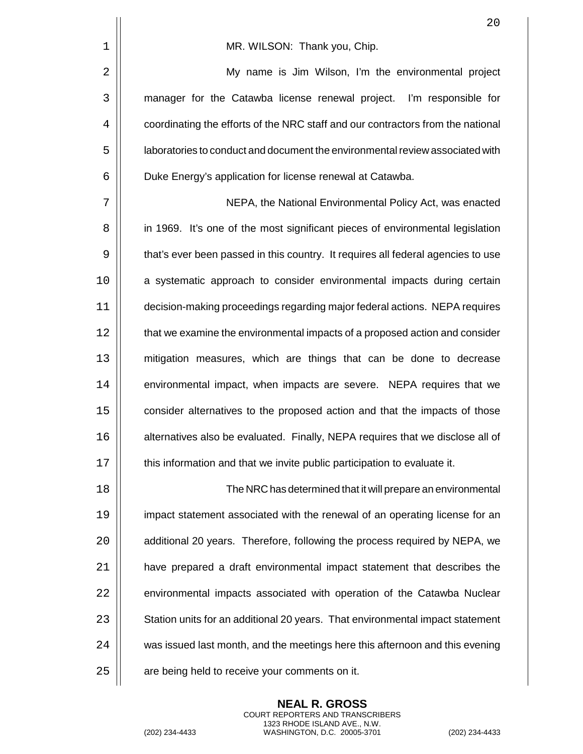MR. WILSON: Thank you, Chip.

My name is Jim Wilson, I'm the environmental project manager for the Catawba license renewal project. I'm responsible for coordinating the efforts of the NRC staff and our contractors from the national laboratories to conduct and document the environmental review associated with Duke Energy's application for license renewal at Catawba.

NEPA, the National Environmental Policy Act, was enacted in 1969. It's one of the most significant pieces of environmental legislation that's ever been passed in this country. It requires all federal agencies to use a systematic approach to consider environmental impacts during certain decision-making proceedings regarding major federal actions. NEPA requires that we examine the environmental impacts of a proposed action and consider mitigation measures, which are things that can be done to decrease environmental impact, when impacts are severe. NEPA requires that we consider alternatives to the proposed action and that the impacts of those alternatives also be evaluated. Finally, NEPA requires that we disclose all of this information and that we invite public participation to evaluate it.

The NRC has determined that it will prepare an environmental impact statement associated with the renewal of an operating license for an additional 20 years. Therefore, following the process required by NEPA, we have prepared a draft environmental impact statement that describes the environmental impacts associated with operation of the Catawba Nuclear Station units for an additional 20 years. That environmental impact statement was issued last month, and the meetings here this afternoon and this evening are being held to receive your comments on it.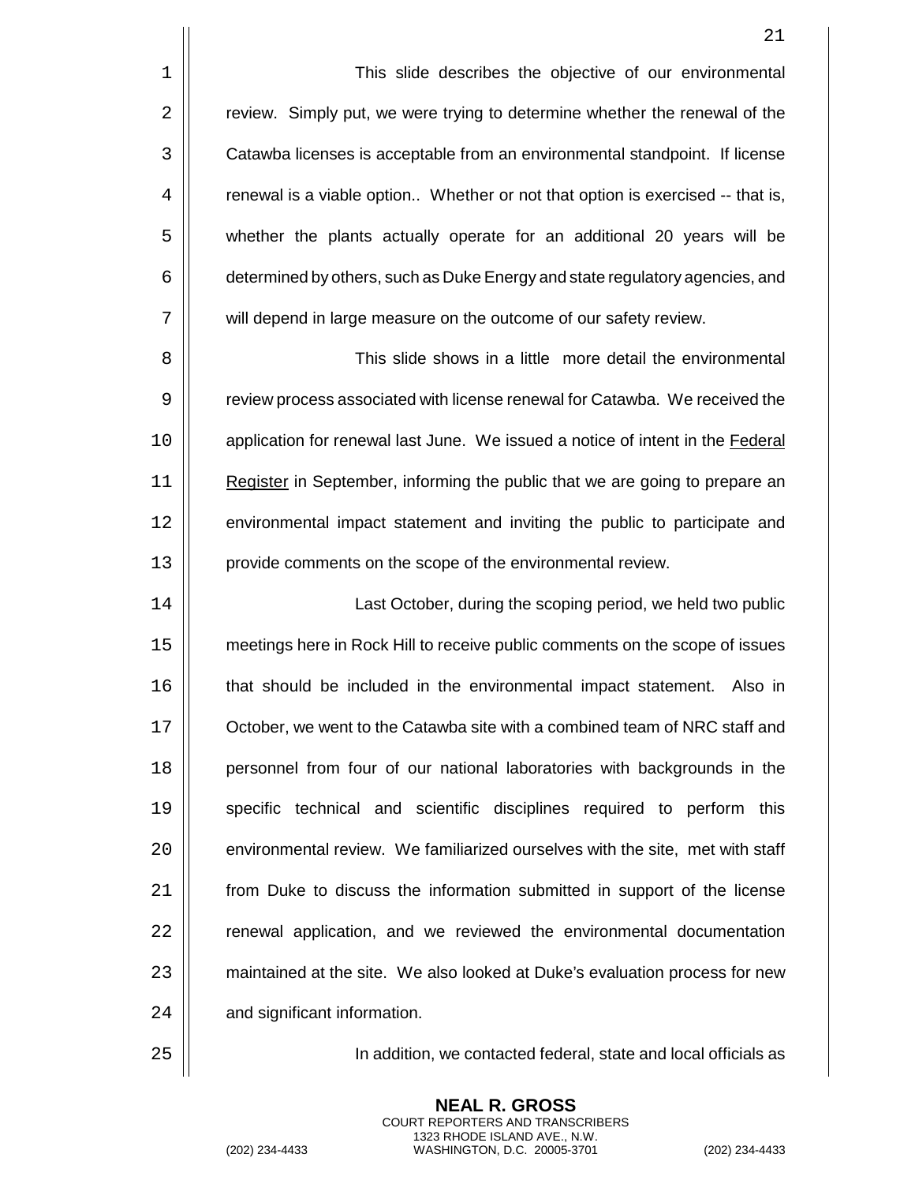This slide describes the objective of our environmental review. Simply put, we were trying to determine whether the renewal of the Catawba licenses is acceptable from an environmental standpoint. If license renewal is a viable option.. Whether or not that option is exercised -- that is, whether the plants actually operate for an additional 20 years will be determined by others, such as Duke Energy and state regulatory agencies, and will depend in large measure on the outcome of our safety review.

This slide shows in a little more detail the environmental review process associated with license renewal for Catawba. We received the application for renewal last June. We issued a notice of intent in the Federal Register in September, informing the public that we are going to prepare an environmental impact statement and inviting the public to participate and provide comments on the scope of the environmental review.

Last October, during the scoping period, we held two public meetings here in Rock Hill to receive public comments on the scope of issues that should be included in the environmental impact statement. Also in October, we went to the Catawba site with a combined team of NRC staff and personnel from four of our national laboratories with backgrounds in the specific technical and scientific disciplines required to perform this environmental review. We familiarized ourselves with the site, met with staff from Duke to discuss the information submitted in support of the license renewal application, and we reviewed the environmental documentation maintained at the site. We also looked at Duke's evaluation process for new and significant information.

In addition, we contacted federal, state and local officials as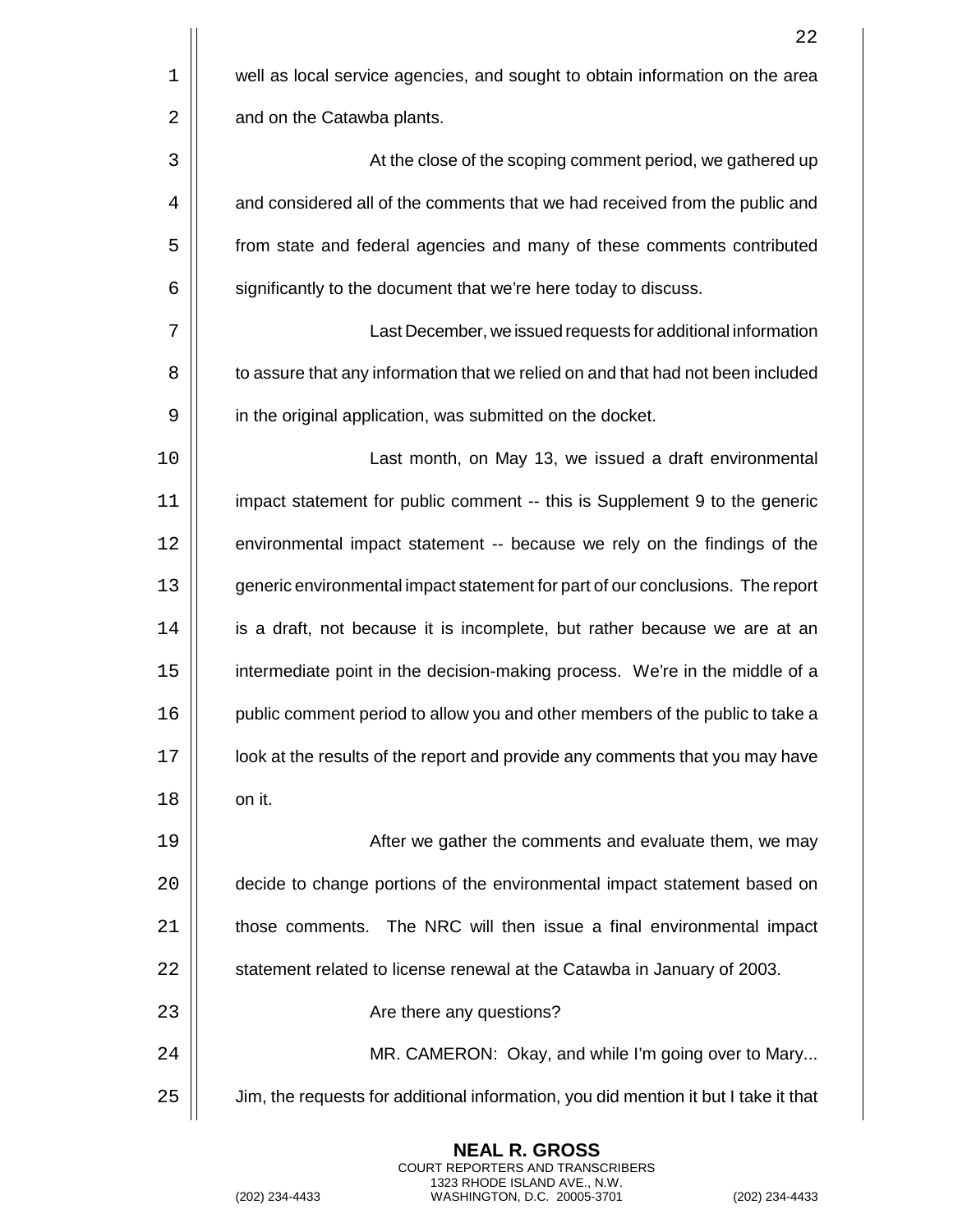well as local service agencies, and sought to obtain information on the area and on the Catawba plants.

At the close of the scoping comment period, we gathered up and considered all of the comments that we had received from the public and from state and federal agencies and many of these comments contributed significantly to the document that we're here today to discuss.

Last December, we issued requests for additional information to assure that any information that we relied on and that had not been included in the original application, was submitted on the docket.

Last month, on May 13, we issued a draft environmental impact statement for public comment -- this is Supplement 9 to the generic environmental impact statement -- because we rely on the findings of the generic environmental impact statement for part of our conclusions. The report is a draft, not because it is incomplete, but rather because we are at an intermediate point in the decision-making process. We're in the middle of a public comment period to allow you and other members of the public to take a look at the results of the report and provide any comments that you may have on it.

After we gather the comments and evaluate them, we may decide to change portions of the environmental impact statement based on those comments. The NRC will then issue a final environmental impact statement related to license renewal at the Catawba in January of 2003.

Are there any questions?

MR. CAMERON: Okay, and while I'm going over to Mary... Jim, the requests for additional information, you did mention it but I take it that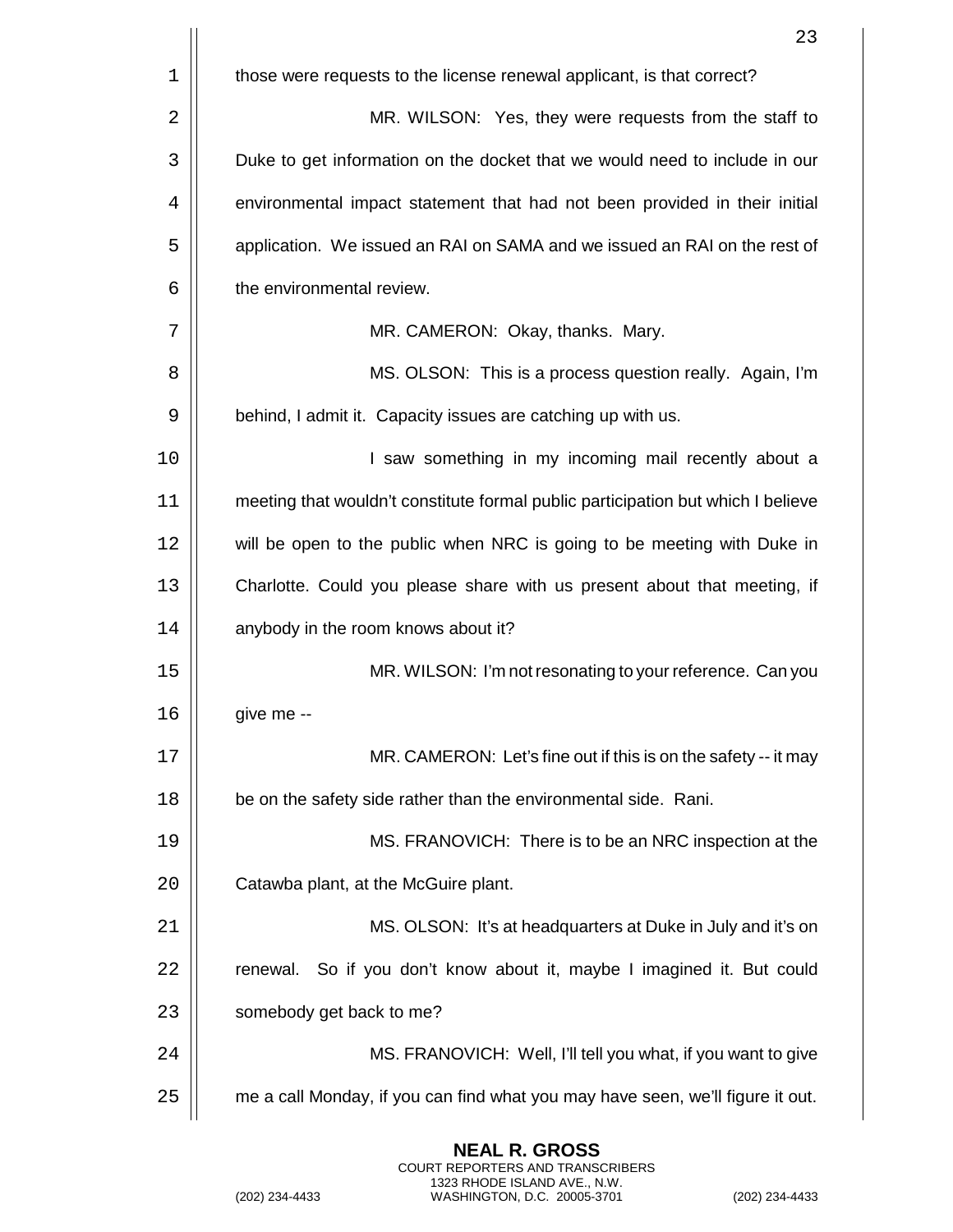those were requests to the license renewal applicant, is that correct?

MR. WILSON: Yes, they were requests from the staff to Duke to get information on the docket that we would need to include in our environmental impact statement that had not been provided in their initial application. We issued an RAI on SAMA and we issued an RAI on the rest of the environmental review.

MR. CAMERON: Okay, thanks. Mary.

MS. OLSON: This is a process question really. Again, I'm behind, I admit it. Capacity issues are catching up with us.

I saw something in my incoming mail recently about a meeting that wouldn't constitute formal public participation but which I believe will be open to the public when NRC is going to be meeting with Duke in Charlotte. Could you please share with us present about that meeting, if anybody in the room knows about it?

MR. WILSON: I'm not resonating to your reference. Can you give me --

MR. CAMERON: Let's fine out if this is on the safety -- it may be on the safety side rather than the environmental side. Rani.

MS. FRANOVICH: There is to be an NRC inspection at the Catawba plant, at the McGuire plant.

MS. OLSON: It's at headquarters at Duke in July and it's on renewal. So if you don't know about it, maybe I imagined it. But could somebody get back to me?

MS. FRANOVICH: Well, I'll tell you what, if you want to give me a call Monday, if you can find what you may have seen, we'll figure it out.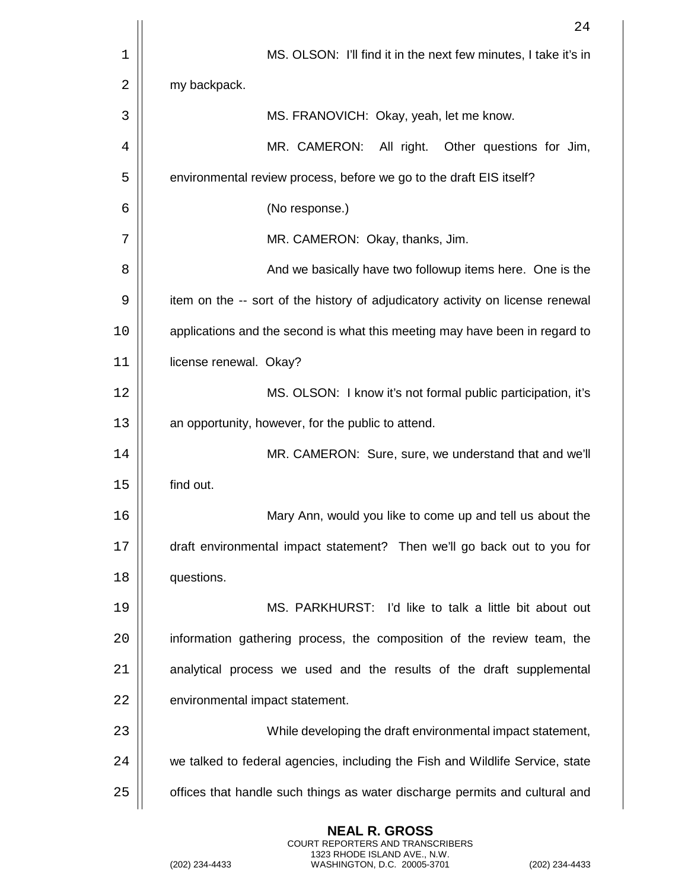MS. OLSON: I'll find it in the next few minutes, I take it's in my backpack.

MS. FRANOVICH: Okay, yeah, let me know.

MR. CAMERON: All right. Other questions for Jim, environmental review process, before we go to the draft EIS itself?

(No response.)

MR. CAMERON: Okay, thanks, Jim.

And we basically have two followup items here. One is the item on the -- sort of the history of adjudicatory activity on license renewal applications and the second is what this meeting may have been in regard to license renewal. Okay?

MS. OLSON: I know it's not formal public participation, it's an opportunity, however, for the public to attend.

MR. CAMERON: Sure, sure, we understand that and we'll find out.

Mary Ann, would you like to come up and tell us about the draft environmental impact statement? Then we'll go back out to you for questions.

MS. PARKHURST: I'd like to talk a little bit about out information gathering process, the composition of the review team, the analytical process we used and the results of the draft supplemental environmental impact statement.

While developing the draft environmental impact statement, we talked to federal agencies, including the Fish and Wildlife Service, state offices that handle such things as water discharge permits and cultural and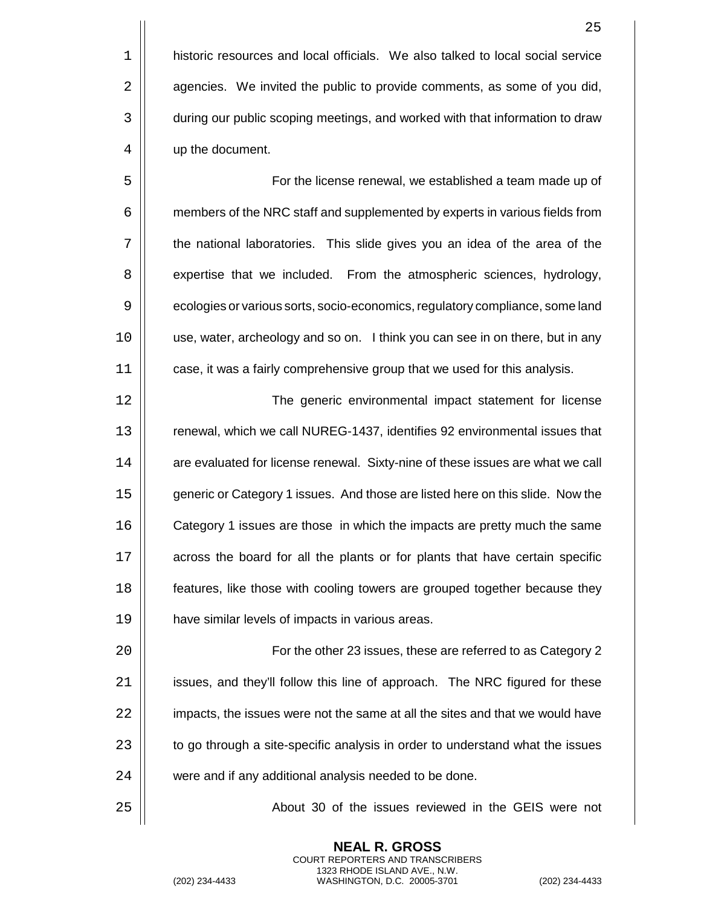historic resources and local officials. We also talked to local social service agencies. We invited the public to provide comments, as some of you did, during our public scoping meetings, and worked with that information to draw up the document.

For the license renewal, we established a team made up of members of the NRC staff and supplemented by experts in various fields from the national laboratories. This slide gives you an idea of the area of the expertise that we included. From the atmospheric sciences, hydrology, ecologies or various sorts, socio-economics, regulatory compliance, some land use, water, archeology and so on. I think you can see in on there, but in any case, it was a fairly comprehensive group that we used for this analysis.

The generic environmental impact statement for license renewal, which we call NUREG-1437, identifies 92 environmental issues that are evaluated for license renewal. Sixty-nine of these issues are what we call generic or Category 1 issues. And those are listed here on this slide. Now the Category 1 issues are those in which the impacts are pretty much the same across the board for all the plants or for plants that have certain specific features, like those with cooling towers are grouped together because they have similar levels of impacts in various areas.

For the other 23 issues, these are referred to as Category 2 issues, and they'll follow this line of approach. The NRC figured for these impacts, the issues were not the same at all the sites and that we would have to go through a site-specific analysis in order to understand what the issues were and if any additional analysis needed to be done.

About 30 of the issues reviewed in the GEIS were not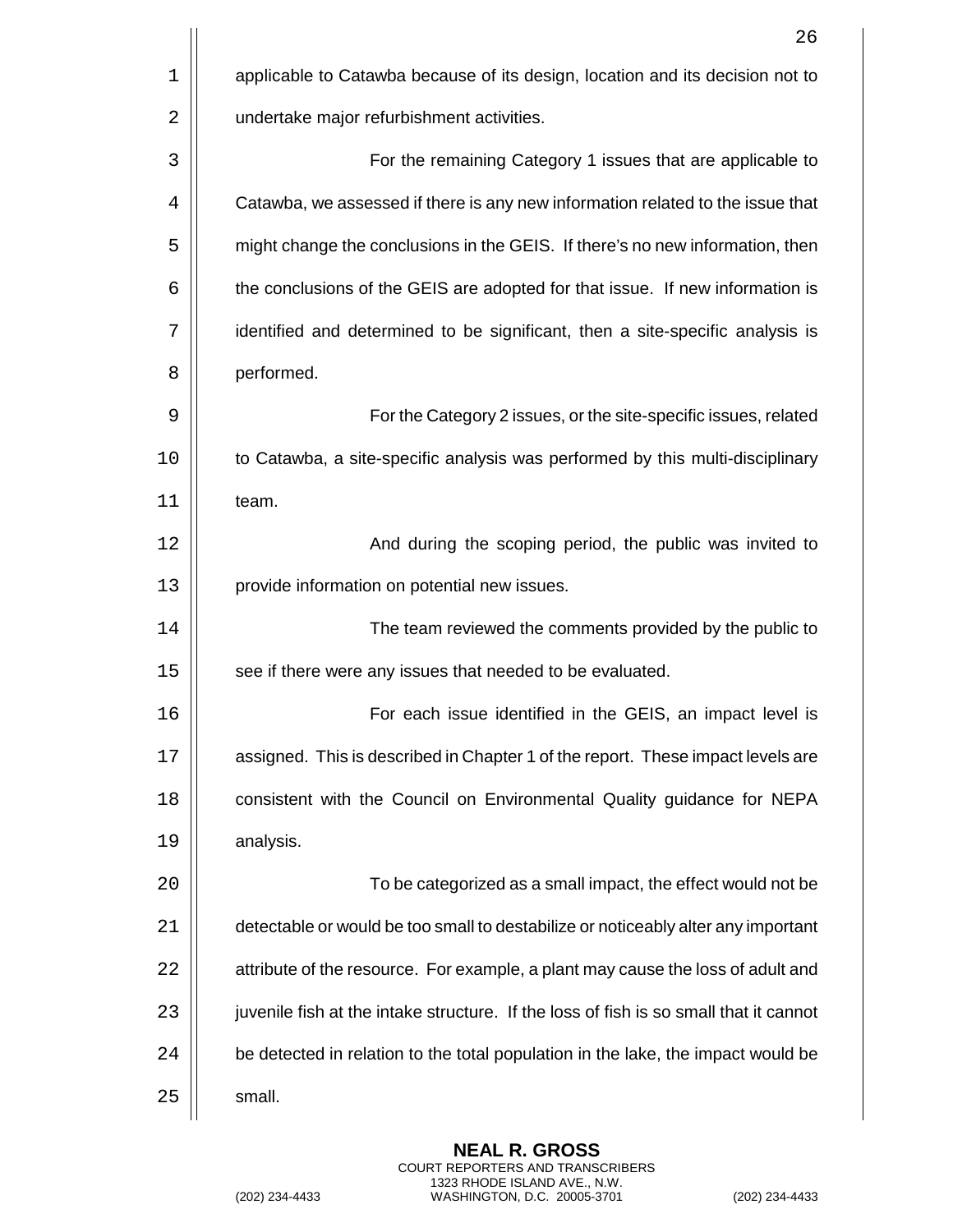applicable to Catawba because of its design, location and its decision not to undertake major refurbishment activities.

For the remaining Category 1 issues that are applicable to Catawba, we assessed if there is any new information related to the issue that might change the conclusions in the GEIS. If there's no new information, then the conclusions of the GEIS are adopted for that issue. If new information is identified and determined to be significant, then a site-specific analysis is performed.

For the Category 2 issues, or the site-specific issues, related to Catawba, a site-specific analysis was performed by this multi-disciplinary team.

And during the scoping period, the public was invited to provide information on potential new issues.

The team reviewed the comments provided by the public to see if there were any issues that needed to be evaluated.

For each issue identified in the GEIS, an impact level is assigned. This is described in Chapter 1 of the report. These impact levels are consistent with the Council on Environmental Quality guidance for NEPA analysis.

To be categorized as a small impact, the effect would not be detectable or would be too small to destabilize or noticeably alter any important attribute of the resource. For example, a plant may cause the loss of adult and juvenile fish at the intake structure. If the loss of fish is so small that it cannot be detected in relation to the total population in the lake, the impact would be small.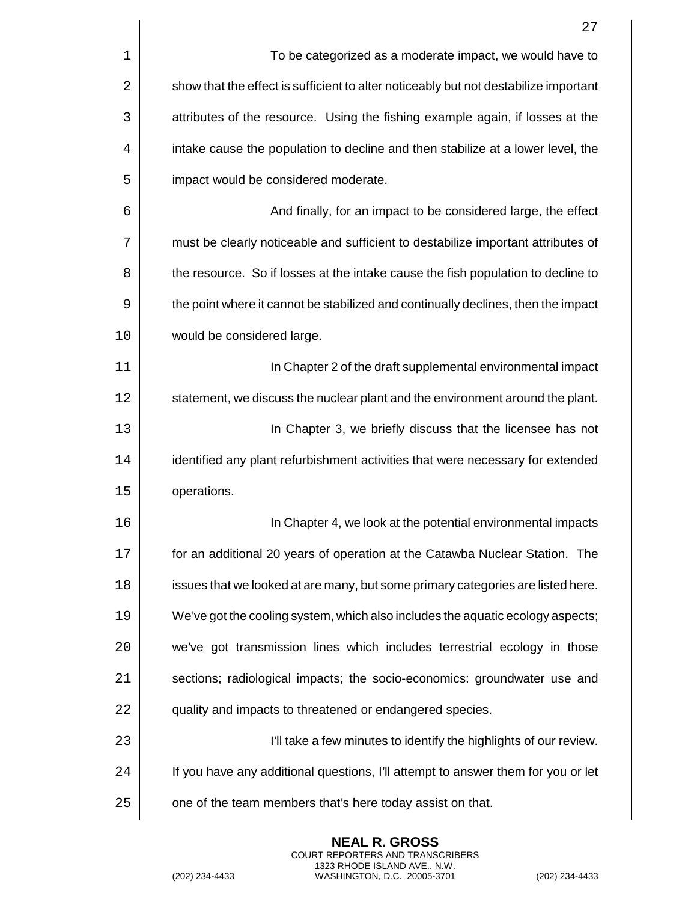To be categorized as a moderate impact, we would have to show that the effect is sufficient to alter noticeably but not destabilize important attributes of the resource. Using the fishing example again, if losses at the intake cause the population to decline and then stabilize at a lower level, the impact would be considered moderate.

And finally, for an impact to be considered large, the effect must be clearly noticeable and sufficient to destabilize important attributes of the resource. So if losses at the intake cause the fish population to decline to the point where it cannot be stabilized and continually declines, then the impact would be considered large.

In Chapter 2 of the draft supplemental environmental impact statement, we discuss the nuclear plant and the environment around the plant.

In Chapter 3, we briefly discuss that the licensee has not identified any plant refurbishment activities that were necessary for extended operations.

In Chapter 4, we look at the potential environmental impacts for an additional 20 years of operation at the Catawba Nuclear Station. The issues that we looked at are many, but some primary categories are listed here. We've got the cooling system, which also includes the aquatic ecology aspects; we've got transmission lines which includes terrestrial ecology in those sections; radiological impacts; the socio-economics: groundwater use and quality and impacts to threatened or endangered species.

I'll take a few minutes to identify the highlights of our review. If you have any additional questions, I'll attempt to answer them for you or let one of the team members that's here today assist on that.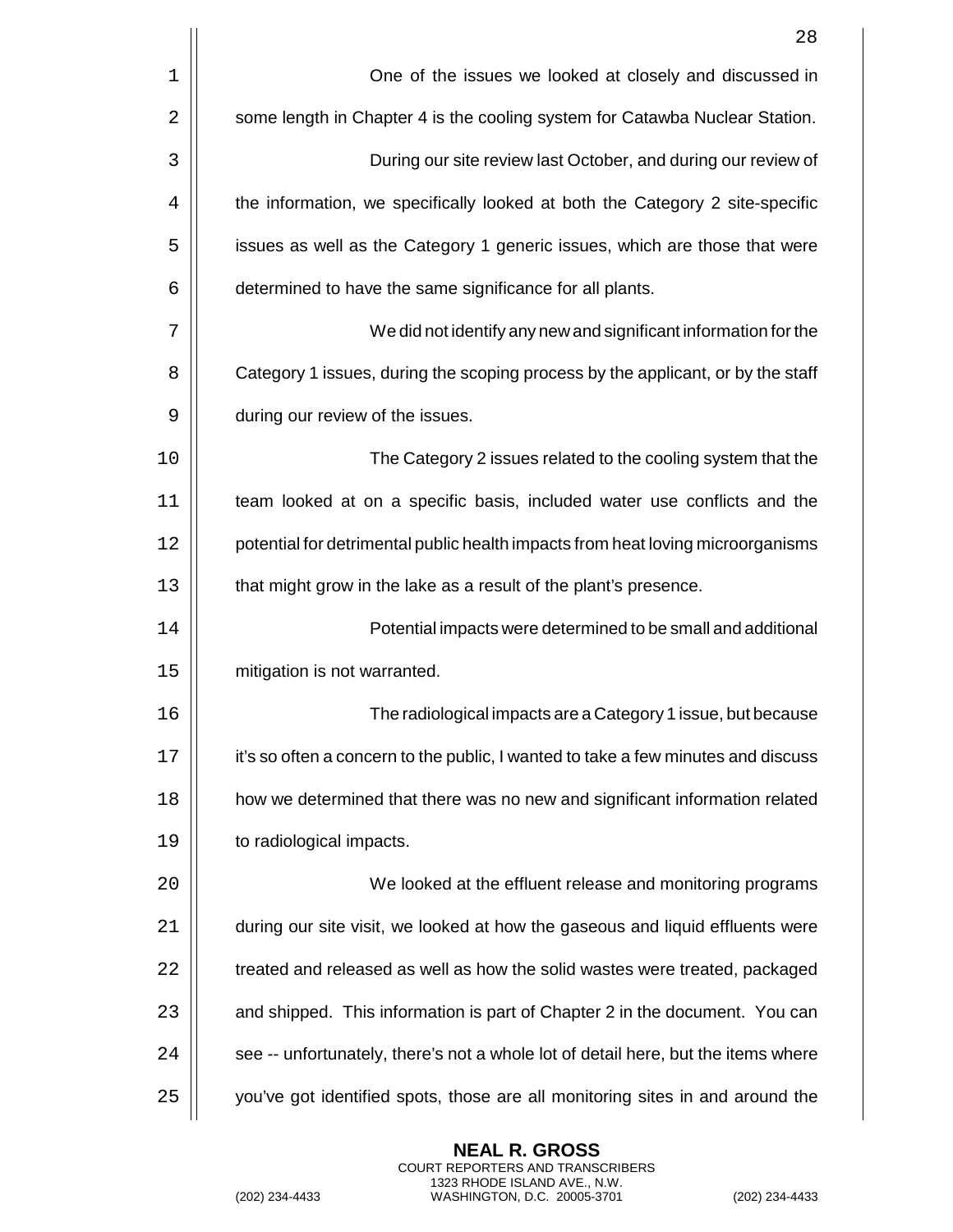One of the issues we looked at closely and discussed in some length in Chapter 4 is the cooling system for Catawba Nuclear Station.

During our site review last October, and during our review of the information, we specifically looked at both the Category 2 site-specific issues as well as the Category 1 generic issues, which are those that were determined to have the same significance for all plants.

We did not identify any new and significant information for the Category 1 issues, during the scoping process by the applicant, or by the staff during our review of the issues.

The Category 2 issues related to the cooling system that the team looked at on a specific basis, included water use conflicts and the potential for detrimental public health impacts from heat loving microorganisms that might grow in the lake as a result of the plant's presence.

Potential impacts were determined to be small and additional mitigation is not warranted.

The radiological impacts are a Category 1 issue, but because it's so often a concern to the public, I wanted to take a few minutes and discuss how we determined that there was no new and significant information related to radiological impacts.

We looked at the effluent release and monitoring programs during our site visit, we looked at how the gaseous and liquid effluents were treated and released as well as how the solid wastes were treated, packaged and shipped. This information is part of Chapter 2 in the document. You can see -- unfortunately, there's not a whole lot of detail here, but the items where you've got identified spots, those are all monitoring sites in and around the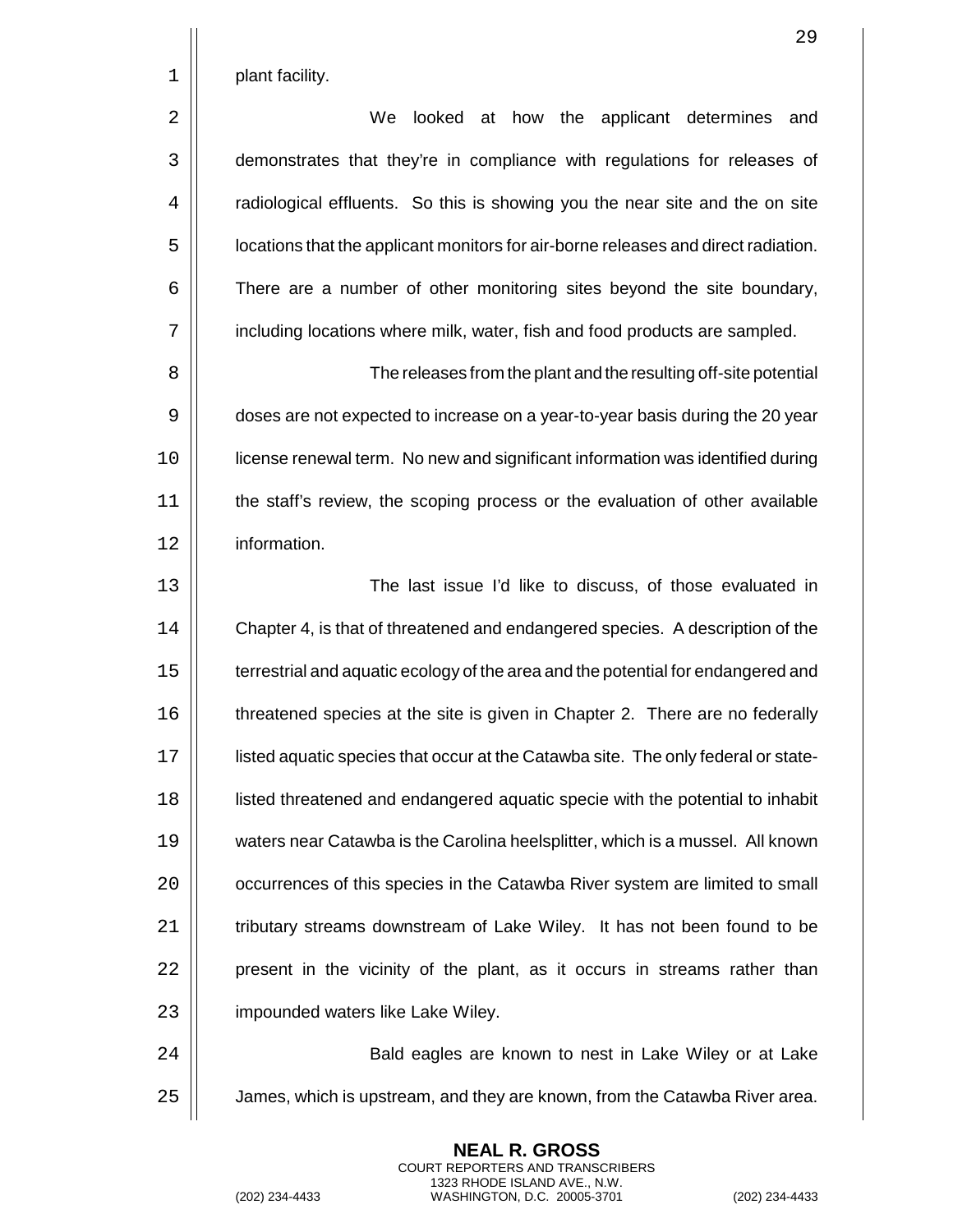plant facility.

We looked at how the applicant determines and demonstrates that they're in compliance with regulations for releases of radiological effluents. So this is showing you the near site and the on site locations that the applicant monitors for air-borne releases and direct radiation. There are a number of other monitoring sites beyond the site boundary, including locations where milk, water, fish and food products are sampled.

The releases from the plant and the resulting off-site potential doses are not expected to increase on a year-to-year basis during the 20 year license renewal term. No new and significant information was identified during the staff's review, the scoping process or the evaluation of other available information.

The last issue I'd like to discuss, of those evaluated in Chapter 4, is that of threatened and endangered species. A description of the terrestrial and aquatic ecology of the area and the potential for endangered and threatened species at the site is given in Chapter 2. There are no federally listed aquatic species that occur at the Catawba site. The only federal or state-listed threatened and endangered aquatic specie with the potential to inhabit waters near Catawba is the Carolina heelsplitter, which is a mussel. All known occurrences of this species in the Catawba River system are limited to small tributary streams downstream of Lake Wiley. It has not been found to be present in the vicinity of the plant, as it occurs in streams rather than impounded waters like Lake Wiley.

Bald eagles are known to nest in Lake Wiley or at Lake James, which is upstream, and they are known, from the Catawba River area.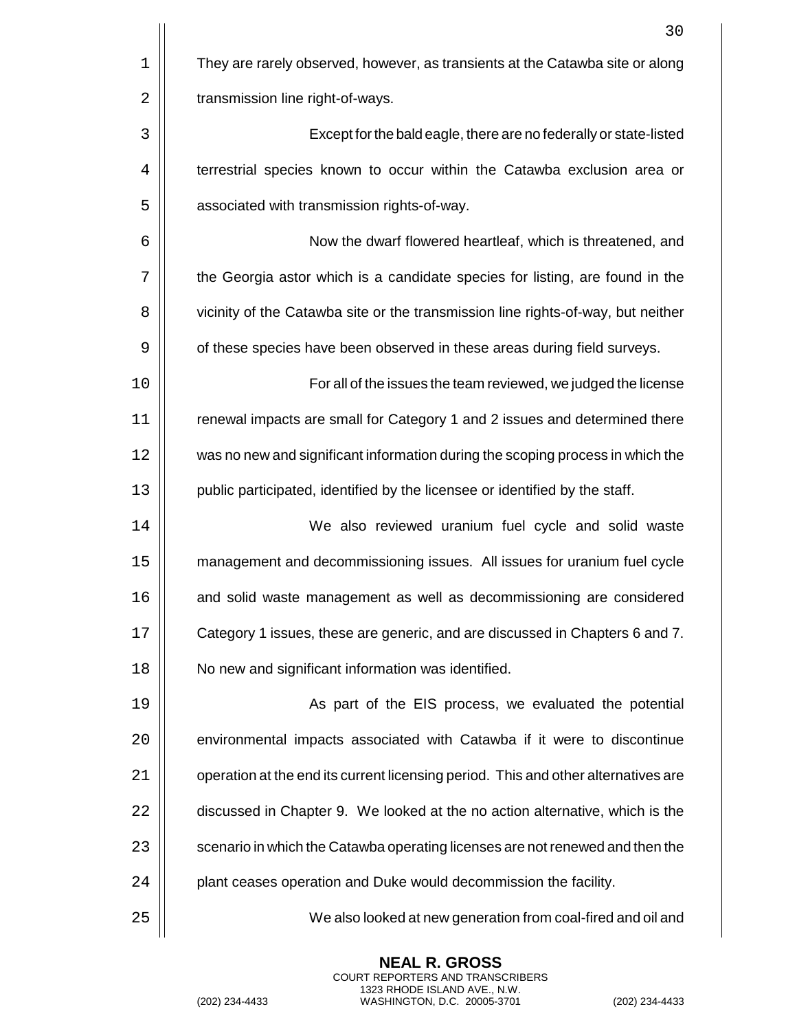They are rarely observed, however, as transients at the Catawba site or along transmission line right-of-ways.

Except for the bald eagle, there are no federally or state-listed terrestrial species known to occur within the Catawba exclusion area or associated with transmission rights-of-way.

Now the dwarf flowered heartleaf, which is threatened, and the Georgia astor which is a candidate species for listing, are found in the vicinity of the Catawba site or the transmission line rights-of-way, but neither of these species have been observed in these areas during field surveys.

For all of the issues the team reviewed, we judged the license renewal impacts are small for Category 1 and 2 issues and determined there was no new and significant information during the scoping process in which the public participated, identified by the licensee or identified by the staff.

We also reviewed uranium fuel cycle and solid waste management and decommissioning issues. All issues for uranium fuel cycle and solid waste management as well as decommissioning are considered Category 1 issues, these are generic, and are discussed in Chapters 6 and 7. No new and significant information was identified.

As part of the EIS process, we evaluated the potential environmental impacts associated with Catawba if it were to discontinue operation at the end its current licensing period. This and other alternatives are discussed in Chapter 9. We looked at the no action alternative, which is the scenario in which the Catawba operating licenses are not renewed and then the plant ceases operation and Duke would decommission the facility.

We also looked at new generation from coal-fired and oil and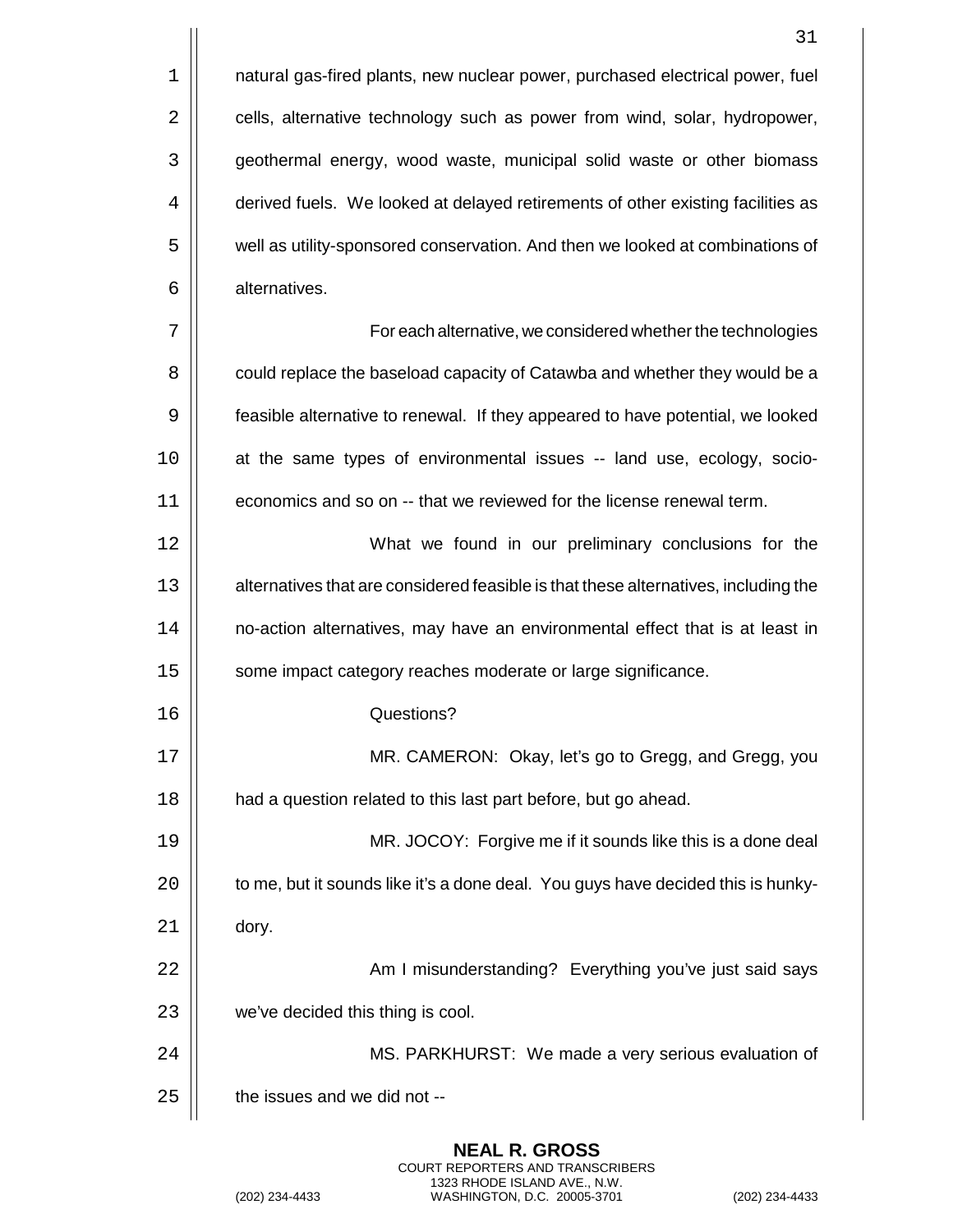natural gas-fired plants, new nuclear power, purchased electrical power, fuel cells, alternative technology such as power from wind, solar, hydropower, geothermal energy, wood waste, municipal solid waste or other biomass derived fuels. We looked at delayed retirements of other existing facilities as well as utility-sponsored conservation. And then we looked at combinations of alternatives.

For each alternative, we considered whether the technologies could replace the baseload capacity of Catawba and whether they would be a feasible alternative to renewal. If they appeared to have potential, we looked at the same types of environmental issues -- land use, ecology, socio-economics and so on -- that we reviewed for the license renewal term.

What we found in our preliminary conclusions for the alternatives that are considered feasible is that these alternatives, including the no-action alternatives, may have an environmental effect that is at least in some impact category reaches moderate or large significance.

Questions?

MR. CAMERON: Okay, let's go to Gregg, and Gregg, you had a question related to this last part before, but go ahead.

MR. JOCOY: Forgive me if it sounds like this is a done deal to me, but it sounds like it's a done deal. You guys have decided this is hunky-dory.

Am I misunderstanding? Everything you've just said says we've decided this thing is cool.

MS. PARKHURST: We made a very serious evaluation of the issues and we did not --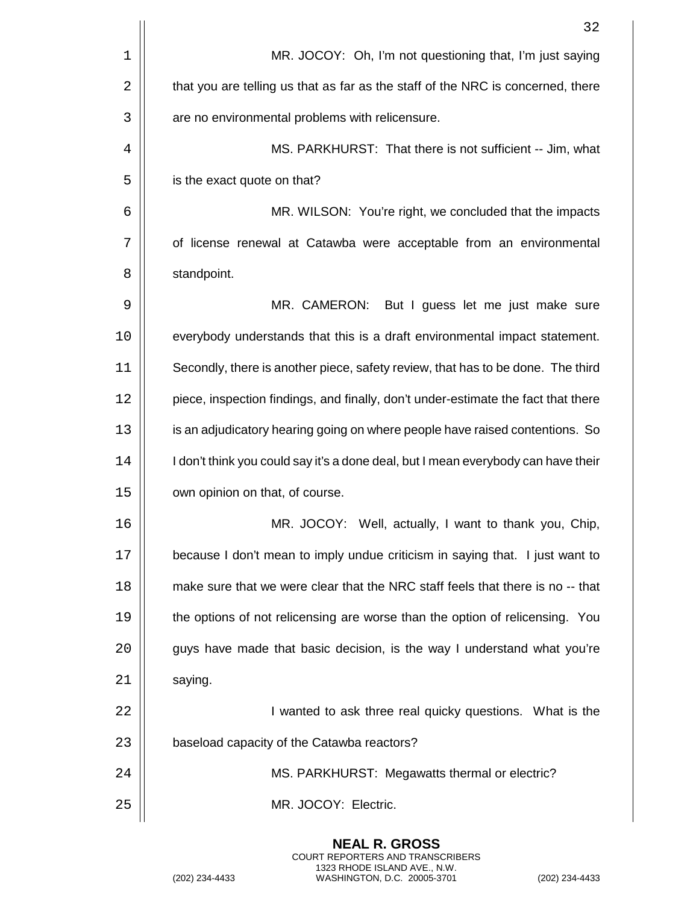MR. JOCOY: Oh, I'm not questioning that, I'm just saying that you are telling us that as far as the staff of the NRC is concerned, there are no environmental problems with relicensure.

MS. PARKHURST: That there is not sufficient -- Jim, what is the exact quote on that?

MR. WILSON: You're right, we concluded that the impacts of license renewal at Catawba were acceptable from an environmental standpoint.

MR. CAMERON: But I guess let me just make sure everybody understands that this is a draft environmental impact statement. Secondly, there is another piece, safety review, that has to be done. The third piece, inspection findings, and finally, don't under-estimate the fact that there is an adjudicatory hearing going on where people have raised contentions. So I don't think you could say it's a done deal, but I mean everybody can have their own opinion on that, of course.

MR. JOCOY: Well, actually, I want to thank you, Chip, because I don't mean to imply undue criticism in saying that. I just want to make sure that we were clear that the NRC staff feels that there is no -- that the options of not relicensing are worse than the option of relicensing. You guys have made that basic decision, is the way I understand what you're saying.

I wanted to ask three real quicky questions. What is the baseload capacity of the Catawba reactors?

MS. PARKHURST: Megawatts thermal or electric?

MR. JOCOY: Electric.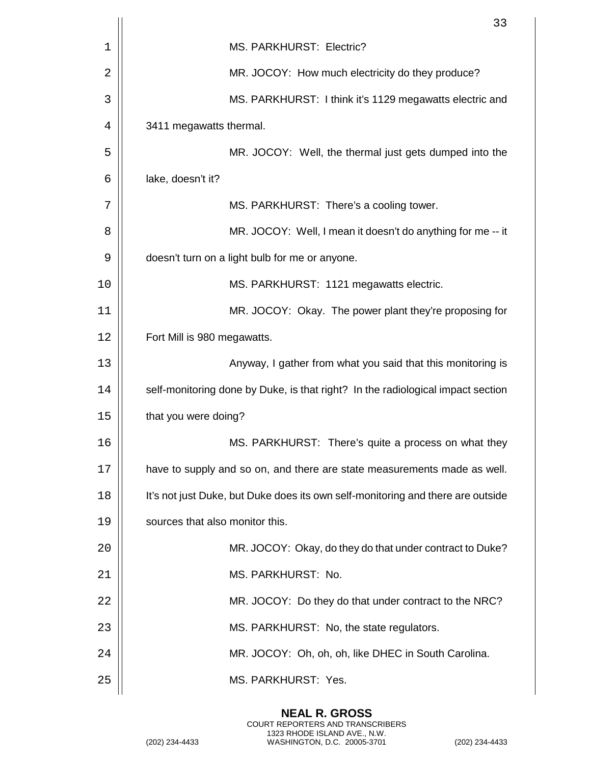MS. PARKHURST: Electric?

MR. JOCOY: How much electricity do they produce?

MS. PARKHURST: I think it's 1129 megawatts electric and 3411 megawatts thermal.

MR. JOCOY: Well, the thermal just gets dumped into the lake, doesn't it?

MS. PARKHURST: There's a cooling tower.

MR. JOCOY: Well, I mean it doesn't do anything for me -- it doesn't turn on a light bulb for me or anyone.

MS. PARKHURST: 1121 megawatts electric.

MR. JOCOY: Okay. The power plant they're proposing for Fort Mill is 980 megawatts.

Anyway, I gather from what you said that this monitoring is self-monitoring done by Duke, is that right? In the radiological impact section that you were doing?

MS. PARKHURST: There's quite a process on what they have to supply and so on, and there are state measurements made as well. It's not just Duke, but Duke does its own self-monitoring and there are outside sources that also monitor this.

MR. JOCOY: Okay, do they do that under contract to Duke?

MS. PARKHURST: No.

MR. JOCOY: Do they do that under contract to the NRC?

MS. PARKHURST: No, the state regulators.

MR. JOCOY: Oh, oh, oh, like DHEC in South Carolina.

MS. PARKHURST: Yes.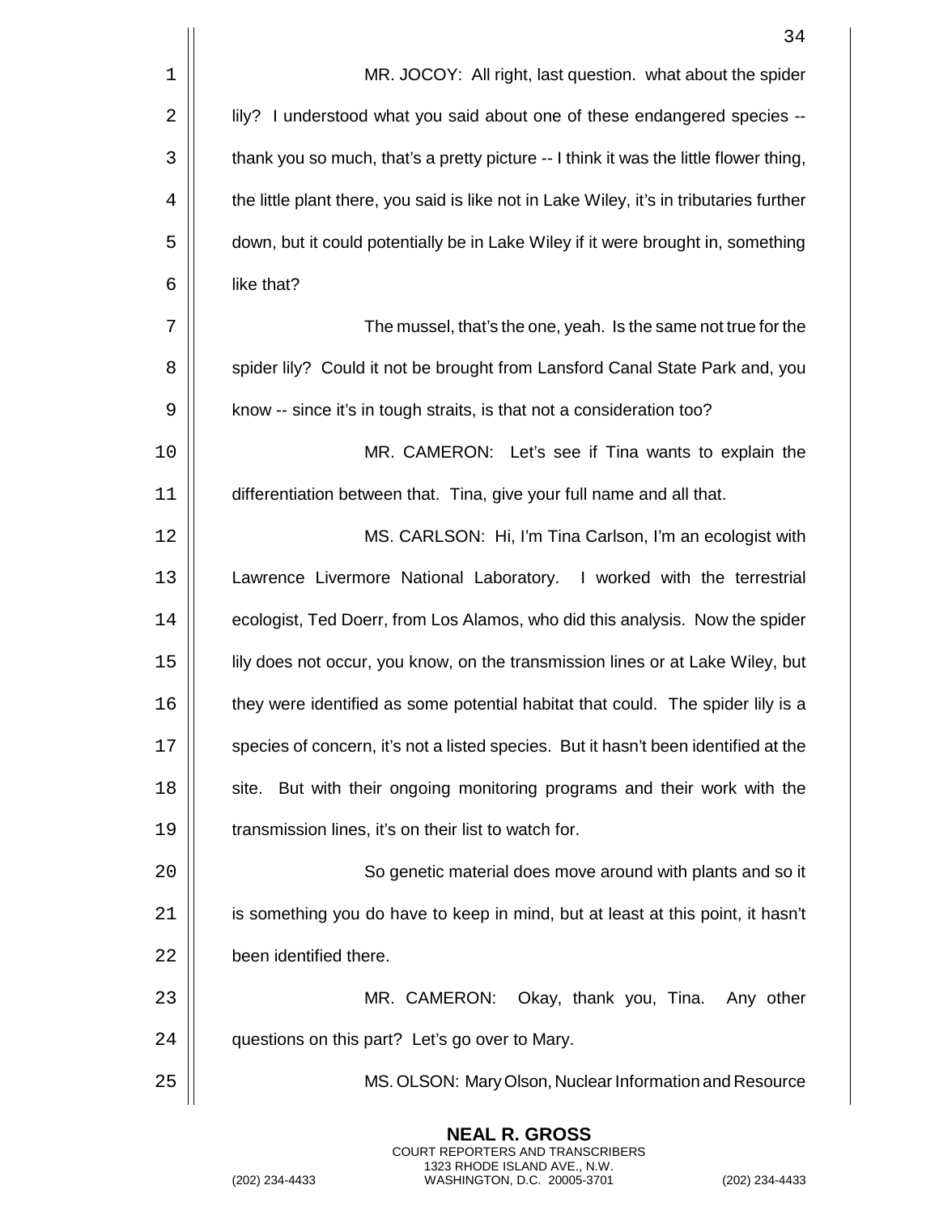MR. JOCOY: All right, last question. what about the spider lily? I understood what you said about one of these endangered species -- thank you so much, that's a pretty picture -- I think it was the little flower thing, the little plant there, you said is like not in Lake Wiley, it's in tributaries further down, but it could potentially be in Lake Wiley if it were brought in, something like that?

The mussel, that's the one, yeah. Is the same not true for the spider lily? Could it not be brought from Lansford Canal State Park and, you know -- since it's in tough straits, is that not a consideration too?

MR. CAMERON: Let's see if Tina wants to explain the differentiation between that. Tina, give your full name and all that.

MS. CARLSON: Hi, I'm Tina Carlson, I'm an ecologist with Lawrence Livermore National Laboratory. I worked with the terrestrial ecologist, Ted Doerr, from Los Alamos, who did this analysis. Now the spider lily does not occur, you know, on the transmission lines or at Lake Wiley, but they were identified as some potential habitat that could. The spider lily is a species of concern, it's not a listed species. But it hasn't been identified at the site. But with their ongoing monitoring programs and their work with the transmission lines, it's on their list to watch for.

So genetic material does move around with plants and so it is something you do have to keep in mind, but at least at this point, it hasn't been identified there.

MR. CAMERON: Okay, thank you, Tina. Any other questions on this part? Let's go over to Mary.

MS. OLSON: Mary Olson, Nuclear Information and Resource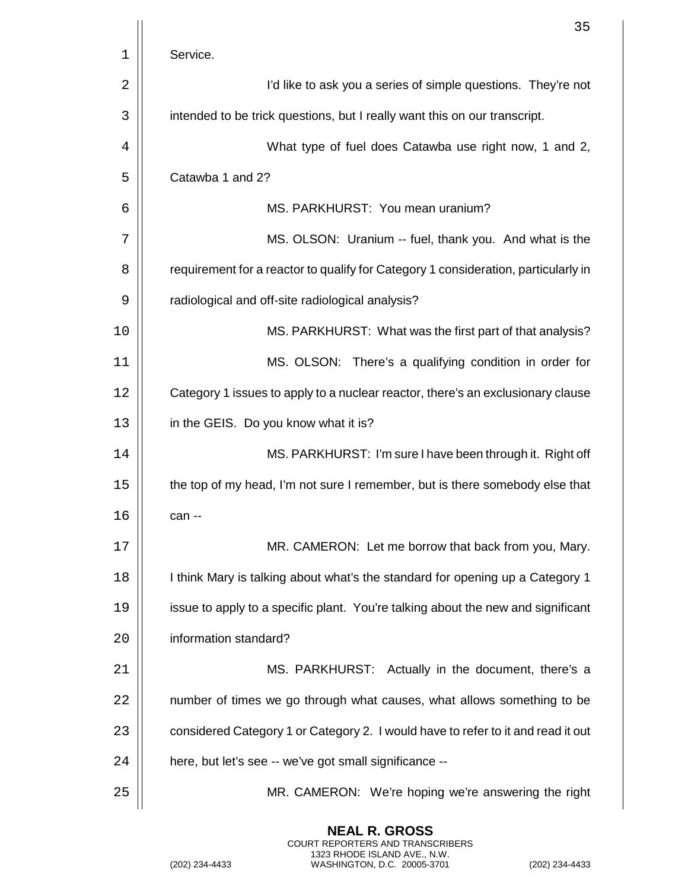Service.

I'd like to ask you a series of simple questions. They're not intended to be trick questions, but I really want this on our transcript.

What type of fuel does Catawba use right now, 1 and 2, Catawba 1 and 2?

MS. PARKHURST: You mean uranium?

MS. OLSON: Uranium -- fuel, thank you. And what is the requirement for a reactor to qualify for Category 1 consideration, particularly in radiological and off-site radiological analysis?

MS. PARKHURST: What was the first part of that analysis?

MS. OLSON: There's a qualifying condition in order for Category 1 issues to apply to a nuclear reactor, there's an exclusionary clause in the GEIS. Do you know what it is?

MS. PARKHURST: I'm sure I have been through it. Right off the top of my head, I'm not sure I remember, but is there somebody else that can --

MR. CAMERON: Let me borrow that back from you, Mary. I think Mary is talking about what's the standard for opening up a Category 1 issue to apply to a specific plant. You're talking about the new and significant information standard?

MS. PARKHURST: Actually in the document, there's a number of times we go through what causes, what allows something to be considered Category 1 or Category 2. I would have to refer to it and read it out here, but let's see -- we've got small significance --

MR. CAMERON: We're hoping we're answering the right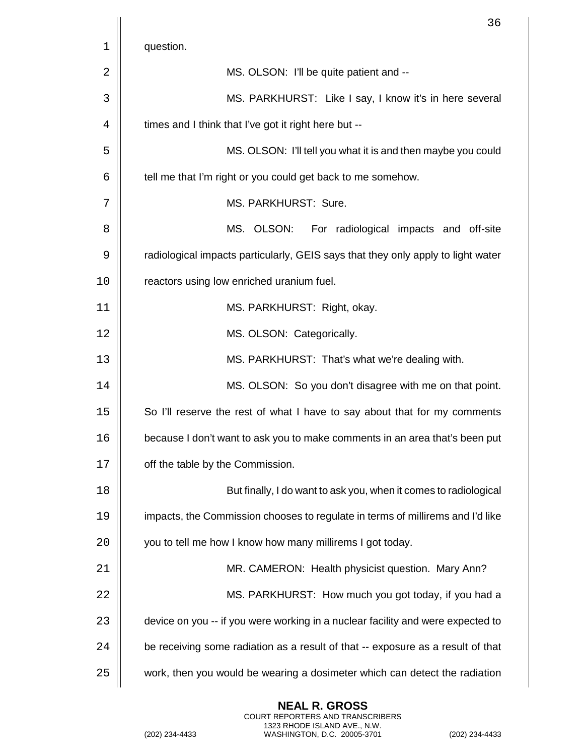question.

MS. OLSON: I'll be quite patient and --

MS. PARKHURST: Like I say, I know it's in here several times and I think that I've got it right here but --

MS. OLSON: I'll tell you what it is and then maybe you could tell me that I'm right or you could get back to me somehow.

MS. PARKHURST: Sure.

MS. OLSON: For radiological impacts and off-site radiological impacts particularly, GEIS says that they only apply to light water reactors using low enriched uranium fuel.

MS. PARKHURST: Right, okay.

MS. OLSON: Categorically.

MS. PARKHURST: That's what we're dealing with.

MS. OLSON: So you don't disagree with me on that point. So I'll reserve the rest of what I have to say about that for my comments because I don't want to ask you to make comments in an area that's been put off the table by the Commission.

But finally, I do want to ask you, when it comes to radiological impacts, the Commission chooses to regulate in terms of millirems and I'd like you to tell me how I know how many millirems I got today.

MR. CAMERON: Health physicist question. Mary Ann?

MS. PARKHURST: How much you got today, if you had a device on you -- if you were working in a nuclear facility and were expected to be receiving some radiation as a result of that -- exposure as a result of that work, then you would be wearing a dosimeter which can detect the radiation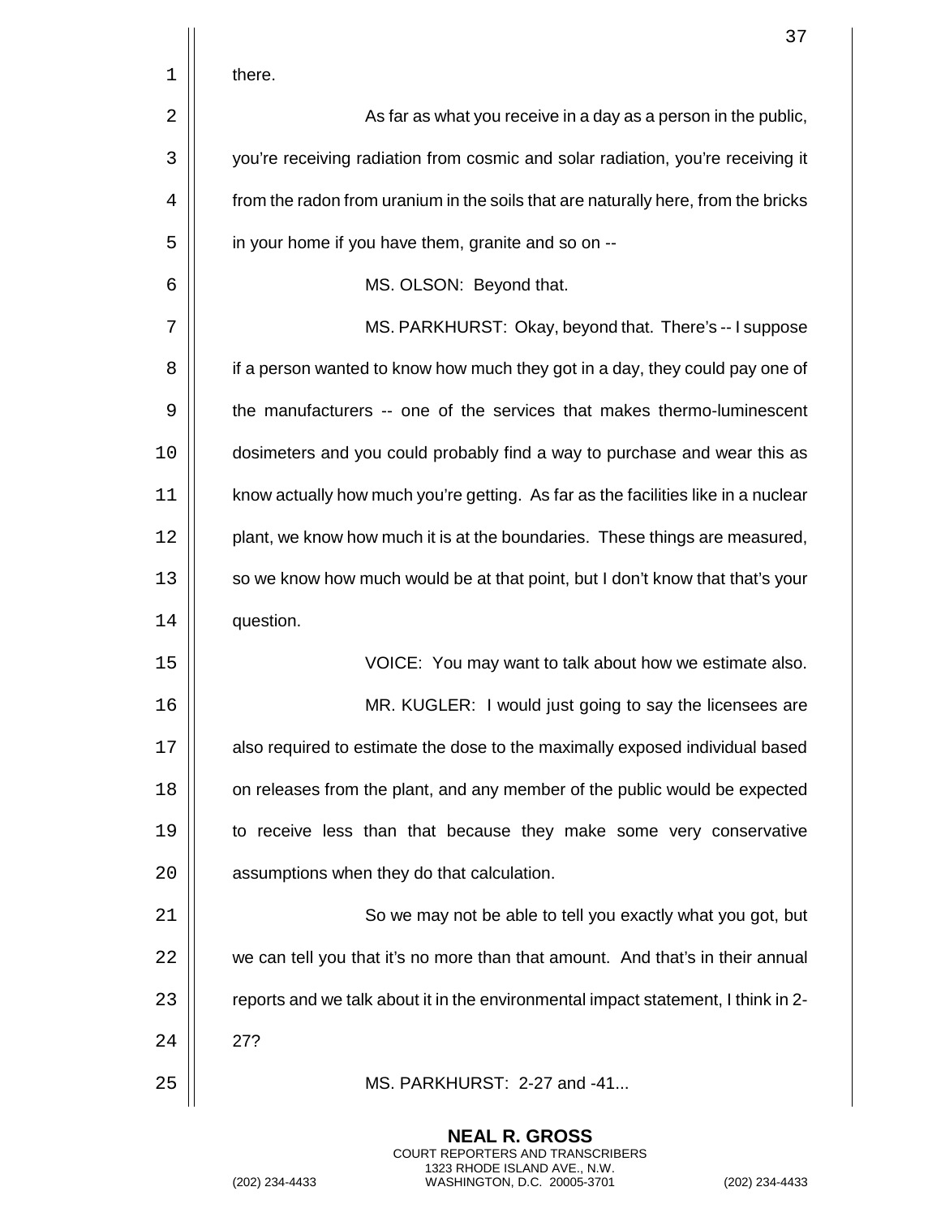there.

As far as what you receive in a day as a person in the public, you're receiving radiation from cosmic and solar radiation, you're receiving it from the radon from uranium in the soils that are naturally here, from the bricks in your home if you have them, granite and so on --

MS. OLSON: Beyond that.

MS. PARKHURST: Okay, beyond that. There's -- I suppose if a person wanted to know how much they got in a day, they could pay one of the manufacturers -- one of the services that makes thermo-luminescent dosimeters and you could probably find a way to purchase and wear this as know actually how much you're getting. As far as the facilities like in a nuclear plant, we know how much it is at the boundaries. These things are measured, so we know how much would be at that point, but I don't know that that's your question.

VOICE: You may want to talk about how we estimate also.

MR. KUGLER: I would just going to say the licensees are also required to estimate the dose to the maximally exposed individual based on releases from the plant, and any member of the public would be expected to receive less than that because they make some very conservative assumptions when they do that calculation.

So we may not be able to tell you exactly what you got, but we can tell you that it's no more than that amount. And that's in their annual reports and we talk about it in the environmental impact statement, I think in 2-27?

MS. PARKHURST: 2-27 and -41...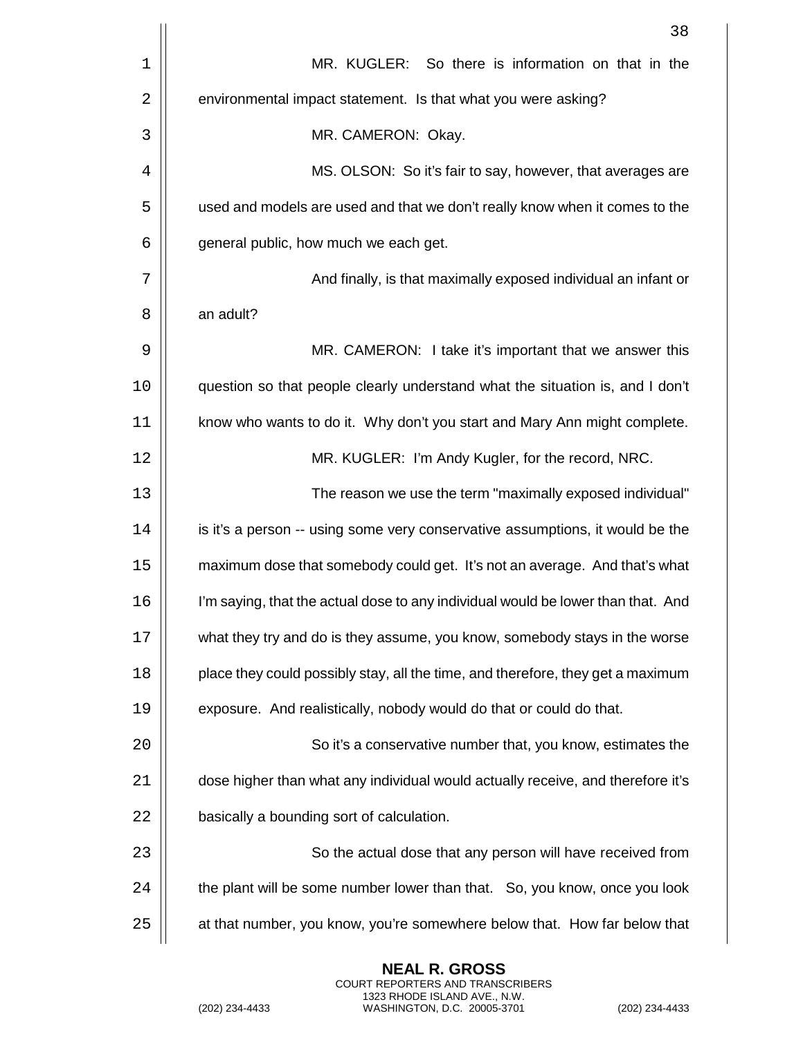MR. KUGLER: So there is information on that in the environmental impact statement. Is that what you were asking?

MR. CAMERON: Okay.

MS. OLSON: So it's fair to say, however, that averages are used and models are used and that we don't really know when it comes to the general public, how much we each get.

And finally, is that maximally exposed individual an infant or an adult?

MR. CAMERON: I take it's important that we answer this question so that people clearly understand what the situation is, and I don't know who wants to do it. Why don't you start and Mary Ann might complete.

MR. KUGLER: I'm Andy Kugler, for the record, NRC.

The reason we use the term "maximally exposed individual" is it's a person -- using some very conservative assumptions, it would be the maximum dose that somebody could get. It's not an average. And that's what I'm saying, that the actual dose to any individual would be lower than that. And what they try and do is they assume, you know, somebody stays in the worse place they could possibly stay, all the time, and therefore, they get a maximum exposure. And realistically, nobody would do that or could do that.

So it's a conservative number that, you know, estimates the dose higher than what any individual would actually receive, and therefore it's basically a bounding sort of calculation.

So the actual dose that any person will have received from the plant will be some number lower than that. So, you know, once you look at that number, you know, you're somewhere below that. How far below that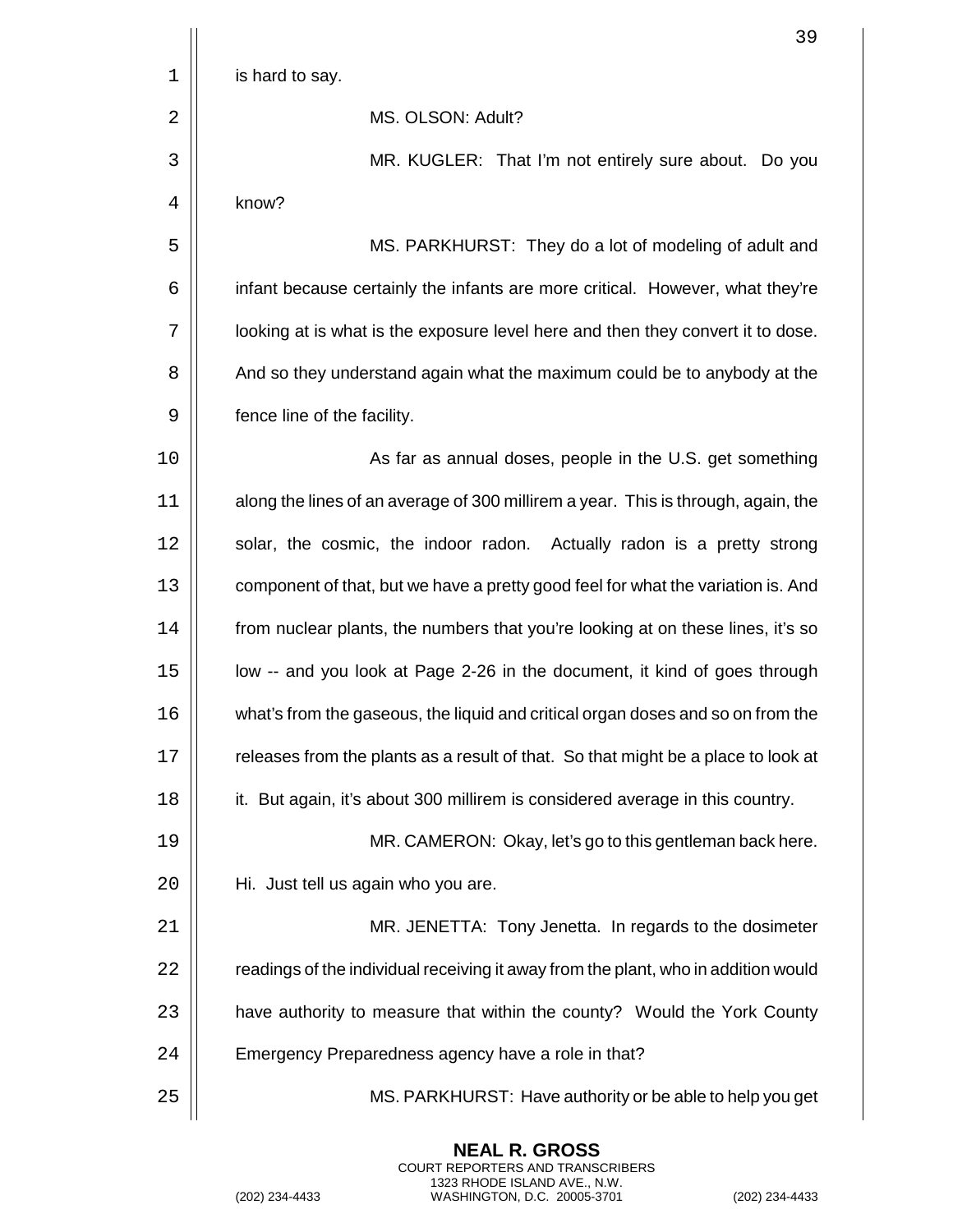is hard to say.

MS. OLSON: Adult?

MR. KUGLER: That I'm not entirely sure about. Do you know?

MS. PARKHURST: They do a lot of modeling of adult and infant because certainly the infants are more critical. However, what they're looking at is what is the exposure level here and then they convert it to dose. And so they understand again what the maximum could be to anybody at the fence line of the facility.

As far as annual doses, people in the U.S. get something along the lines of an average of 300 millirem a year. This is through, again, the solar, the cosmic, the indoor radon. Actually radon is a pretty strong component of that, but we have a pretty good feel for what the variation is. And from nuclear plants, the numbers that you're looking at on these lines, it's so low -- and you look at Page 2-26 in the document, it kind of goes through what's from the gaseous, the liquid and critical organ doses and so on from the releases from the plants as a result of that. So that might be a place to look at it. But again, it's about 300 millirem is considered average in this country.

MR. CAMERON: Okay, let's go to this gentleman back here. Hi. Just tell us again who you are.

MR. JENETTA: Tony Jenetta. In regards to the dosimeter readings of the individual receiving it away from the plant, who in addition would have authority to measure that within the county? Would the York County Emergency Preparedness agency have a role in that?

MS. PARKHURST: Have authority or be able to help you get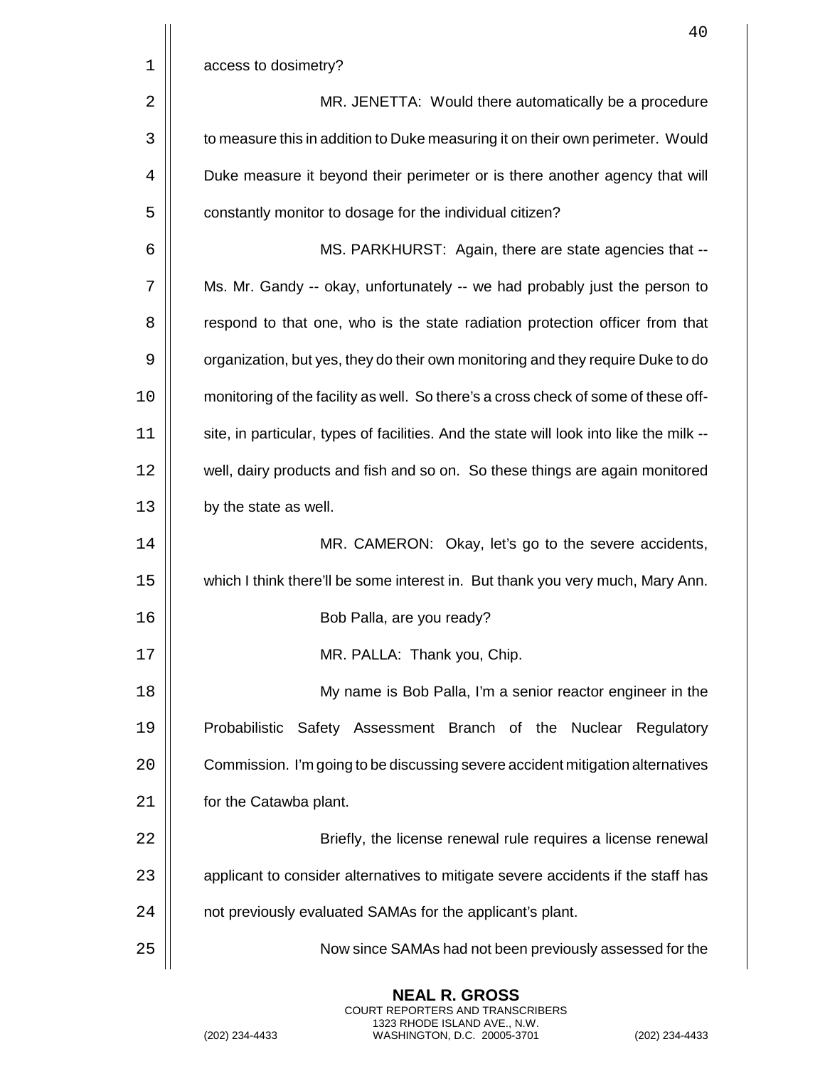access to dosimetry?

MR. JENETTA: Would there automatically be a procedure to measure this in addition to Duke measuring it on their own perimeter. Would Duke measure it beyond their perimeter or is there another agency that will constantly monitor to dosage for the individual citizen?

MS. PARKHURST: Again, there are state agencies that -- Ms. Mr. Gandy -- okay, unfortunately -- we had probably just the person to respond to that one, who is the state radiation protection officer from that organization, but yes, they do their own monitoring and they require Duke to do monitoring of the facility as well. So there's a cross check of some of these off-site, in particular, types of facilities. And the state will look into like the milk -- well, dairy products and fish and so on. So these things are again monitored by the state as well.

MR. CAMERON: Okay, let's go to the severe accidents, which I think there'll be some interest in. But thank you very much, Mary Ann.

Bob Palla, are you ready?

MR. PALLA: Thank you, Chip.

My name is Bob Palla, I'm a senior reactor engineer in the Probabilistic Safety Assessment Branch of the Nuclear Regulatory Commission. I'm going to be discussing severe accident mitigation alternatives for the Catawba plant.

Briefly, the license renewal rule requires a license renewal applicant to consider alternatives to mitigate severe accidents if the staff has not previously evaluated SAMAs for the applicant's plant.

Now since SAMAs had not been previously assessed for the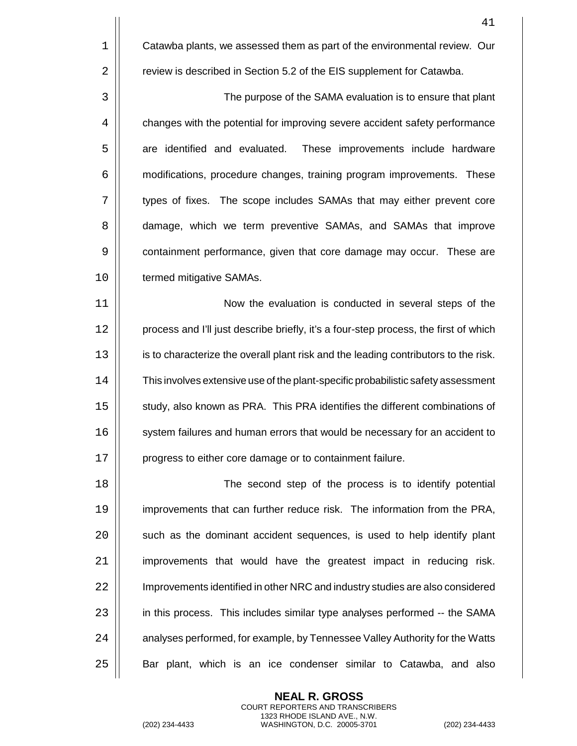Catawba plants, we assessed them as part of the environmental review. Our review is described in Section 5.2 of the EIS supplement for Catawba.

The purpose of the SAMA evaluation is to ensure that plant changes with the potential for improving severe accident safety performance are identified and evaluated. These improvements include hardware modifications, procedure changes, training program improvements. These types of fixes. The scope includes SAMAs that may either prevent core damage, which we term preventive SAMAs, and SAMAs that improve containment performance, given that core damage may occur. These are termed mitigative SAMAs.

Now the evaluation is conducted in several steps of the process and I'll just describe briefly, it's a four-step process, the first of which is to characterize the overall plant risk and the leading contributors to the risk. This involves extensive use of the plant-specific probabilistic safety assessment study, also known as PRA. This PRA identifies the different combinations of system failures and human errors that would be necessary for an accident to progress to either core damage or to containment failure.

The second step of the process is to identify potential improvements that can further reduce risk. The information from the PRA, such as the dominant accident sequences, is used to help identify plant improvements that would have the greatest impact in reducing risk. Improvements identified in other NRC and industry studies are also considered in this process. This includes similar type analyses performed -- the SAMA analyses performed, for example, by Tennessee Valley Authority for the Watts Bar plant, which is an ice condenser similar to Catawba, and also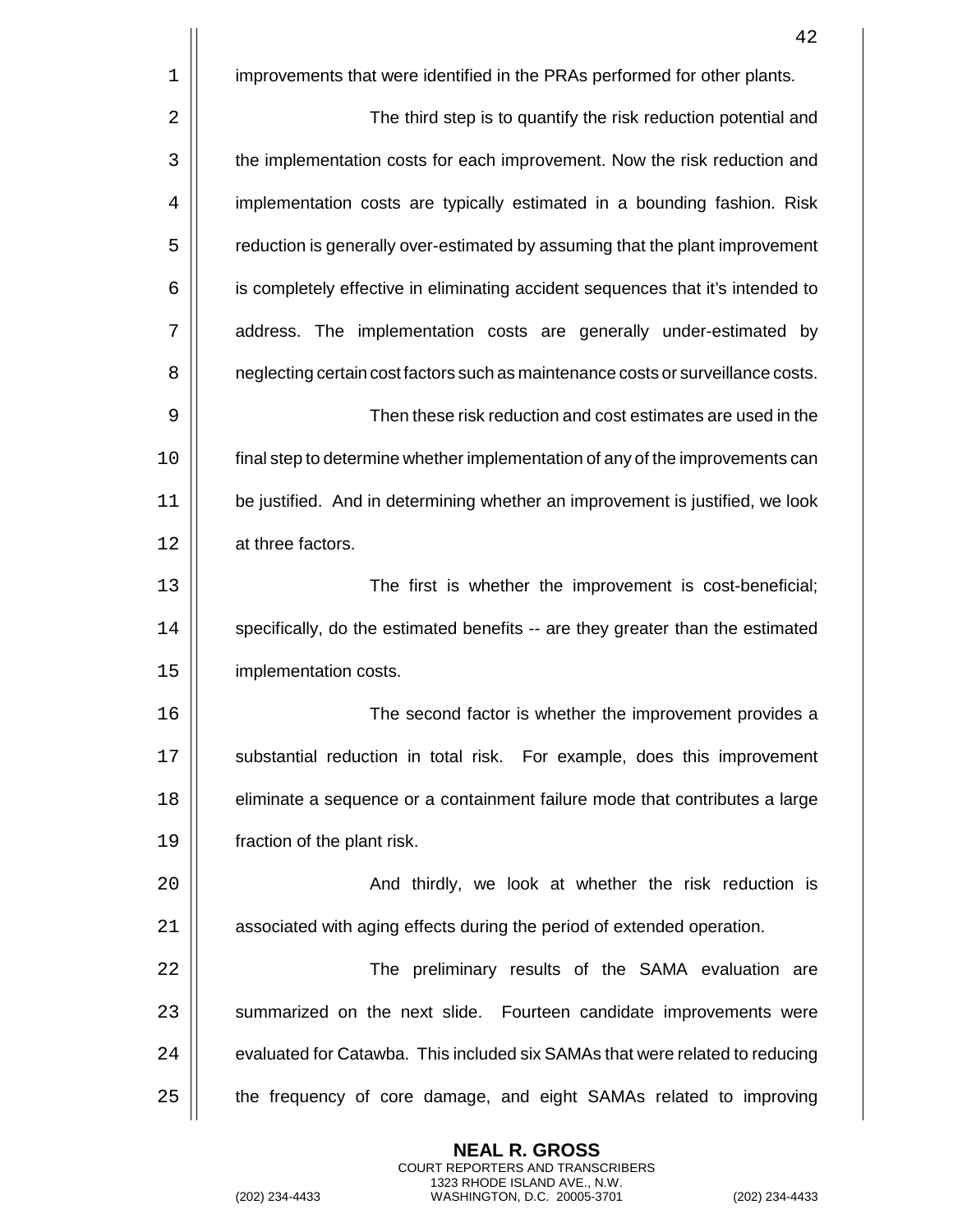improvements that were identified in the PRAs performed for other plants.

The third step is to quantify the risk reduction potential and the implementation costs for each improvement. Now the risk reduction and implementation costs are typically estimated in a bounding fashion. Risk reduction is generally over-estimated by assuming that the plant improvement is completely effective in eliminating accident sequences that it's intended to address. The implementation costs are generally under-estimated by neglecting certain cost factors such as maintenance costs or surveillance costs.

Then these risk reduction and cost estimates are used in the final step to determine whether implementation of any of the improvements can be justified. And in determining whether an improvement is justified, we look at three factors.

The first is whether the improvement is cost-beneficial; specifically, do the estimated benefits -- are they greater than the estimated implementation costs.

The second factor is whether the improvement provides a substantial reduction in total risk. For example, does this improvement eliminate a sequence or a containment failure mode that contributes a large fraction of the plant risk.

And thirdly, we look at whether the risk reduction is associated with aging effects during the period of extended operation.

The preliminary results of the SAMA evaluation are summarized on the next slide. Fourteen candidate improvements were evaluated for Catawba. This included six SAMAs that were related to reducing the frequency of core damage, and eight SAMAs related to improving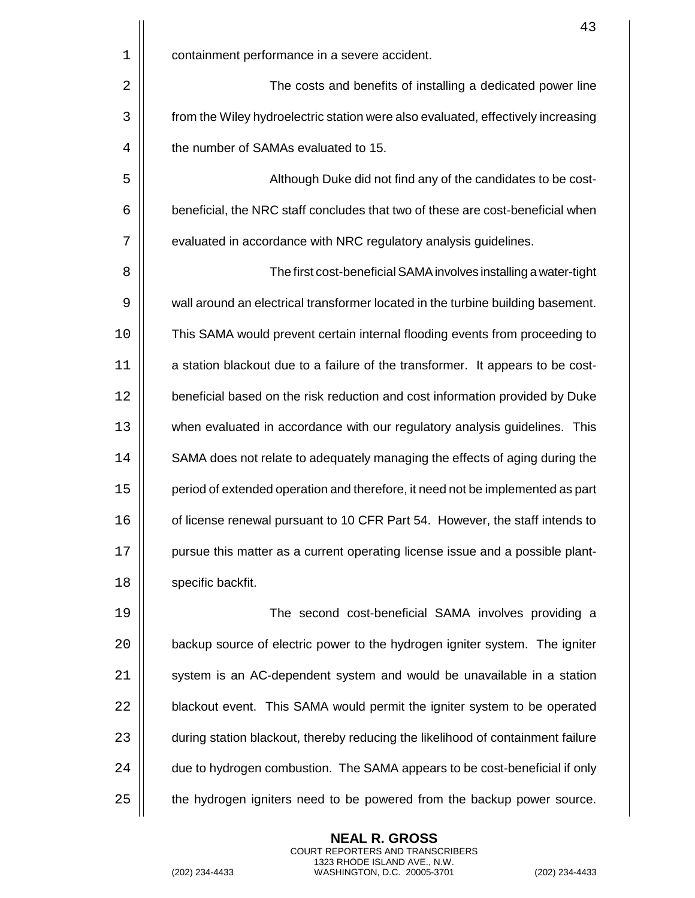containment performance in a severe accident.

The costs and benefits of installing a dedicated power line from the Wiley hydroelectric station were also evaluated, effectively increasing the number of SAMAs evaluated to 15.

Although Duke did not find any of the candidates to be cost-beneficial, the NRC staff concludes that two of these are cost-beneficial when evaluated in accordance with NRC regulatory analysis guidelines.

The first cost-beneficial SAMA involves installing a water-tight wall around an electrical transformer located in the turbine building basement. This SAMA would prevent certain internal flooding events from proceeding to a station blackout due to a failure of the transformer. It appears to be cost-beneficial based on the risk reduction and cost information provided by Duke when evaluated in accordance with our regulatory analysis guidelines. This SAMA does not relate to adequately managing the effects of aging during the period of extended operation and therefore, it need not be implemented as part of license renewal pursuant to 10 CFR Part 54. However, the staff intends to pursue this matter as a current operating license issue and a possible plant-specific backfit.

The second cost-beneficial SAMA involves providing a backup source of electric power to the hydrogen igniter system. The igniter system is an AC-dependent system and would be unavailable in a station blackout event. This SAMA would permit the igniter system to be operated during station blackout, thereby reducing the likelihood of containment failure due to hydrogen combustion. The SAMA appears to be cost-beneficial if only the hydrogen igniters need to be powered from the backup power source.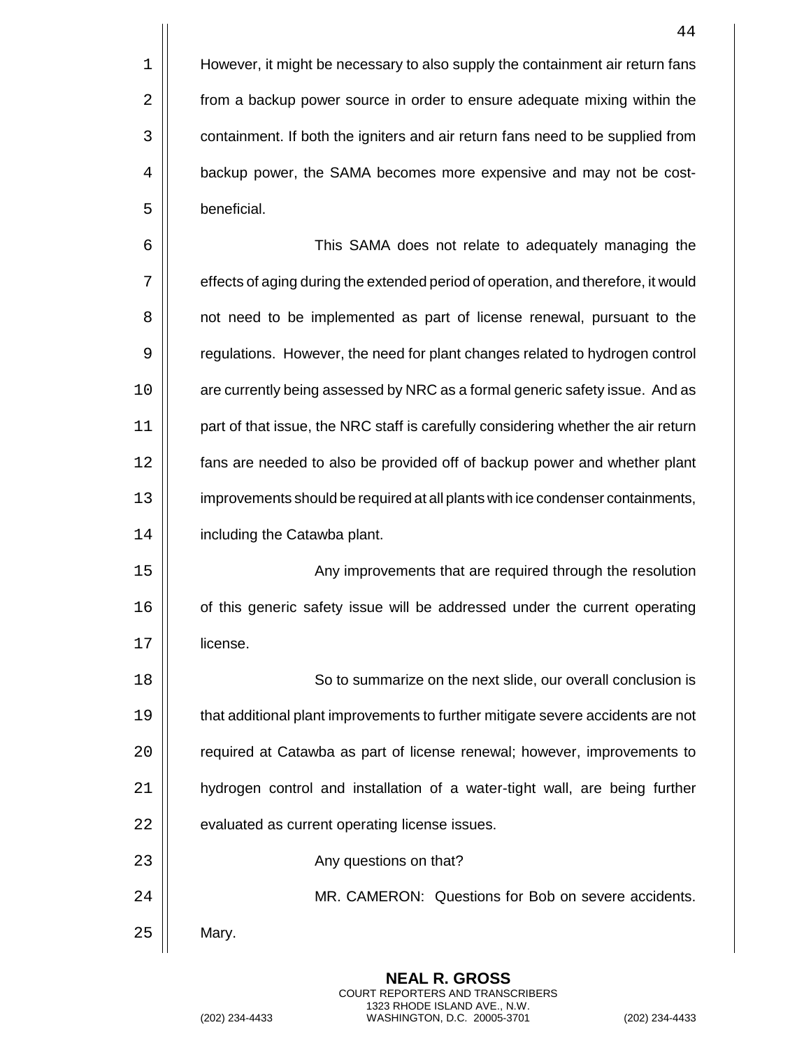However, it might be necessary to also supply the containment air return fans from a backup power source in order to ensure adequate mixing within the containment. If both the igniters and air return fans need to be supplied from backup power, the SAMA becomes more expensive and may not be cost-beneficial.

This SAMA does not relate to adequately managing the effects of aging during the extended period of operation, and therefore, it would not need to be implemented as part of license renewal, pursuant to the regulations. However, the need for plant changes related to hydrogen control are currently being assessed by NRC as a formal generic safety issue. And as part of that issue, the NRC staff is carefully considering whether the air return fans are needed to also be provided off of backup power and whether plant improvements should be required at all plants with ice condenser containments, including the Catawba plant.

Any improvements that are required through the resolution of this generic safety issue will be addressed under the current operating license.

So to summarize on the next slide, our overall conclusion is that additional plant improvements to further mitigate severe accidents are not required at Catawba as part of license renewal; however, improvements to hydrogen control and installation of a water-tight wall, are being further evaluated as current operating license issues.

Any questions on that?

MR. CAMERON: Questions for Bob on severe accidents. Mary.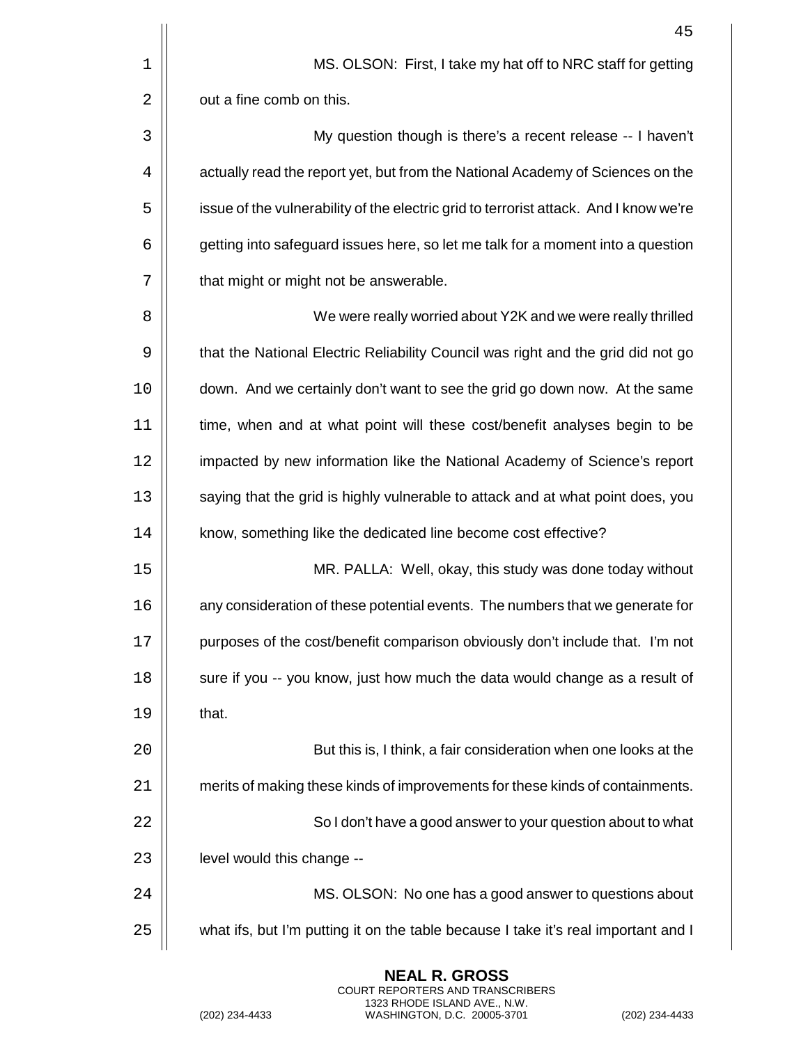MS. OLSON: First, I take my hat off to NRC staff for getting out a fine comb on this.

My question though is there's a recent release -- I haven't actually read the report yet, but from the National Academy of Sciences on the issue of the vulnerability of the electric grid to terrorist attack. And I know we're getting into safeguard issues here, so let me talk for a moment into a question that might or might not be answerable.

We were really worried about Y2K and we were really thrilled that the National Electric Reliability Council was right and the grid did not go down. And we certainly don't want to see the grid go down now. At the same time, when and at what point will these cost/benefit analyses begin to be impacted by new information like the National Academy of Science's report saying that the grid is highly vulnerable to attack and at what point does, you know, something like the dedicated line become cost effective?

MR. PALLA: Well, okay, this study was done today without any consideration of these potential events. The numbers that we generate for purposes of the cost/benefit comparison obviously don't include that. I'm not sure if you -- you know, just how much the data would change as a result of that.

But this is, I think, a fair consideration when one looks at the merits of making these kinds of improvements for these kinds of containments.

So I don't have a good answer to your question about to what level would this change --

MS. OLSON: No one has a good answer to questions about what ifs, but I'm putting it on the table because I take it's real important and I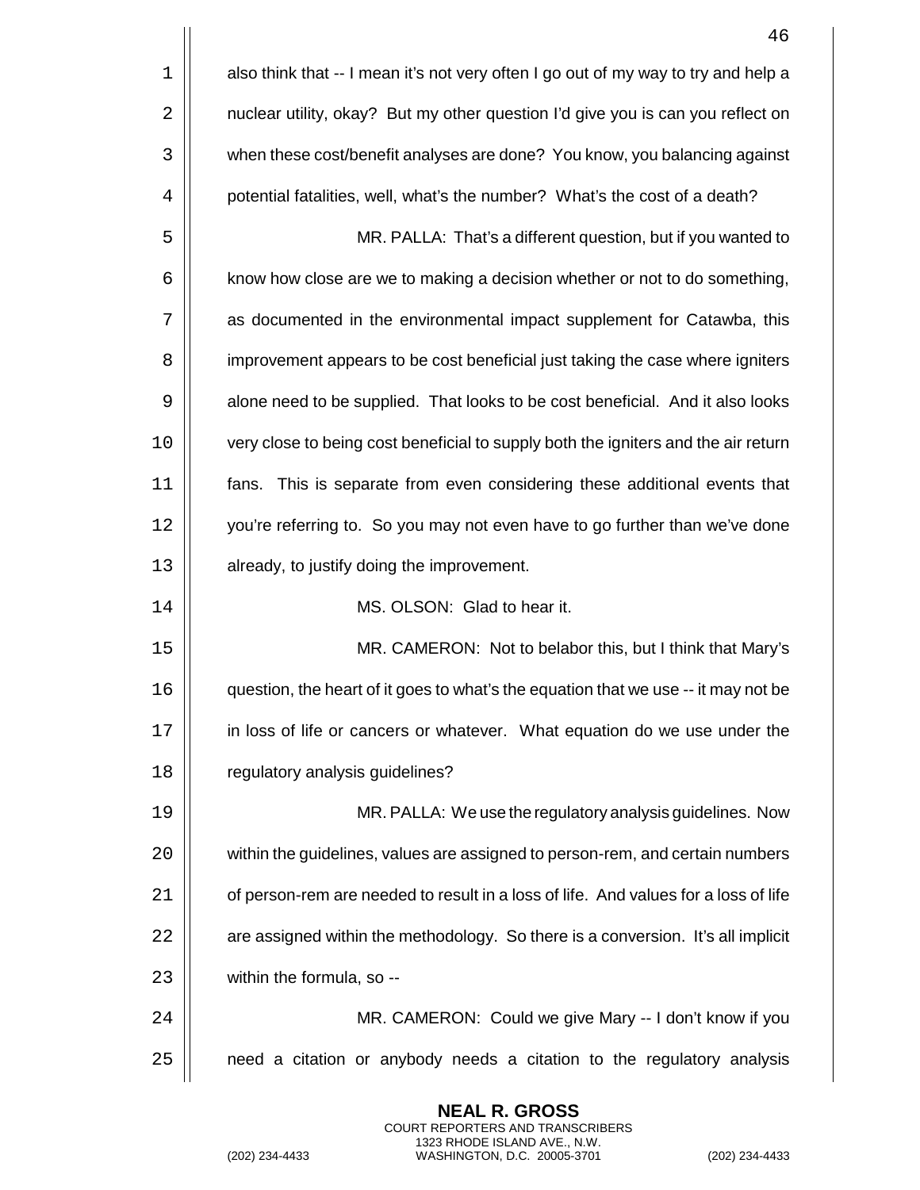also think that -- I mean it's not very often I go out of my way to try and help a nuclear utility, okay? But my other question I'd give you is can you reflect on when these cost/benefit analyses are done? You know, you balancing against potential fatalities, well, what's the number? What's the cost of a death?

MR. PALLA: That's a different question, but if you wanted to know how close are we to making a decision whether or not to do something, as documented in the environmental impact supplement for Catawba, this improvement appears to be cost beneficial just taking the case where igniters alone need to be supplied. That looks to be cost beneficial. And it also looks very close to being cost beneficial to supply both the igniters and the air return fans. This is separate from even considering these additional events that you're referring to. So you may not even have to go further than we've done already, to justify doing the improvement.

MS. OLSON: Glad to hear it.

MR. CAMERON: Not to belabor this, but I think that Mary's question, the heart of it goes to what's the equation that we use -- it may not be in loss of life or cancers or whatever. What equation do we use under the regulatory analysis guidelines?

MR. PALLA: We use the regulatory analysis guidelines. Now within the guidelines, values are assigned to person-rem, and certain numbers of person-rem are needed to result in a loss of life. And values for a loss of life are assigned within the methodology. So there is a conversion. It's all implicit within the formula, so --

MR. CAMERON: Could we give Mary -- I don't know if you need a citation or anybody needs a citation to the regulatory analysis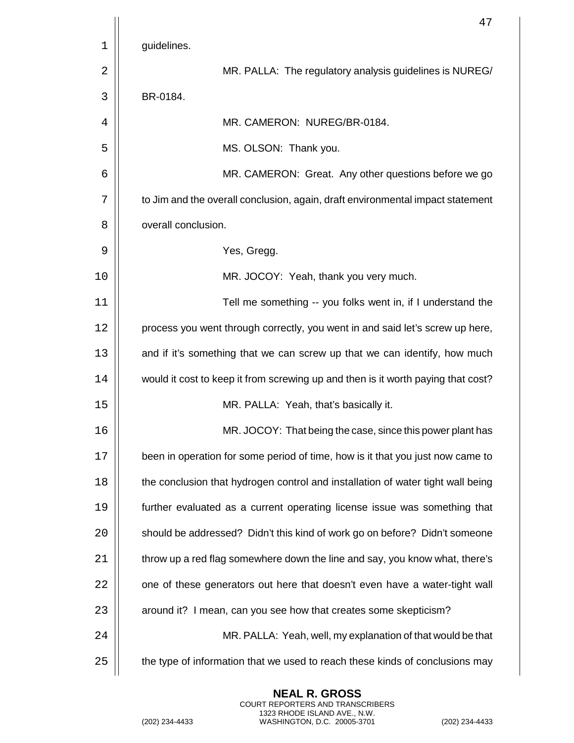guidelines.

MR. PALLA: The regulatory analysis guidelines is NUREG/ BR-0184.

MR. CAMERON: NUREG/BR-0184.

MS. OLSON: Thank you.

MR. CAMERON: Great. Any other questions before we go to Jim and the overall conclusion, again, draft environmental impact statement overall conclusion.

Yes, Gregg.

MR. JOCOY: Yeah, thank you very much.

Tell me something -- you folks went in, if I understand the process you went through correctly, you went in and said let's screw up here, and if it's something that we can screw up that we can identify, how much would it cost to keep it from screwing up and then is it worth paying that cost?

MR. PALLA: Yeah, that's basically it.

MR. JOCOY: That being the case, since this power plant has been in operation for some period of time, how is it that you just now came to the conclusion that hydrogen control and installation of water tight wall being further evaluated as a current operating license issue was something that should be addressed? Didn't this kind of work go on before? Didn't someone throw up a red flag somewhere down the line and say, you know what, there's one of these generators out here that doesn't even have a water-tight wall around it? I mean, can you see how that creates some skepticism?

MR. PALLA: Yeah, well, my explanation of that would be that the type of information that we used to reach these kinds of conclusions may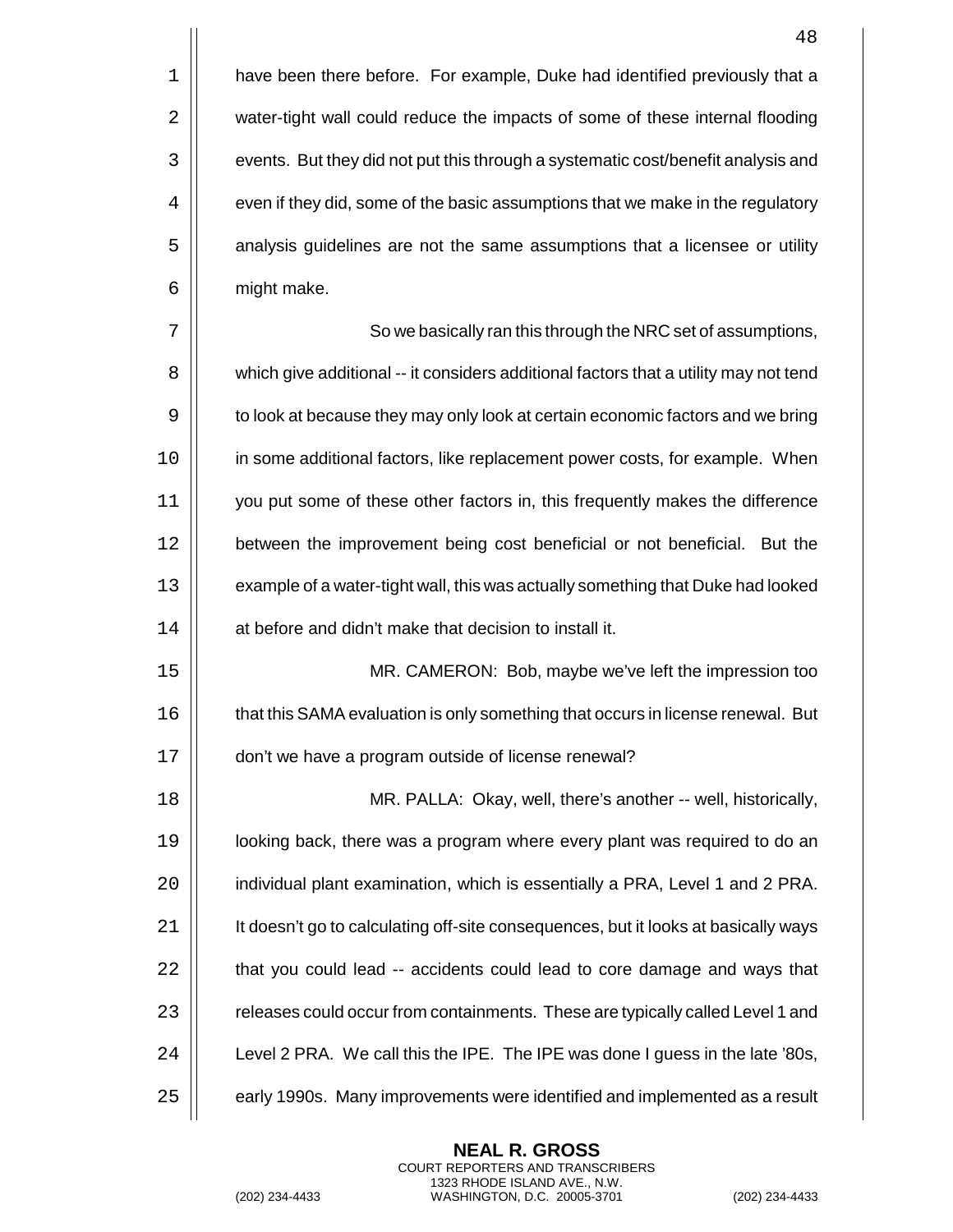have been there before. For example, Duke had identified previously that a water-tight wall could reduce the impacts of some of these internal flooding events. But they did not put this through a systematic cost/benefit analysis and even if they did, some of the basic assumptions that we make in the regulatory analysis guidelines are not the same assumptions that a licensee or utility might make.

So we basically ran this through the NRC set of assumptions, which give additional -- it considers additional factors that a utility may not tend to look at because they may only look at certain economic factors and we bring in some additional factors, like replacement power costs, for example. When you put some of these other factors in, this frequently makes the difference between the improvement being cost beneficial or not beneficial. But the example of a water-tight wall, this was actually something that Duke had looked at before and didn't make that decision to install it.

MR. CAMERON: Bob, maybe we've left the impression too that this SAMA evaluation is only something that occurs in license renewal. But don't we have a program outside of license renewal?

MR. PALLA: Okay, well, there's another -- well, historically, looking back, there was a program where every plant was required to do an individual plant examination, which is essentially a PRA, Level 1 and 2 PRA. It doesn't go to calculating off-site consequences, but it looks at basically ways that you could lead -- accidents could lead to core damage and ways that releases could occur from containments. These are typically called Level 1 and Level 2 PRA. We call this the IPE. The IPE was done I guess in the late '80s, early 1990s. Many improvements were identified and implemented as a result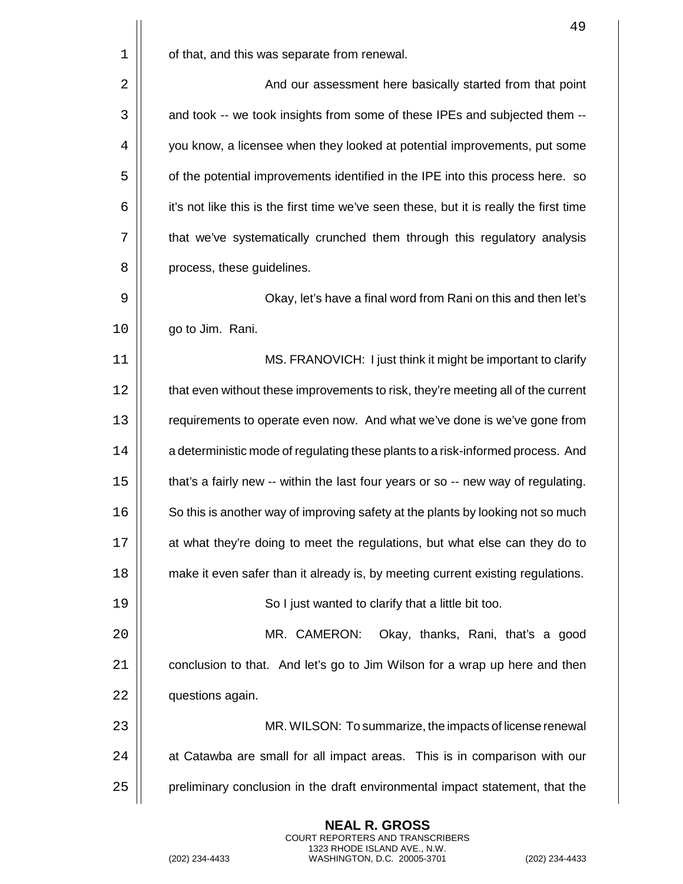of that, and this was separate from renewal.

And our assessment here basically started from that point and took -- we took insights from some of these IPEs and subjected them -- you know, a licensee when they looked at potential improvements, put some of the potential improvements identified in the IPE into this process here. so it's not like this is the first time we've seen these, but it is really the first time that we've systematically crunched them through this regulatory analysis process, these guidelines.

Okay, let's have a final word from Rani on this and then let's go to Jim. Rani.

MS. FRANOVICH: I just think it might be important to clarify that even without these improvements to risk, they're meeting all of the current requirements to operate even now. And what we've done is we've gone from a deterministic mode of regulating these plants to a risk-informed process. And that's a fairly new -- within the last four years or so -- new way of regulating. So this is another way of improving safety at the plants by looking not so much at what they're doing to meet the regulations, but what else can they do to make it even safer than it already is, by meeting current existing regulations.

So I just wanted to clarify that a little bit too.

MR. CAMERON: Okay, thanks, Rani, that's a good conclusion to that. And let's go to Jim Wilson for a wrap up here and then questions again.

MR. WILSON: To summarize, the impacts of license renewal at Catawba are small for all impact areas. This is in comparison with our preliminary conclusion in the draft environmental impact statement, that the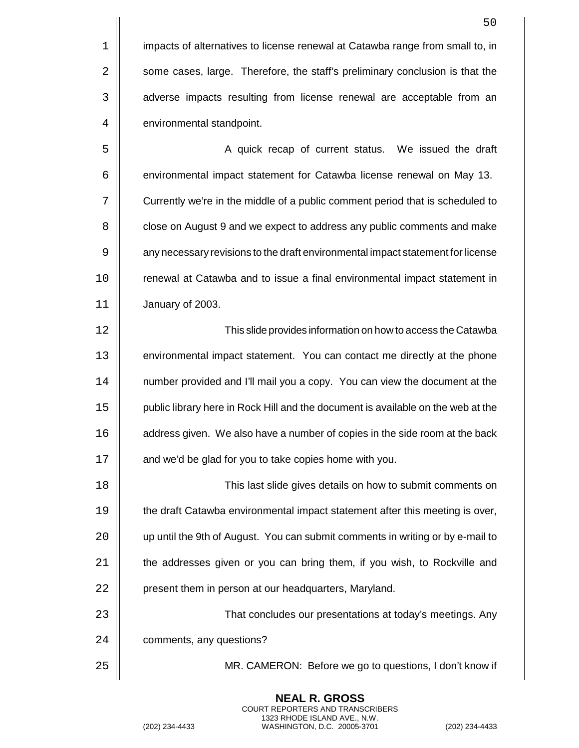impacts of alternatives to license renewal at Catawba range from small to, in some cases, large. Therefore, the staff's preliminary conclusion is that the adverse impacts resulting from license renewal are acceptable from an environmental standpoint.

A quick recap of current status. We issued the draft environmental impact statement for Catawba license renewal on May 13. Currently we're in the middle of a public comment period that is scheduled to close on August 9 and we expect to address any public comments and make any necessary revisions to the draft environmental impact statement for license renewal at Catawba and to issue a final environmental impact statement in January of 2003.

This slide provides information on how to access the Catawba environmental impact statement. You can contact me directly at the phone number provided and I'll mail you a copy. You can view the document at the public library here in Rock Hill and the document is available on the web at the address given. We also have a number of copies in the side room at the back and we'd be glad for you to take copies home with you.

This last slide gives details on how to submit comments on the draft Catawba environmental impact statement after this meeting is over, up until the 9th of August. You can submit comments in writing or by e-mail to the addresses given or you can bring them, if you wish, to Rockville and present them in person at our headquarters, Maryland.

That concludes our presentations at today's meetings. Any comments, any questions?

MR. CAMERON: Before we go to questions, I don't know if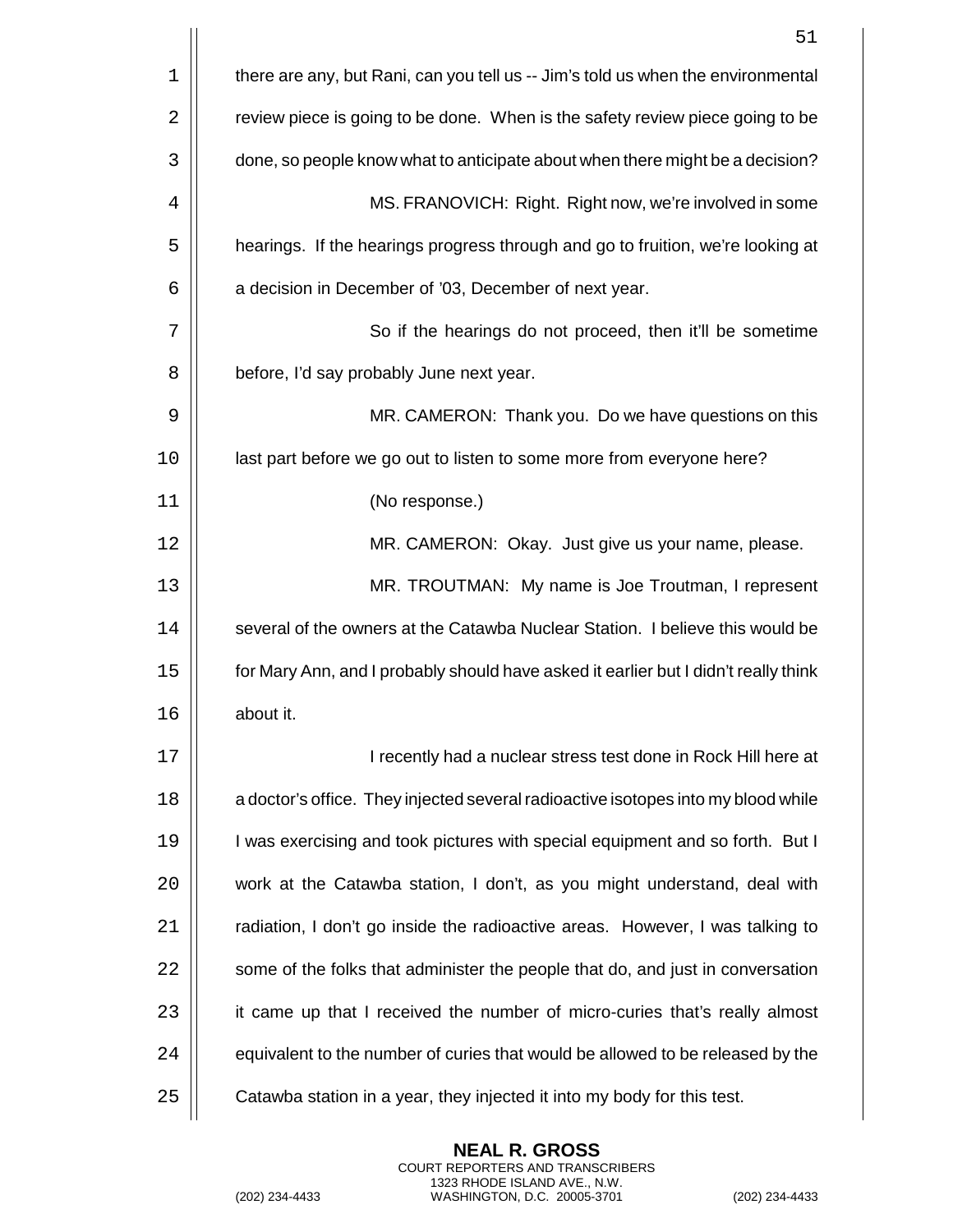there are any, but Rani, can you tell us -- Jim's told us when the environmental review piece is going to be done. When is the safety review piece going to be done, so people know what to anticipate about when there might be a decision?

MS. FRANOVICH: Right. Right now, we're involved in some hearings. If the hearings progress through and go to fruition, we're looking at a decision in December of '03, December of next year.

So if the hearings do not proceed, then it'll be sometime before, I'd say probably June next year.

MR. CAMERON: Thank you. Do we have questions on this last part before we go out to listen to some more from everyone here?

(No response.)

MR. CAMERON: Okay. Just give us your name, please.

MR. TROUTMAN: My name is Joe Troutman, I represent several of the owners at the Catawba Nuclear Station. I believe this would be for Mary Ann, and I probably should have asked it earlier but I didn't really think about it.

I recently had a nuclear stress test done in Rock Hill here at a doctor's office. They injected several radioactive isotopes into my blood while I was exercising and took pictures with special equipment and so forth. But I work at the Catawba station, I don't, as you might understand, deal with radiation, I don't go inside the radioactive areas. However, I was talking to some of the folks that administer the people that do, and just in conversation it came up that I received the number of micro-curies that's really almost equivalent to the number of curies that would be allowed to be released by the Catawba station in a year, they injected it into my body for this test.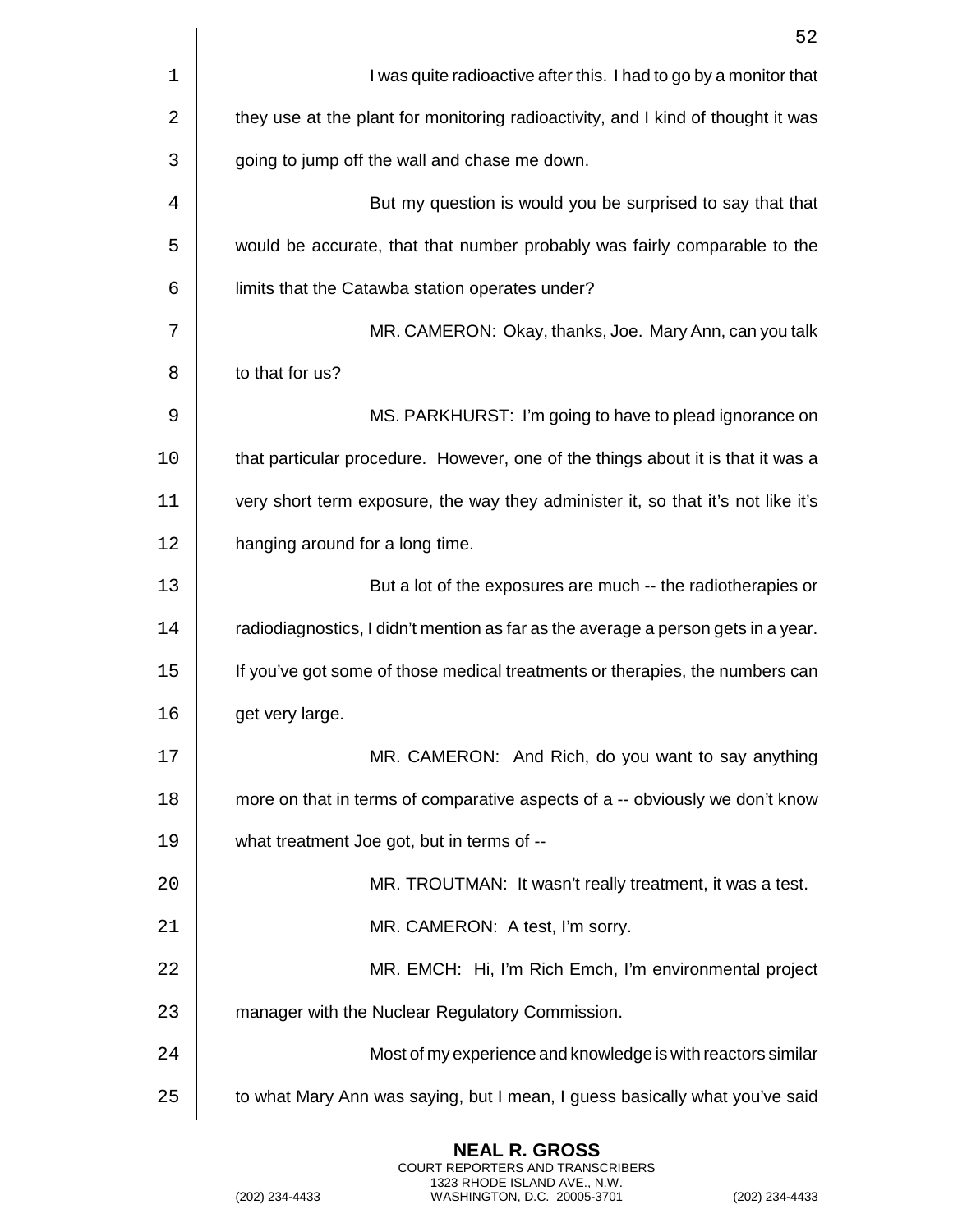I was quite radioactive after this. I had to go by a monitor that they use at the plant for monitoring radioactivity, and I kind of thought it was going to jump off the wall and chase me down.

But my question is would you be surprised to say that that would be accurate, that that number probably was fairly comparable to the limits that the Catawba station operates under?

MR. CAMERON: Okay, thanks, Joe. Mary Ann, can you talk to that for us?

MS. PARKHURST: I'm going to have to plead ignorance on that particular procedure. However, one of the things about it is that it was a very short term exposure, the way they administer it, so that it's not like it's hanging around for a long time.

But a lot of the exposures are much -- the radiotherapies or radiodiagnostics, I didn't mention as far as the average a person gets in a year. If you've got some of those medical treatments or therapies, the numbers can get very large.

MR. CAMERON: And Rich, do you want to say anything more on that in terms of comparative aspects of a -- obviously we don't know what treatment Joe got, but in terms of --

MR. TROUTMAN: It wasn't really treatment, it was a test.

MR. CAMERON: A test, I'm sorry.

MR. EMCH: Hi, I'm Rich Emch, I'm environmental project manager with the Nuclear Regulatory Commission.

Most of my experience and knowledge is with reactors similar to what Mary Ann was saying, but I mean, I guess basically what you've said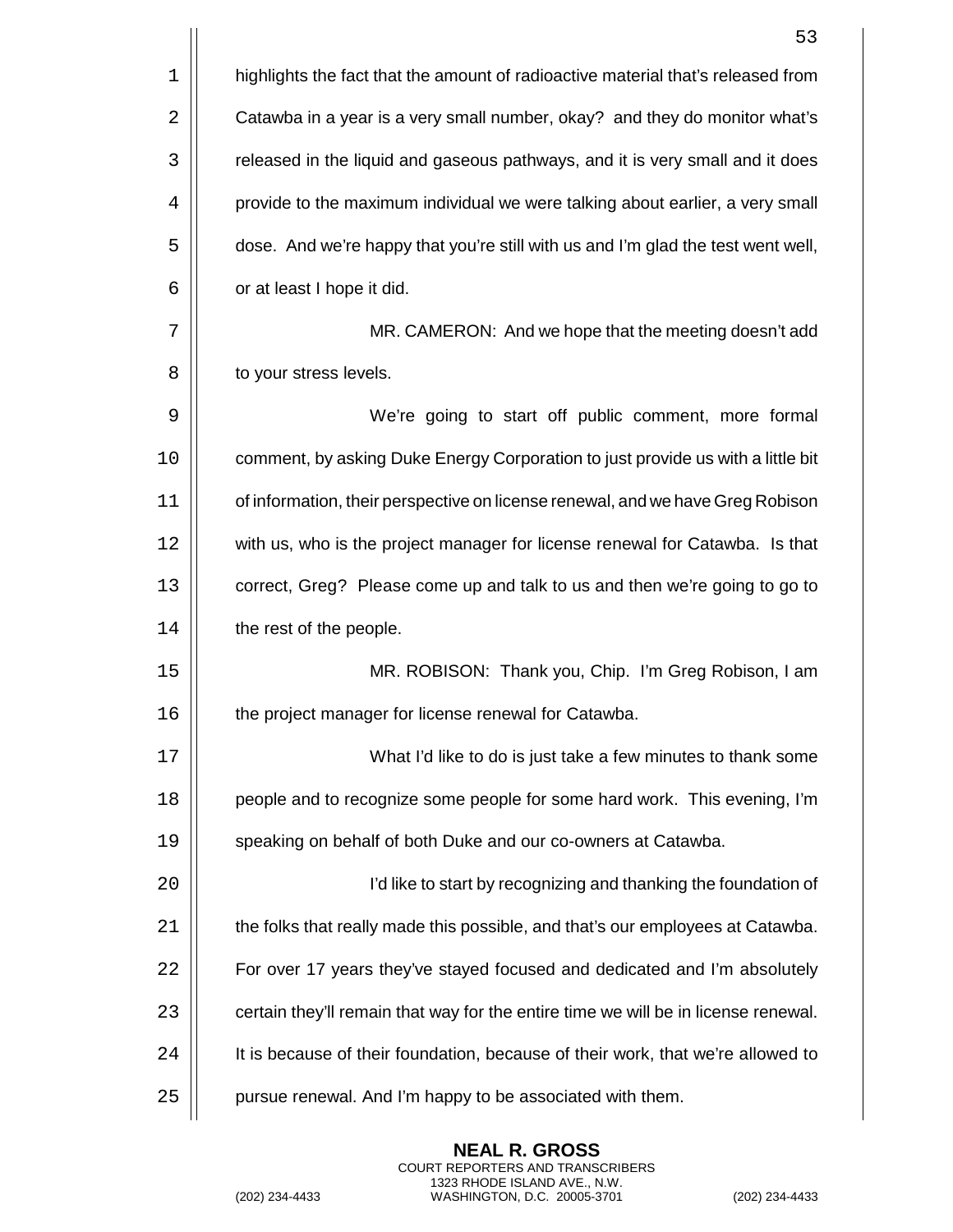highlights the fact that the amount of radioactive material that's released from Catawba in a year is a very small number, okay? and they do monitor what's released in the liquid and gaseous pathways, and it is very small and it does provide to the maximum individual we were talking about earlier, a very small dose. And we're happy that you're still with us and I'm glad the test went well, or at least I hope it did.

MR. CAMERON: And we hope that the meeting doesn't add to your stress levels.

We're going to start off public comment, more formal comment, by asking Duke Energy Corporation to just provide us with a little bit of information, their perspective on license renewal, and we have Greg Robison with us, who is the project manager for license renewal for Catawba. Is that correct, Greg? Please come up and talk to us and then we're going to go to the rest of the people.

MR. ROBISON: Thank you, Chip. I'm Greg Robison, I am the project manager for license renewal for Catawba.

What I'd like to do is just take a few minutes to thank some people and to recognize some people for some hard work. This evening, I'm speaking on behalf of both Duke and our co-owners at Catawba.

I'd like to start by recognizing and thanking the foundation of the folks that really made this possible, and that's our employees at Catawba. For over 17 years they've stayed focused and dedicated and I'm absolutely certain they'll remain that way for the entire time we will be in license renewal. It is because of their foundation, because of their work, that we're allowed to pursue renewal. And I'm happy to be associated with them.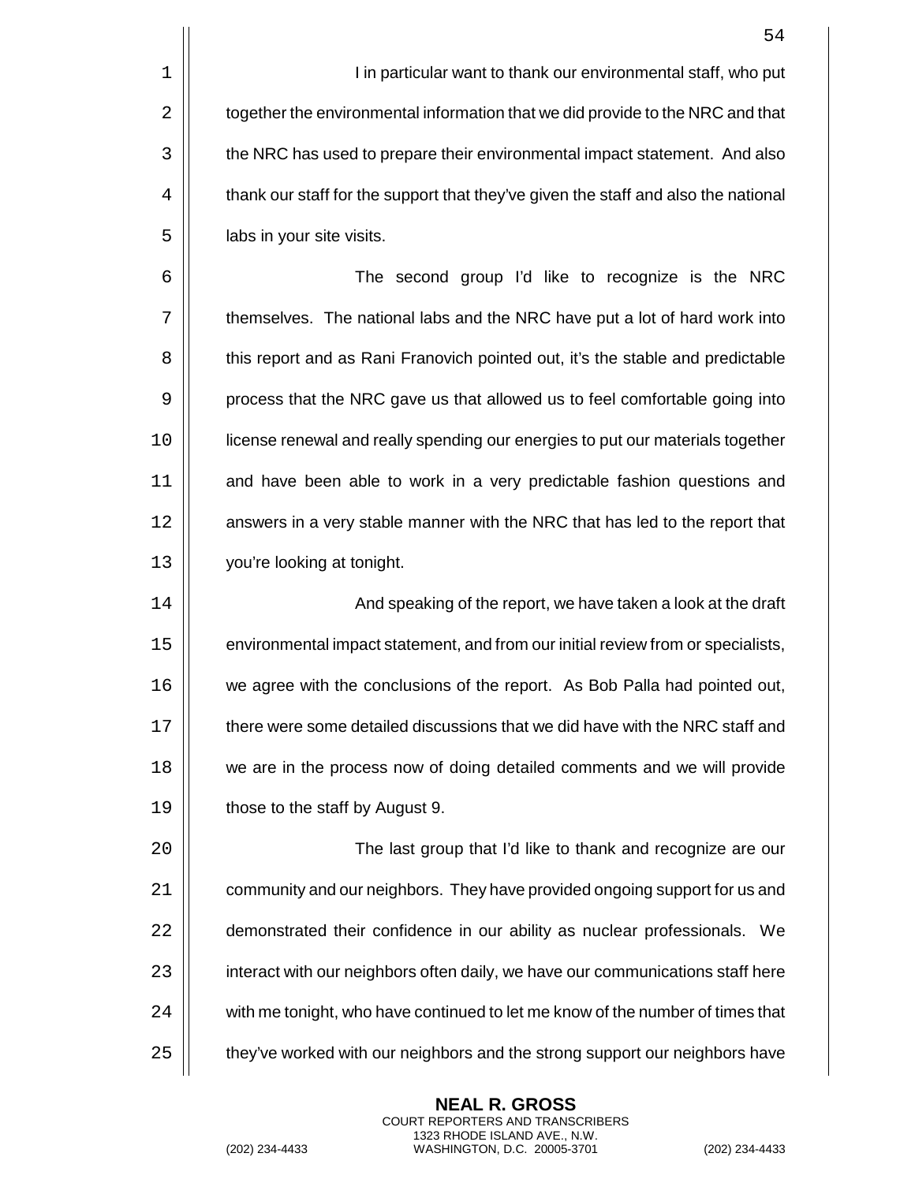I in particular want to thank our environmental staff, who put together the environmental information that we did provide to the NRC and that the NRC has used to prepare their environmental impact statement. And also thank our staff for the support that they've given the staff and also the national labs in your site visits.

The second group I'd like to recognize is the NRC themselves. The national labs and the NRC have put a lot of hard work into this report and as Rani Franovich pointed out, it's the stable and predictable process that the NRC gave us that allowed us to feel comfortable going into license renewal and really spending our energies to put our materials together and have been able to work in a very predictable fashion questions and answers in a very stable manner with the NRC that has led to the report that you're looking at tonight.

And speaking of the report, we have taken a look at the draft environmental impact statement, and from our initial review from or specialists, we agree with the conclusions of the report. As Bob Palla had pointed out, there were some detailed discussions that we did have with the NRC staff and we are in the process now of doing detailed comments and we will provide those to the staff by August 9.

The last group that I'd like to thank and recognize are our community and our neighbors. They have provided ongoing support for us and demonstrated their confidence in our ability as nuclear professionals. We interact with our neighbors often daily, we have our communications staff here with me tonight, who have continued to let me know of the number of times that they've worked with our neighbors and the strong support our neighbors have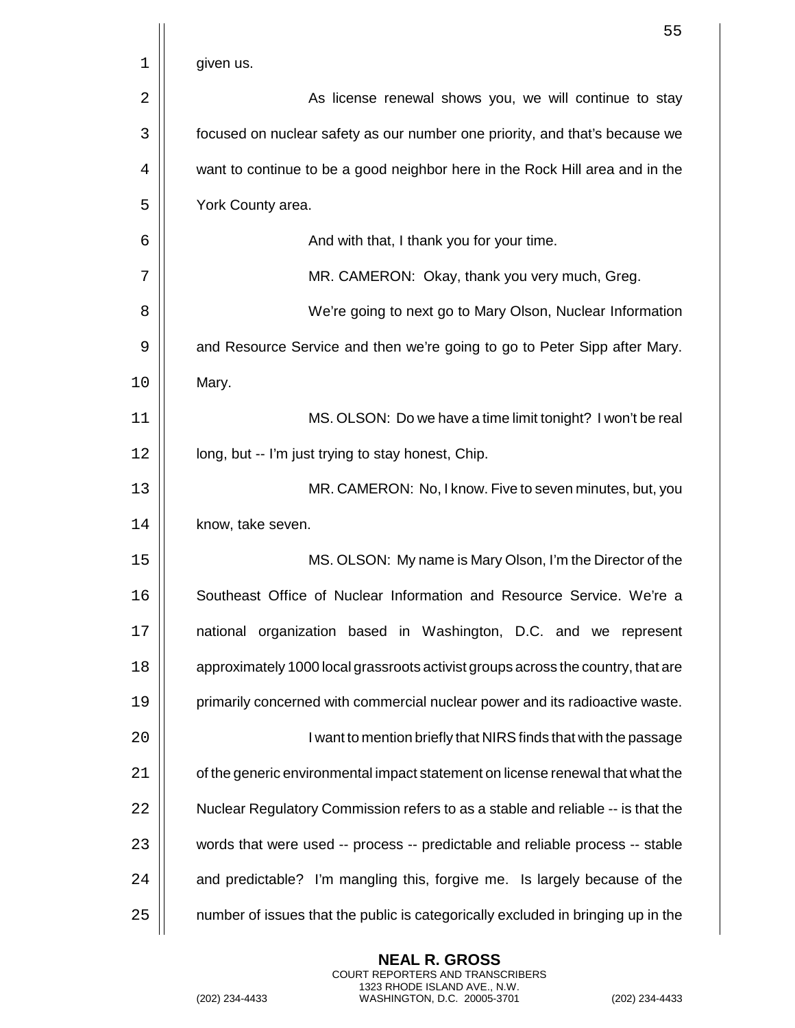given us.

As license renewal shows you, we will continue to stay focused on nuclear safety as our number one priority, and that's because we want to continue to be a good neighbor here in the Rock Hill area and in the York County area.

And with that, I thank you for your time.

MR. CAMERON: Okay, thank you very much, Greg.

We're going to next go to Mary Olson, Nuclear Information and Resource Service and then we're going to go to Peter Sipp after Mary. Mary.

MS. OLSON: Do we have a time limit tonight? I won't be real long, but -- I'm just trying to stay honest, Chip.

MR. CAMERON: No, I know. Five to seven minutes, but, you know, take seven.

MS. OLSON: My name is Mary Olson, I'm the Director of the Southeast Office of Nuclear Information and Resource Service. We're a national organization based in Washington, D.C. and we represent approximately 1000 local grassroots activist groups across the country, that are primarily concerned with commercial nuclear power and its radioactive waste.

I want to mention briefly that NIRS finds that with the passage of the generic environmental impact statement on license renewal that what the Nuclear Regulatory Commission refers to as a stable and reliable -- is that the words that were used -- process -- predictable and reliable process -- stable and predictable? I'm mangling this, forgive me. Is largely because of the number of issues that the public is categorically excluded in bringing up in the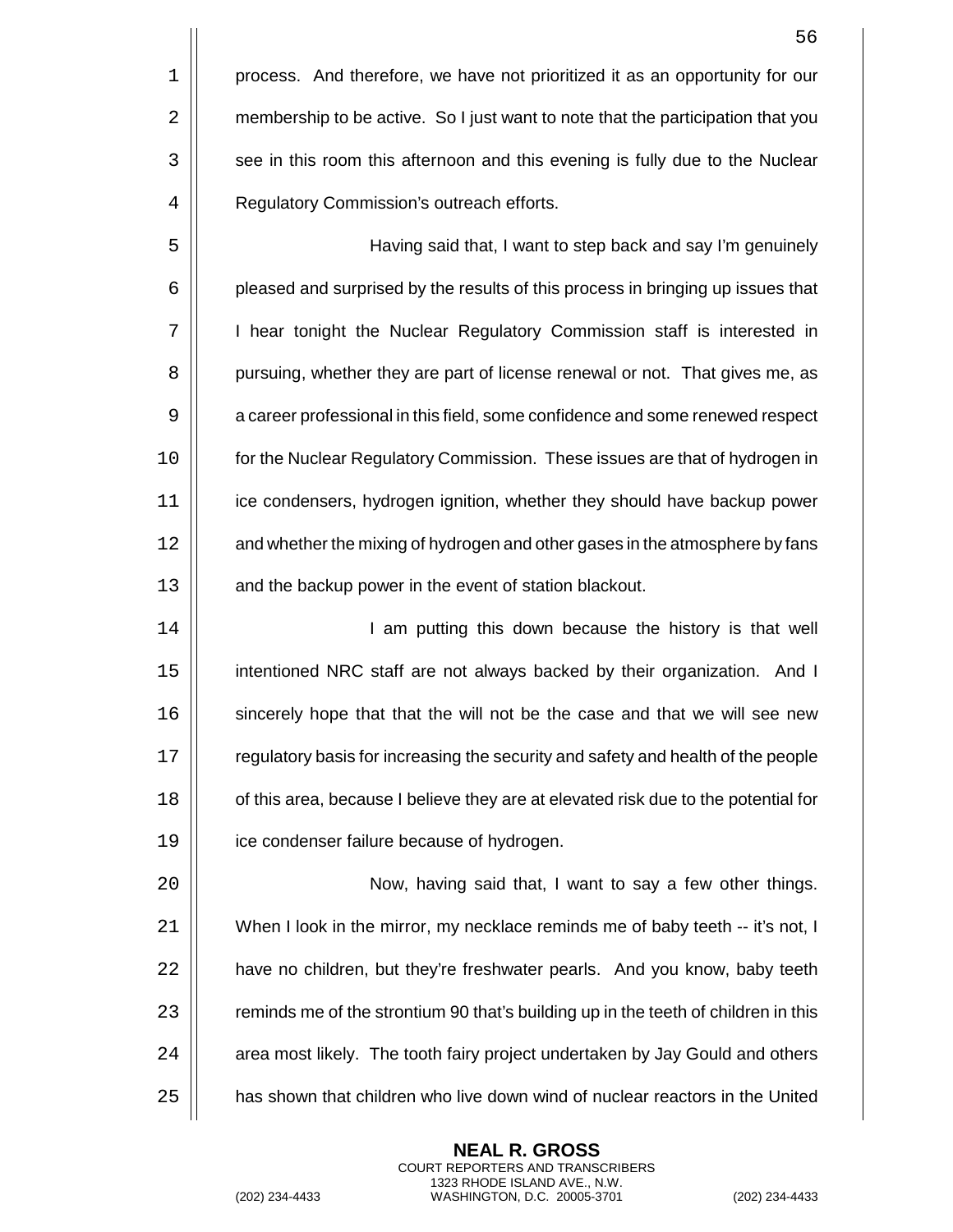process. And therefore, we have not prioritized it as an opportunity for our membership to be active. So I just want to note that the participation that you see in this room this afternoon and this evening is fully due to the Nuclear Regulatory Commission's outreach efforts.

Having said that, I want to step back and say I'm genuinely pleased and surprised by the results of this process in bringing up issues that I hear tonight the Nuclear Regulatory Commission staff is interested in pursuing, whether they are part of license renewal or not. That gives me, as a career professional in this field, some confidence and some renewed respect for the Nuclear Regulatory Commission. These issues are that of hydrogen in ice condensers, hydrogen ignition, whether they should have backup power and whether the mixing of hydrogen and other gases in the atmosphere by fans and the backup power in the event of station blackout.

I am putting this down because the history is that well intentioned NRC staff are not always backed by their organization. And I sincerely hope that that the will not be the case and that we will see new regulatory basis for increasing the security and safety and health of the people of this area, because I believe they are at elevated risk due to the potential for ice condenser failure because of hydrogen.

Now, having said that, I want to say a few other things. When I look in the mirror, my necklace reminds me of baby teeth -- it's not, I have no children, but they're freshwater pearls. And you know, baby teeth reminds me of the strontium 90 that's building up in the teeth of children in this area most likely. The tooth fairy project undertaken by Jay Gould and others has shown that children who live down wind of nuclear reactors in the United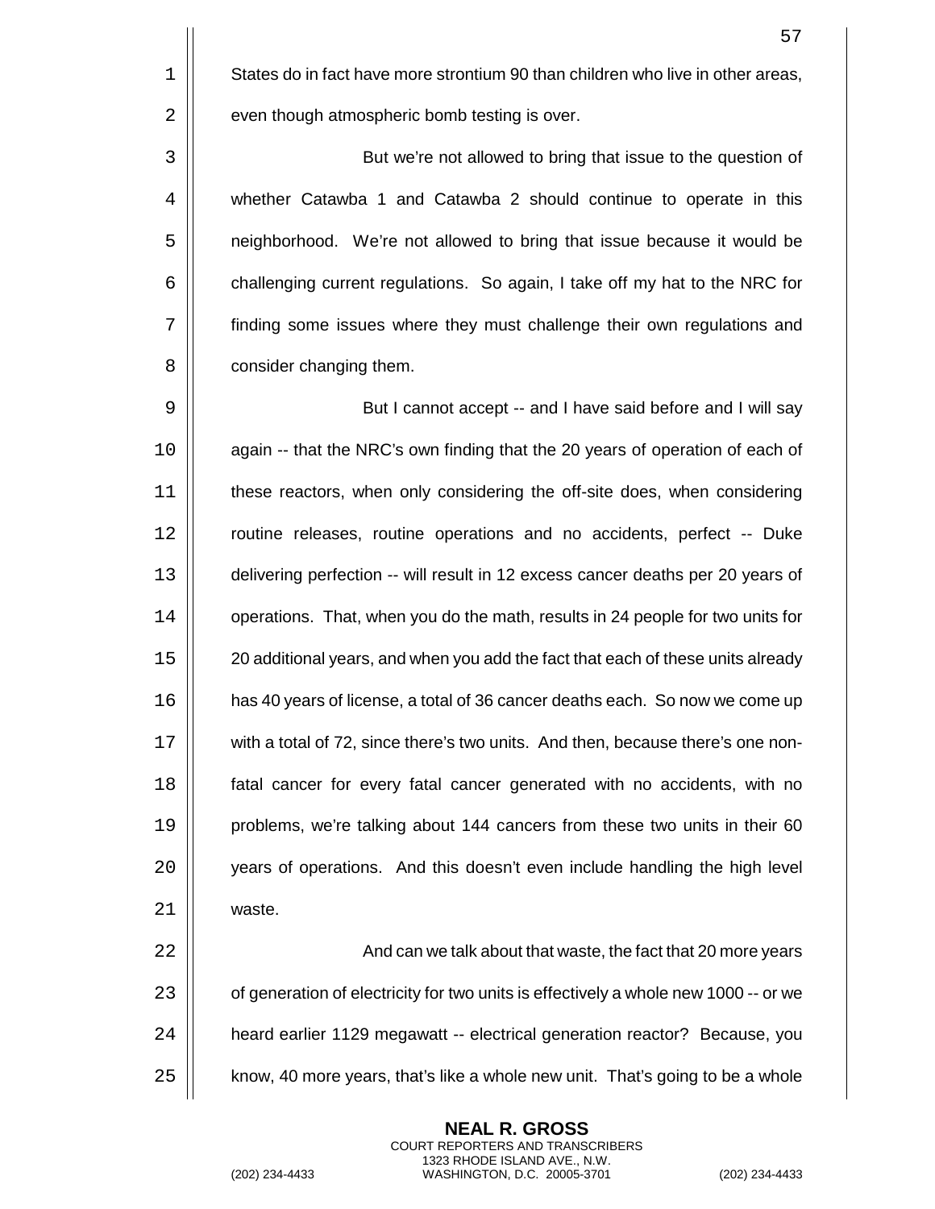States do in fact have more strontium 90 than children who live in other areas, even though atmospheric bomb testing is over.

But we're not allowed to bring that issue to the question of whether Catawba 1 and Catawba 2 should continue to operate in this neighborhood. We're not allowed to bring that issue because it would be challenging current regulations. So again, I take off my hat to the NRC for finding some issues where they must challenge their own regulations and consider changing them.

But I cannot accept -- and I have said before and I will say again -- that the NRC's own finding that the 20 years of operation of each of these reactors, when only considering the off-site does, when considering routine releases, routine operations and no accidents, perfect -- Duke delivering perfection -- will result in 12 excess cancer deaths per 20 years of operations. That, when you do the math, results in 24 people for two units for 20 additional years, and when you add the fact that each of these units already has 40 years of license, a total of 36 cancer deaths each. So now we come up with a total of 72, since there's two units. And then, because there's one non-fatal cancer for every fatal cancer generated with no accidents, with no problems, we're talking about 144 cancers from these two units in their 60 years of operations. And this doesn't even include handling the high level waste.

And can we talk about that waste, the fact that 20 more years of generation of electricity for two units is effectively a whole new 1000 -- or we heard earlier 1129 megawatt -- electrical generation reactor? Because, you know, 40 more years, that's like a whole new unit. That's going to be a whole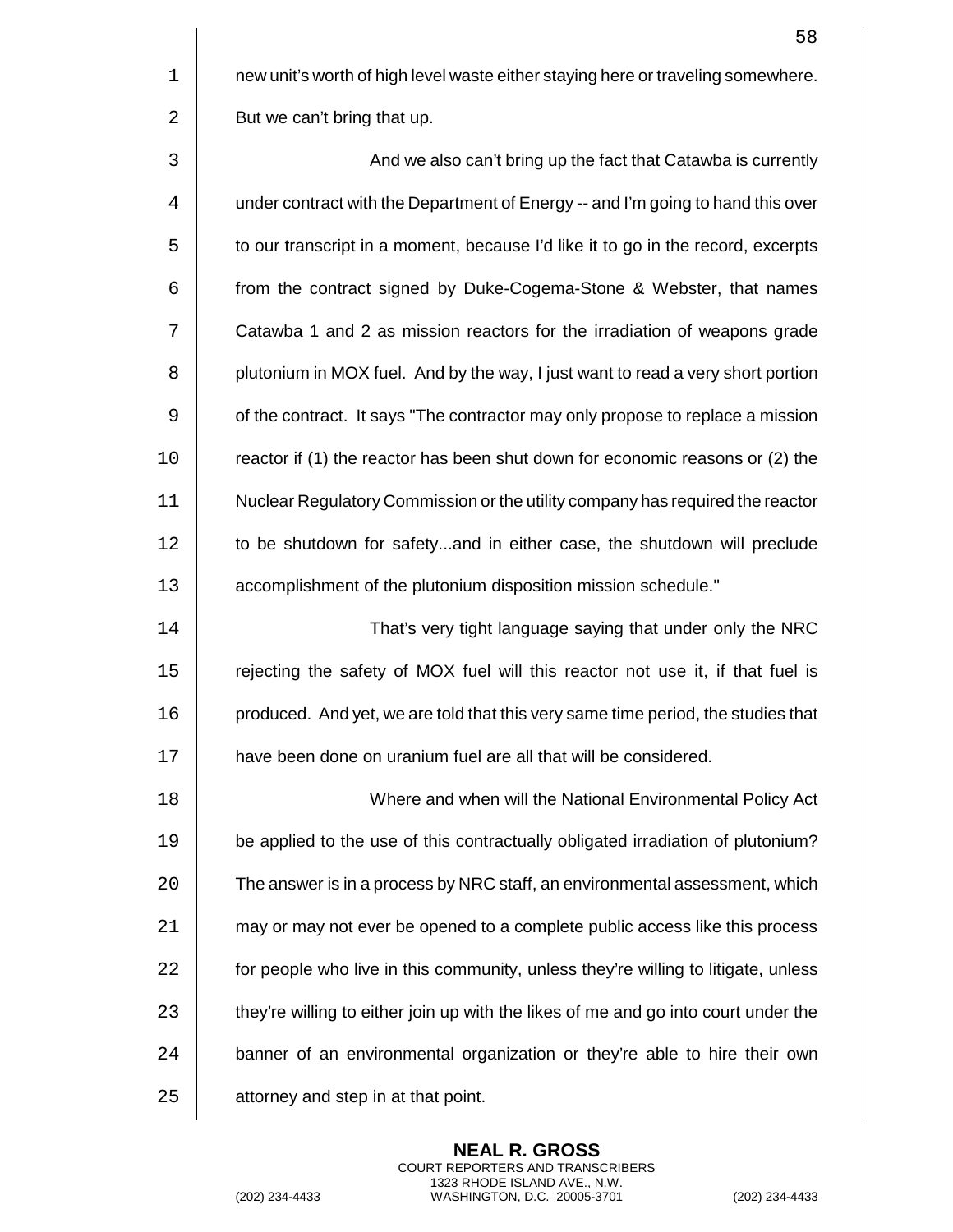new unit's worth of high level waste either staying here or traveling somewhere. But we can't bring that up.

And we also can't bring up the fact that Catawba is currently under contract with the Department of Energy -- and I'm going to hand this over to our transcript in a moment, because I'd like it to go in the record, excerpts from the contract signed by Duke-Cogema-Stone & Webster, that names Catawba 1 and 2 as mission reactors for the irradiation of weapons grade plutonium in MOX fuel. And by the way, I just want to read a very short portion of the contract. It says "The contractor may only propose to replace a mission reactor if (1) the reactor has been shut down for economic reasons or (2) the Nuclear Regulatory Commission or the utility company has required the reactor to be shutdown for safety...and in either case, the shutdown will preclude accomplishment of the plutonium disposition mission schedule."

That's very tight language saying that under only the NRC rejecting the safety of MOX fuel will this reactor not use it, if that fuel is produced. And yet, we are told that this very same time period, the studies that have been done on uranium fuel are all that will be considered.

Where and when will the National Environmental Policy Act be applied to the use of this contractually obligated irradiation of plutonium? The answer is in a process by NRC staff, an environmental assessment, which may or may not ever be opened to a complete public access like this process for people who live in this community, unless they're willing to litigate, unless they're willing to either join up with the likes of me and go into court under the banner of an environmental organization or they're able to hire their own attorney and step in at that point.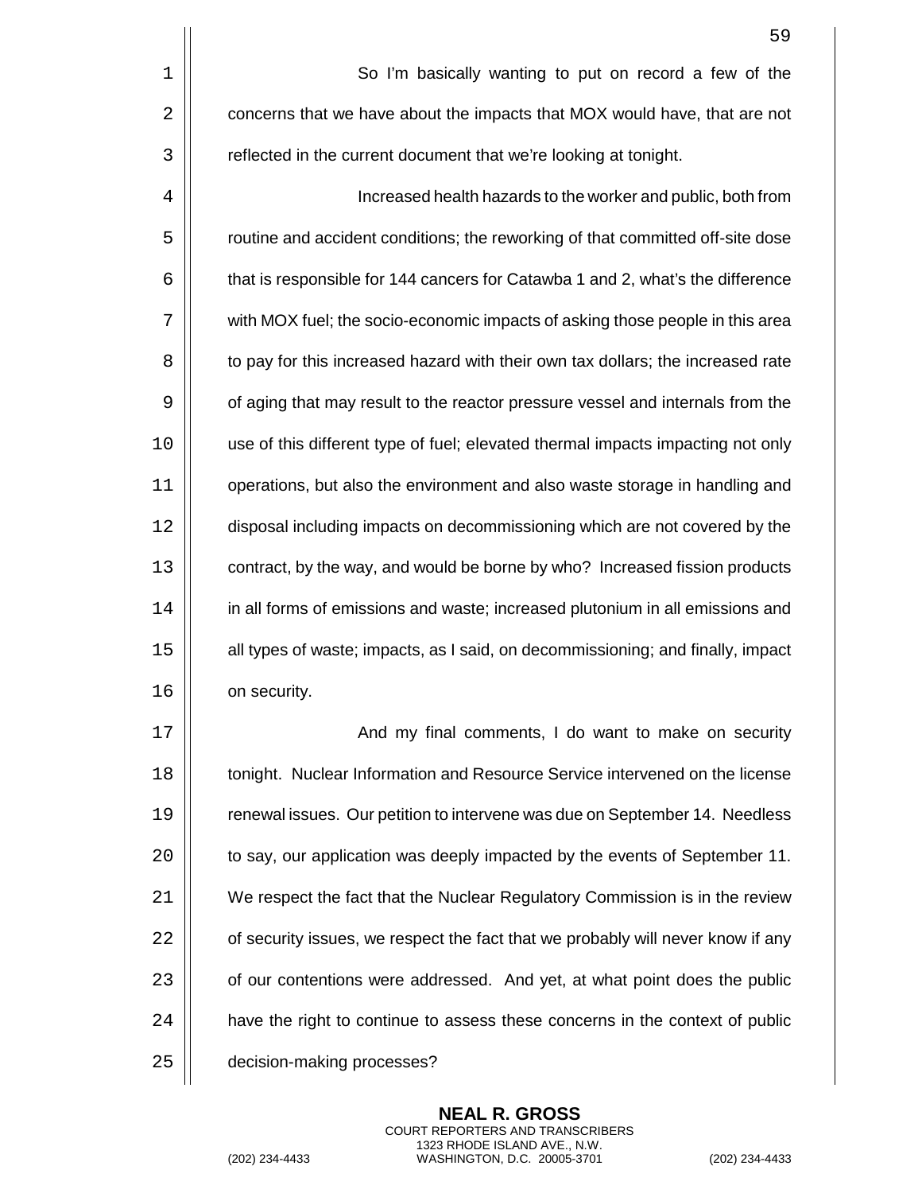So I'm basically wanting to put on record a few of the concerns that we have about the impacts that MOX would have, that are not reflected in the current document that we're looking at tonight.

Increased health hazards to the worker and public, both from routine and accident conditions; the reworking of that committed off-site dose that is responsible for 144 cancers for Catawba 1 and 2, what's the difference with MOX fuel; the socio-economic impacts of asking those people in this area to pay for this increased hazard with their own tax dollars; the increased rate of aging that may result to the reactor pressure vessel and internals from the use of this different type of fuel; elevated thermal impacts impacting not only operations, but also the environment and also waste storage in handling and disposal including impacts on decommissioning which are not covered by the contract, by the way, and would be borne by who? Increased fission products in all forms of emissions and waste; increased plutonium in all emissions and all types of waste; impacts, as I said, on decommissioning; and finally, impact on security.

And my final comments, I do want to make on security tonight. Nuclear Information and Resource Service intervened on the license renewal issues. Our petition to intervene was due on September 14. Needless to say, our application was deeply impacted by the events of September 11. We respect the fact that the Nuclear Regulatory Commission is in the review of security issues, we respect the fact that we probably will never know if any of our contentions were addressed. And yet, at what point does the public have the right to continue to assess these concerns in the context of public decision-making processes?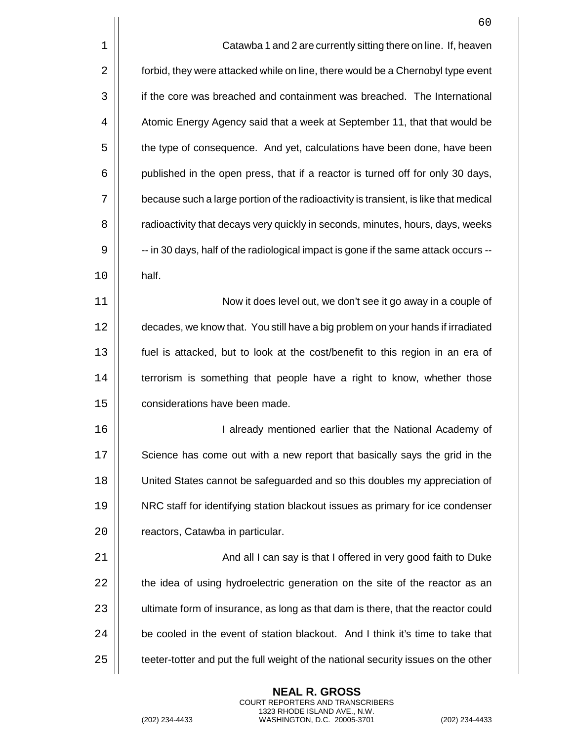Catawba 1 and 2 are currently sitting there on line. If, heaven forbid, they were attacked while on line, there would be a Chernobyl type event if the core was breached and containment was breached. The International Atomic Energy Agency said that a week at September 11, that that would be the type of consequence. And yet, calculations have been done, have been published in the open press, that if a reactor is turned off for only 30 days, because such a large portion of the radioactivity is transient, is like that medical radioactivity that decays very quickly in seconds, minutes, hours, days, weeks -- in 30 days, half of the radiological impact is gone if the same attack occurs -- half.

Now it does level out, we don't see it go away in a couple of decades, we know that. You still have a big problem on your hands if irradiated fuel is attacked, but to look at the cost/benefit to this region in an era of terrorism is something that people have a right to know, whether those considerations have been made.

I already mentioned earlier that the National Academy of Science has come out with a new report that basically says the grid in the United States cannot be safeguarded and so this doubles my appreciation of NRC staff for identifying station blackout issues as primary for ice condenser reactors, Catawba in particular.

And all I can say is that I offered in very good faith to Duke the idea of using hydroelectric generation on the site of the reactor as an ultimate form of insurance, as long as that dam is there, that the reactor could be cooled in the event of station blackout. And I think it's time to take that teeter-totter and put the full weight of the national security issues on the other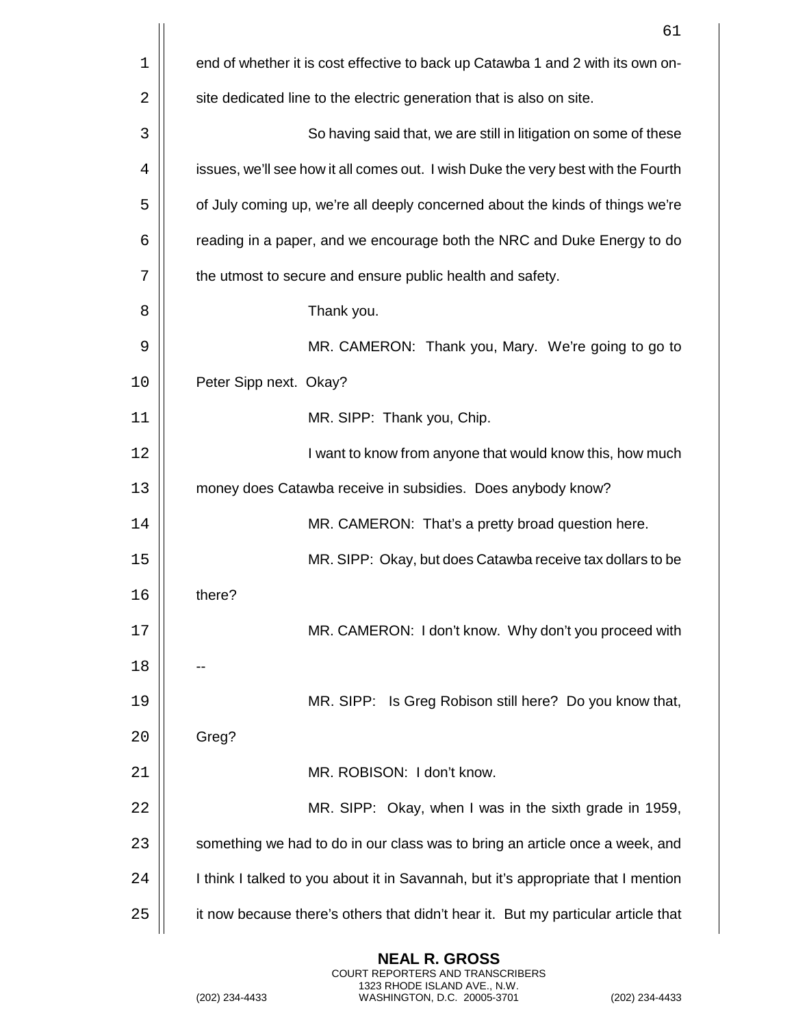end of whether it is cost effective to back up Catawba 1 and 2 with its own on-site dedicated line to the electric generation that is also on site.

So having said that, we are still in litigation on some of these issues, we'll see how it all comes out. I wish Duke the very best with the Fourth of July coming up, we're all deeply concerned about the kinds of things we're reading in a paper, and we encourage both the NRC and Duke Energy to do the utmost to secure and ensure public health and safety.

Thank you.

MR. CAMERON: Thank you, Mary. We're going to go to Peter Sipp next. Okay?

MR. SIPP: Thank you, Chip.

I want to know from anyone that would know this, how much money does Catawba receive in subsidies. Does anybody know?

MR. CAMERON: That's a pretty broad question here.

MR. SIPP: Okay, but does Catawba receive tax dollars to be there?

MR. CAMERON: I don't know. Why don't you proceed with --

MR. SIPP: Is Greg Robison still here? Do you know that, Greg?

MR. ROBISON: I don't know.

MR. SIPP: Okay, when I was in the sixth grade in 1959, something we had to do in our class was to bring an article once a week, and I think I talked to you about it in Savannah, but it's appropriate that I mention it now because there's others that didn't hear it. But my particular article that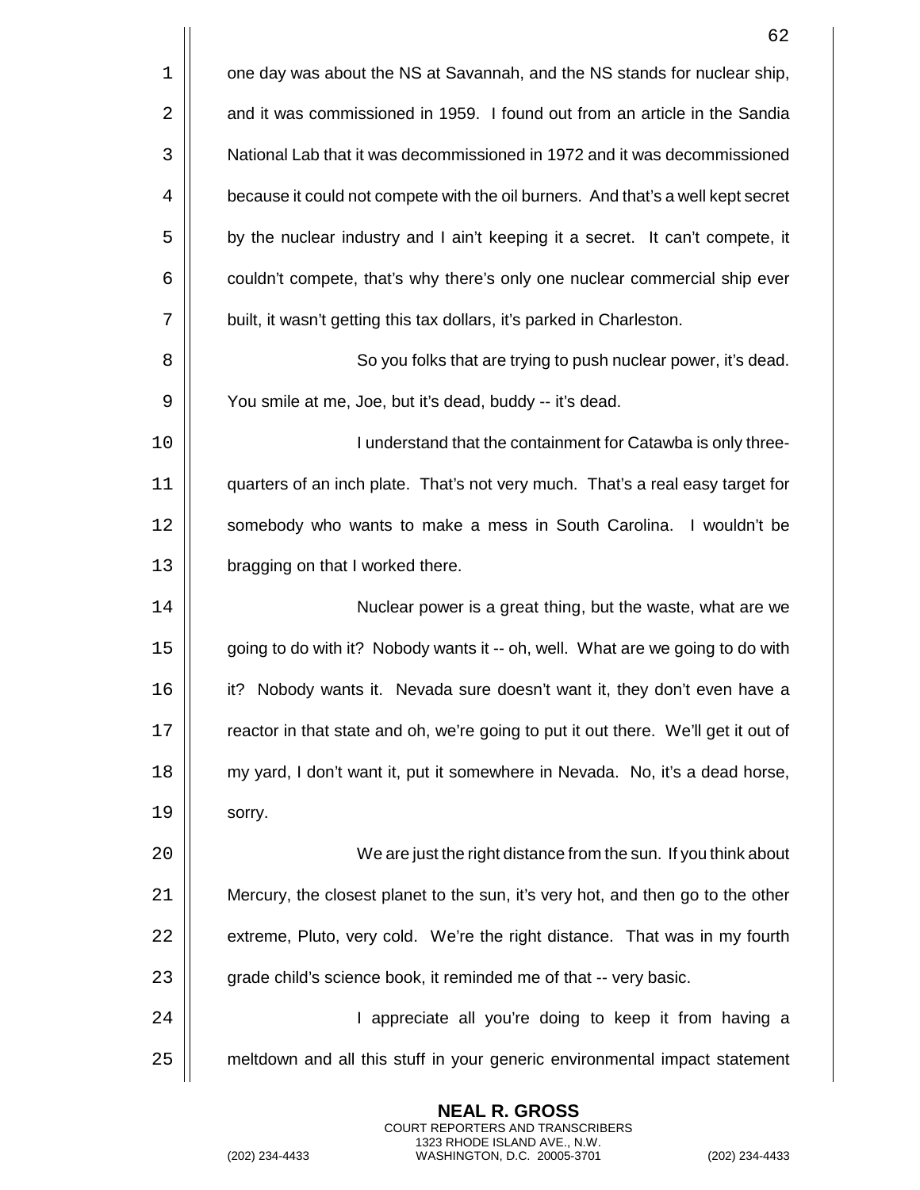one day was about the NS at Savannah, and the NS stands for nuclear ship, and it was commissioned in 1959. I found out from an article in the Sandia National Lab that it was decommissioned in 1972 and it was decommissioned because it could not compete with the oil burners. And that's a well kept secret by the nuclear industry and I ain't keeping it a secret. It can't compete, it couldn't compete, that's why there's only one nuclear commercial ship ever built, it wasn't getting this tax dollars, it's parked in Charleston.

So you folks that are trying to push nuclear power, it's dead. You smile at me, Joe, but it's dead, buddy -- it's dead.

I understand that the containment for Catawba is only three-quarters of an inch plate. That's not very much. That's a real easy target for somebody who wants to make a mess in South Carolina. I wouldn't be bragging on that I worked there.

Nuclear power is a great thing, but the waste, what are we going to do with it? Nobody wants it -- oh, well. What are we going to do with it? Nobody wants it. Nevada sure doesn't want it, they don't even have a reactor in that state and oh, we're going to put it out there. We'll get it out of my yard, I don't want it, put it somewhere in Nevada. No, it's a dead horse, sorry.

We are just the right distance from the sun. If you think about Mercury, the closest planet to the sun, it's very hot, and then go to the other extreme, Pluto, very cold. We're the right distance. That was in my fourth grade child's science book, it reminded me of that -- very basic.

I appreciate all you're doing to keep it from having a meltdown and all this stuff in your generic environmental impact statement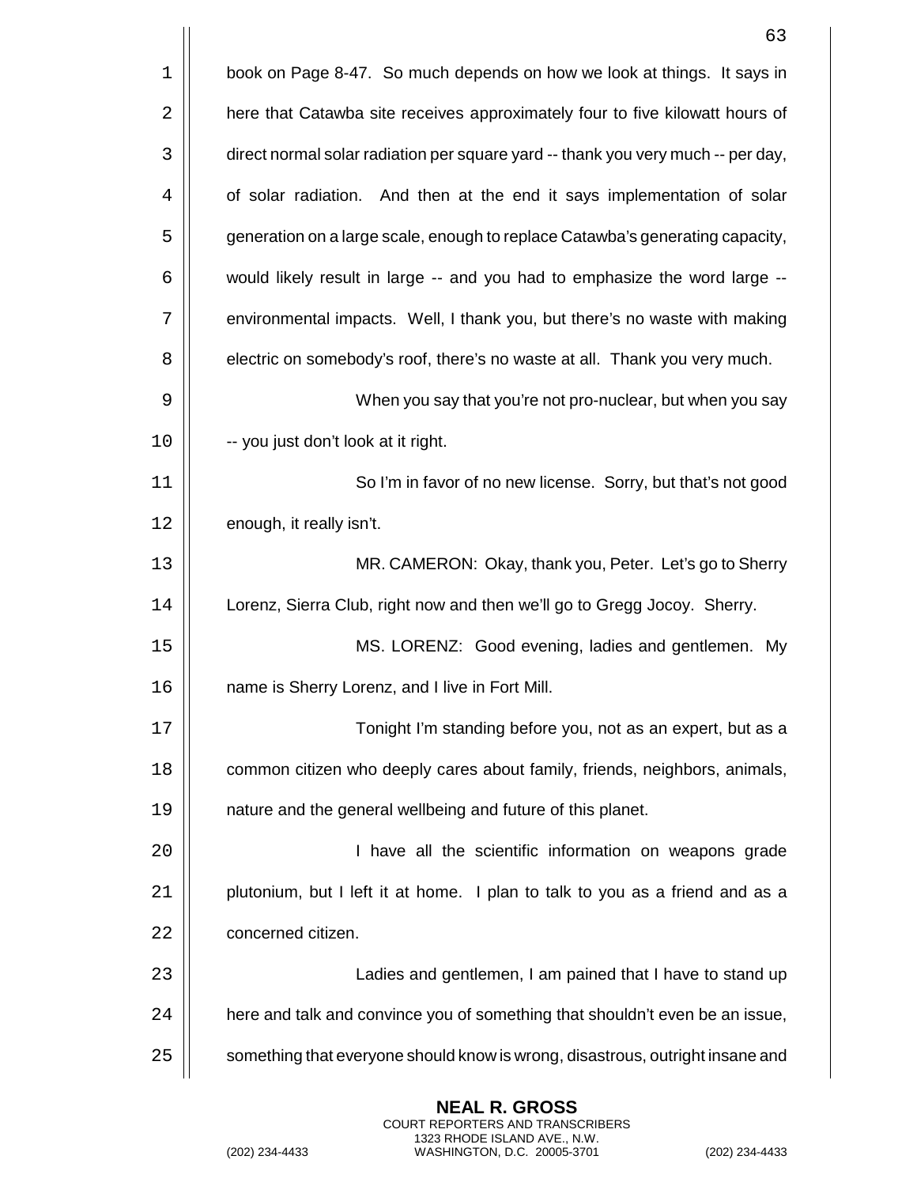book on Page 8-47. So much depends on how we look at things. It says in here that Catawba site receives approximately four to five kilowatt hours of direct normal solar radiation per square yard -- thank you very much -- per day, of solar radiation. And then at the end it says implementation of solar generation on a large scale, enough to replace Catawba's generating capacity, would likely result in large -- and you had to emphasize the word large -- environmental impacts. Well, I thank you, but there's no waste with making electric on somebody's roof, there's no waste at all. Thank you very much.

When you say that you're not pro-nuclear, but when you say -- you just don't look at it right.

So I'm in favor of no new license. Sorry, but that's not good enough, it really isn't.

MR. CAMERON: Okay, thank you, Peter. Let's go to Sherry Lorenz, Sierra Club, right now and then we'll go to Gregg Jocoy. Sherry.

MS. LORENZ: Good evening, ladies and gentlemen. My name is Sherry Lorenz, and I live in Fort Mill.

Tonight I'm standing before you, not as an expert, but as a common citizen who deeply cares about family, friends, neighbors, animals, nature and the general wellbeing and future of this planet.

I have all the scientific information on weapons grade plutonium, but I left it at home. I plan to talk to you as a friend and as a concerned citizen.

Ladies and gentlemen, I am pained that I have to stand up here and talk and convince you of something that shouldn't even be an issue, something that everyone should know is wrong, disastrous, outright insane and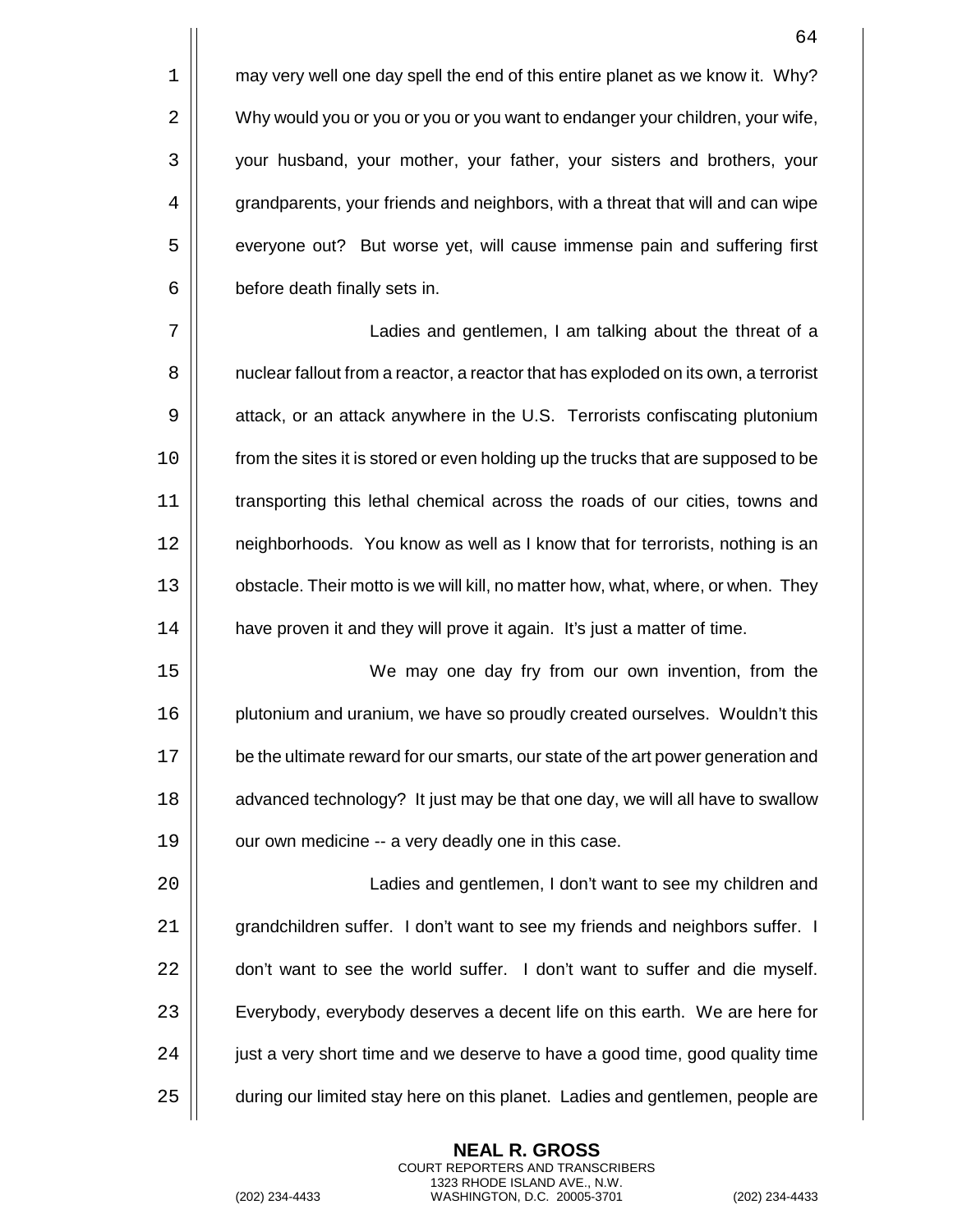may very well one day spell the end of this entire planet as we know it. Why? Why would you or you or you or you want to endanger your children, your wife, your husband, your mother, your father, your sisters and brothers, your grandparents, your friends and neighbors, with a threat that will and can wipe everyone out? But worse yet, will cause immense pain and suffering first before death finally sets in.

Ladies and gentlemen, I am talking about the threat of a nuclear fallout from a reactor, a reactor that has exploded on its own, a terrorist attack, or an attack anywhere in the U.S. Terrorists confiscating plutonium from the sites it is stored or even holding up the trucks that are supposed to be transporting this lethal chemical across the roads of our cities, towns and neighborhoods. You know as well as I know that for terrorists, nothing is an obstacle. Their motto is we will kill, no matter how, what, where, or when. They have proven it and they will prove it again. It's just a matter of time.

We may one day fry from our own invention, from the plutonium and uranium, we have so proudly created ourselves. Wouldn't this be the ultimate reward for our smarts, our state of the art power generation and advanced technology? It just may be that one day, we will all have to swallow our own medicine -- a very deadly one in this case.

Ladies and gentlemen, I don't want to see my children and grandchildren suffer. I don't want to see my friends and neighbors suffer. I don't want to see the world suffer. I don't want to suffer and die myself. Everybody, everybody deserves a decent life on this earth. We are here for just a very short time and we deserve to have a good time, good quality time during our limited stay here on this planet. Ladies and gentlemen, people are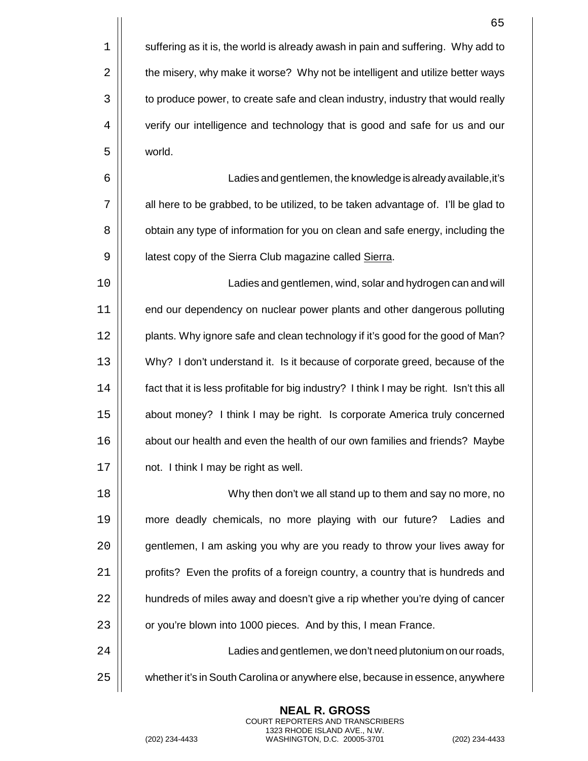suffering as it is, the world is already awash in pain and suffering. Why add to the misery, why make it worse? Why not be intelligent and utilize better ways to produce power, to create safe and clean industry, industry that would really verify our intelligence and technology that is good and safe for us and our world.

Ladies and gentlemen, the knowledge is already available,it's all here to be grabbed, to be utilized, to be taken advantage of. I'll be glad to obtain any type of information for you on clean and safe energy, including the latest copy of the Sierra Club magazine called Sierra.

Ladies and gentlemen, wind, solar and hydrogen can and will end our dependency on nuclear power plants and other dangerous polluting plants. Why ignore safe and clean technology if it's good for the good of Man? Why? I don't understand it. Is it because of corporate greed, because of the fact that it is less profitable for big industry? I think I may be right. Isn't this all about money? I think I may be right. Is corporate America truly concerned about our health and even the health of our own families and friends? Maybe not. I think I may be right as well.

Why then don't we all stand up to them and say no more, no more deadly chemicals, no more playing with our future? Ladies and gentlemen, I am asking you why are you ready to throw your lives away for profits? Even the profits of a foreign country, a country that is hundreds and hundreds of miles away and doesn't give a rip whether you're dying of cancer or you're blown into 1000 pieces. And by this, I mean France.

Ladies and gentlemen, we don't need plutonium on our roads, whether it's in South Carolina or anywhere else, because in essence, anywhere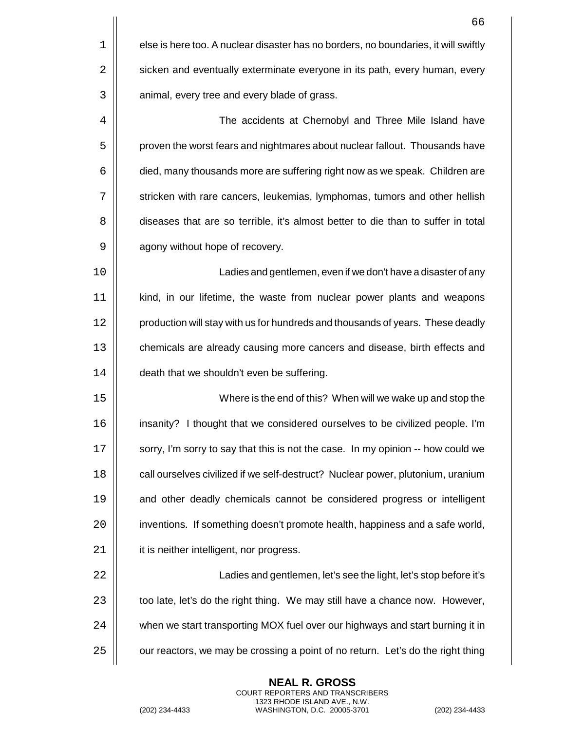else is here too. A nuclear disaster has no borders, no boundaries, it will swiftly sicken and eventually exterminate everyone in its path, every human, every animal, every tree and every blade of grass.

The accidents at Chernobyl and Three Mile Island have proven the worst fears and nightmares about nuclear fallout. Thousands have died, many thousands more are suffering right now as we speak. Children are stricken with rare cancers, leukemias, lymphomas, tumors and other hellish diseases that are so terrible, it's almost better to die than to suffer in total agony without hope of recovery.

Ladies and gentlemen, even if we don't have a disaster of any kind, in our lifetime, the waste from nuclear power plants and weapons production will stay with us for hundreds and thousands of years. These deadly chemicals are already causing more cancers and disease, birth effects and death that we shouldn't even be suffering.

Where is the end of this? When will we wake up and stop the insanity? I thought that we considered ourselves to be civilized people. I'm sorry, I'm sorry to say that this is not the case. In my opinion -- how could we call ourselves civilized if we self-destruct? Nuclear power, plutonium, uranium and other deadly chemicals cannot be considered progress or intelligent inventions. If something doesn't promote health, happiness and a safe world, it is neither intelligent, nor progress.

Ladies and gentlemen, let's see the light, let's stop before it's too late, let's do the right thing. We may still have a chance now. However, when we start transporting MOX fuel over our highways and start burning it in our reactors, we may be crossing a point of no return. Let's do the right thing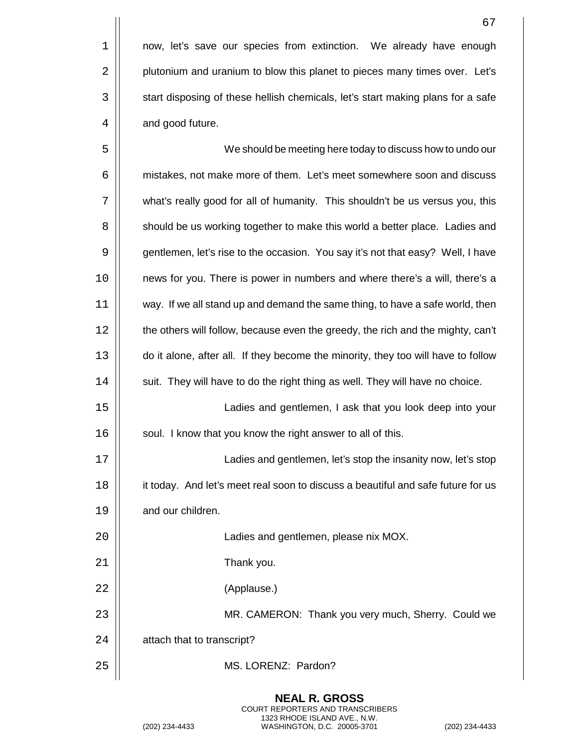now, let's save our species from extinction. We already have enough plutonium and uranium to blow this planet to pieces many times over. Let's start disposing of these hellish chemicals, let's start making plans for a safe and good future.

We should be meeting here today to discuss how to undo our mistakes, not make more of them. Let's meet somewhere soon and discuss what's really good for all of humanity. This shouldn't be us versus you, this should be us working together to make this world a better place. Ladies and gentlemen, let's rise to the occasion. You say it's not that easy? Well, I have news for you. There is power in numbers and where there's a will, there's a way. If we all stand up and demand the same thing, to have a safe world, then the others will follow, because even the greedy, the rich and the mighty, can't do it alone, after all. If they become the minority, they too will have to follow suit. They will have to do the right thing as well. They will have no choice.

Ladies and gentlemen, I ask that you look deep into your soul. I know that you know the right answer to all of this.

Ladies and gentlemen, let's stop the insanity now, let's stop it today. And let's meet real soon to discuss a beautiful and safe future for us and our children.

Ladies and gentlemen, please nix MOX.

Thank you.

(Applause.)

MR. CAMERON: Thank you very much, Sherry. Could we attach that to transcript?

MS. LORENZ: Pardon?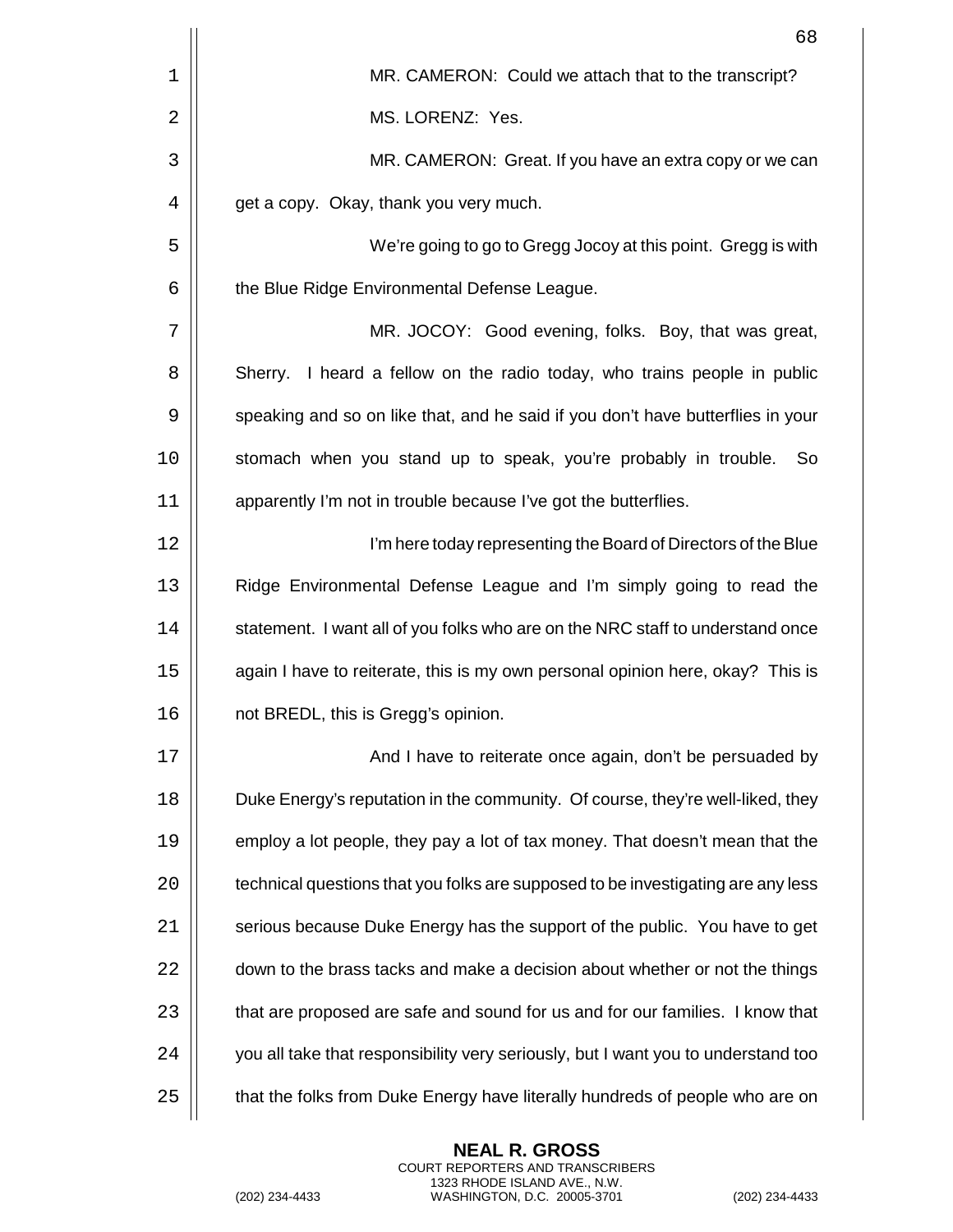MR. CAMERON: Could we attach that to the transcript?

MS. LORENZ: Yes.

MR. CAMERON: Great. If you have an extra copy or we can get a copy. Okay, thank you very much.

We're going to go to Gregg Jocoy at this point. Gregg is with the Blue Ridge Environmental Defense League.

MR. JOCOY: Good evening, folks. Boy, that was great, Sherry. I heard a fellow on the radio today, who trains people in public speaking and so on like that, and he said if you don't have butterflies in your stomach when you stand up to speak, you're probably in trouble. So apparently I'm not in trouble because I've got the butterflies.

I'm here today representing the Board of Directors of the Blue Ridge Environmental Defense League and I'm simply going to read the statement. I want all of you folks who are on the NRC staff to understand once again I have to reiterate, this is my own personal opinion here, okay? This is not BREDL, this is Gregg's opinion.

And I have to reiterate once again, don't be persuaded by Duke Energy's reputation in the community. Of course, they're well-liked, they employ a lot people, they pay a lot of tax money. That doesn't mean that the technical questions that you folks are supposed to be investigating are any less serious because Duke Energy has the support of the public. You have to get down to the brass tacks and make a decision about whether or not the things that are proposed are safe and sound for us and for our families. I know that you all take that responsibility very seriously, but I want you to understand too that the folks from Duke Energy have literally hundreds of people who are on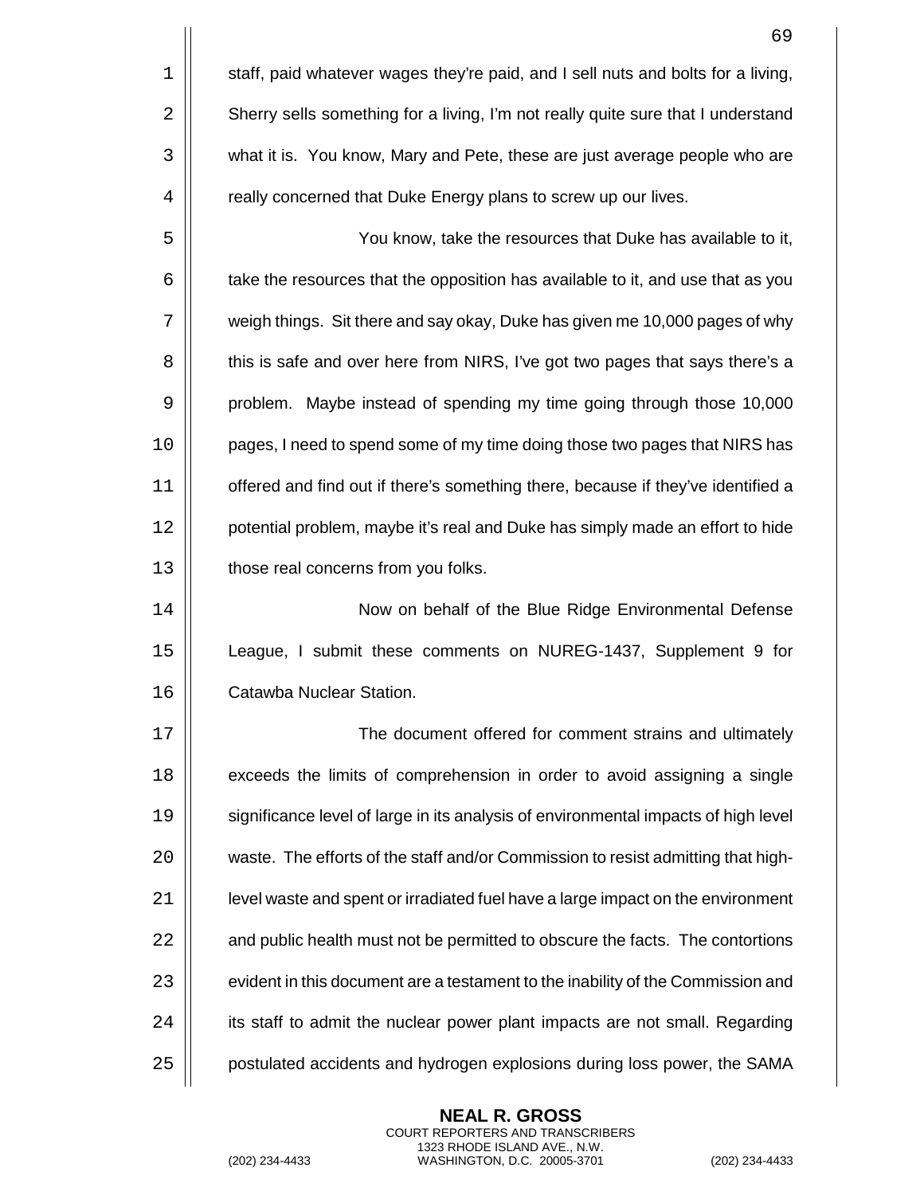staff, paid whatever wages they're paid, and I sell nuts and bolts for a living, Sherry sells something for a living, I'm not really quite sure that I understand what it is. You know, Mary and Pete, these are just average people who are really concerned that Duke Energy plans to screw up our lives.

You know, take the resources that Duke has available to it, take the resources that the opposition has available to it, and use that as you weigh things. Sit there and say okay, Duke has given me 10,000 pages of why this is safe and over here from NIRS, I've got two pages that says there's a problem. Maybe instead of spending my time going through those 10,000 pages, I need to spend some of my time doing those two pages that NIRS has offered and find out if there's something there, because if they've identified a potential problem, maybe it's real and Duke has simply made an effort to hide those real concerns from you folks.

Now on behalf of the Blue Ridge Environmental Defense League, I submit these comments on NUREG-1437, Supplement 9 for Catawba Nuclear Station.

The document offered for comment strains and ultimately exceeds the limits of comprehension in order to avoid assigning a single significance level of large in its analysis of environmental impacts of high level waste. The efforts of the staff and/or Commission to resist admitting that high-level waste and spent or irradiated fuel have a large impact on the environment and public health must not be permitted to obscure the facts. The contortions evident in this document are a testament to the inability of the Commission and its staff to admit the nuclear power plant impacts are not small. Regarding postulated accidents and hydrogen explosions during loss power, the SAMA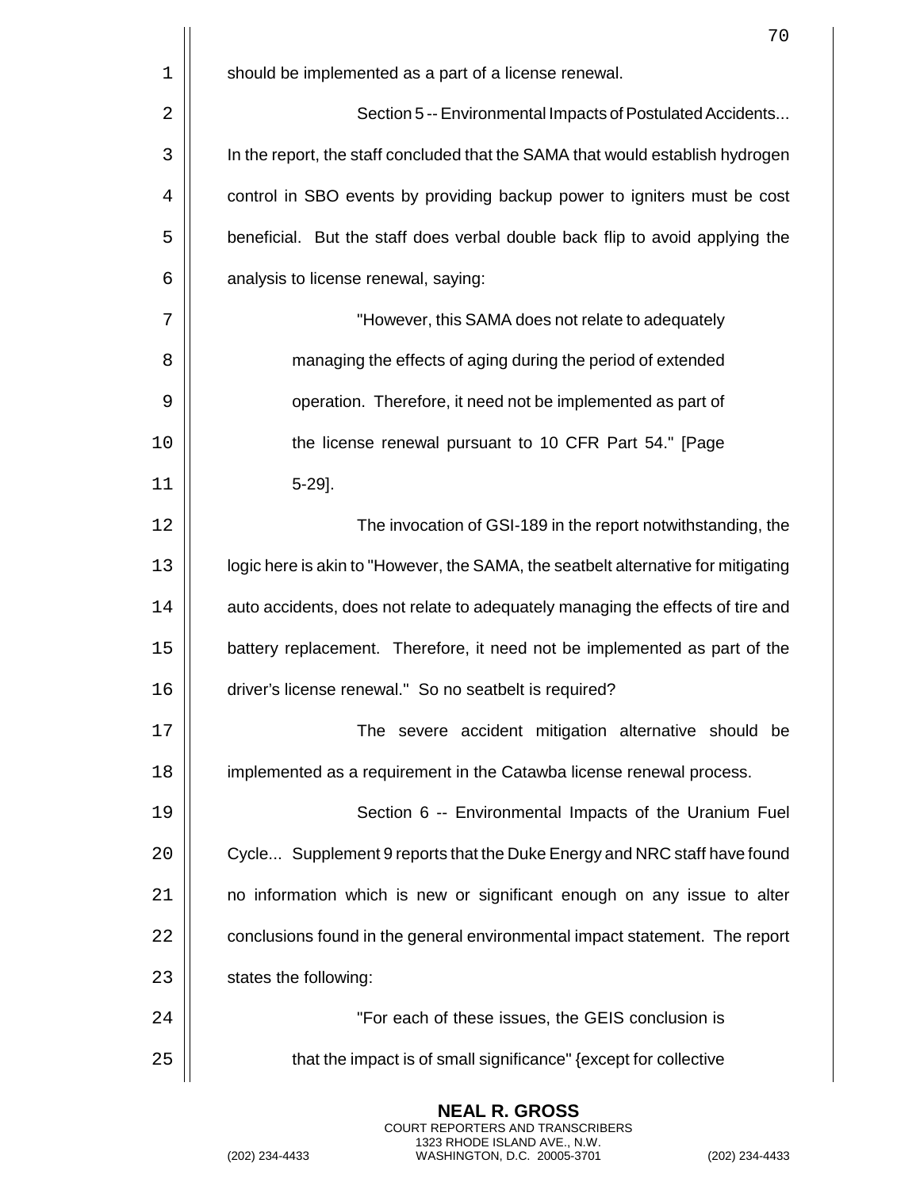should be implemented as a part of a license renewal.

Section 5 -- Environmental Impacts of Postulated Accidents... In the report, the staff concluded that the SAMA that would establish hydrogen control in SBO events by providing backup power to igniters must be cost beneficial. But the staff does verbal double back flip to avoid applying the analysis to license renewal, saying:

> "However, this SAMA does not relate to adequately managing the effects of aging during the period of extended operation. Therefore, it need not be implemented as part of the license renewal pursuant to 10 CFR Part 54." [Page 5-29].

The invocation of GSI-189 in the report notwithstanding, the logic here is akin to "However, the SAMA, the seatbelt alternative for mitigating auto accidents, does not relate to adequately managing the effects of tire and battery replacement. Therefore, it need not be implemented as part of the driver's license renewal." So no seatbelt is required?

The severe accident mitigation alternative should be implemented as a requirement in the Catawba license renewal process.

Section 6 -- Environmental Impacts of the Uranium Fuel Cycle... Supplement 9 reports that the Duke Energy and NRC staff have found no information which is new or significant enough on any issue to alter conclusions found in the general environmental impact statement. The report states the following:

> "For each of these issues, the GEIS conclusion is that the impact is of small significance" {except for collective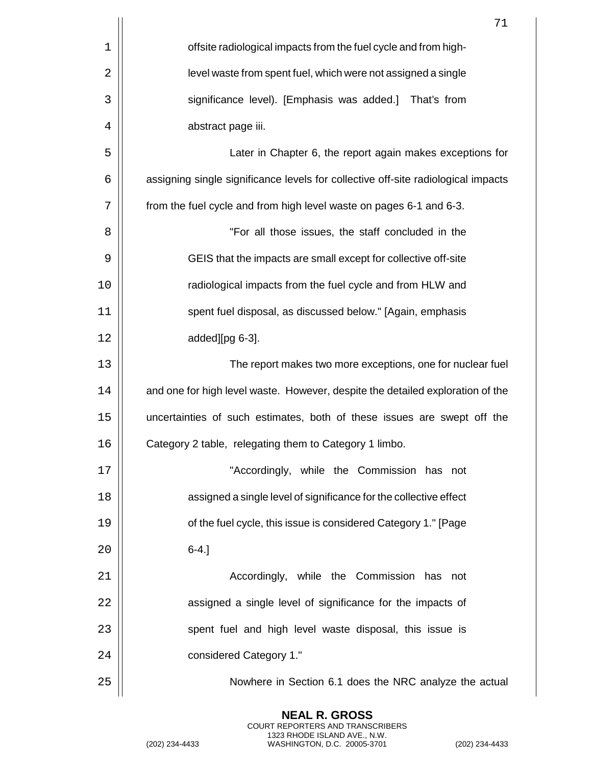offsite radiological impacts from the fuel cycle and from high-level waste from spent fuel, which were not assigned a single significance level). [Emphasis was added.] That's from abstract page iii.

Later in Chapter 6, the report again makes exceptions for assigning single significance levels for collective off-site radiological impacts from the fuel cycle and from high level waste on pages 6-1 and 6-3.

> "For all those issues, the staff concluded in the GEIS that the impacts are small except for collective off-site radiological impacts from the fuel cycle and from HLW and spent fuel disposal, as discussed below." [Again, emphasis added][pg 6-3].

The report makes two more exceptions, one for nuclear fuel and one for high level waste. However, despite the detailed exploration of the uncertainties of such estimates, both of these issues are swept off the Category 2 table, relegating them to Category 1 limbo.

> "Accordingly, while the Commission has not assigned a single level of significance for the collective effect of the fuel cycle, this issue is considered Category 1." [Page 6-4.]

> Accordingly, while the Commission has not assigned a single level of significance for the impacts of spent fuel and high level waste disposal, this issue is considered Category 1."

Nowhere in Section 6.1 does the NRC analyze the actual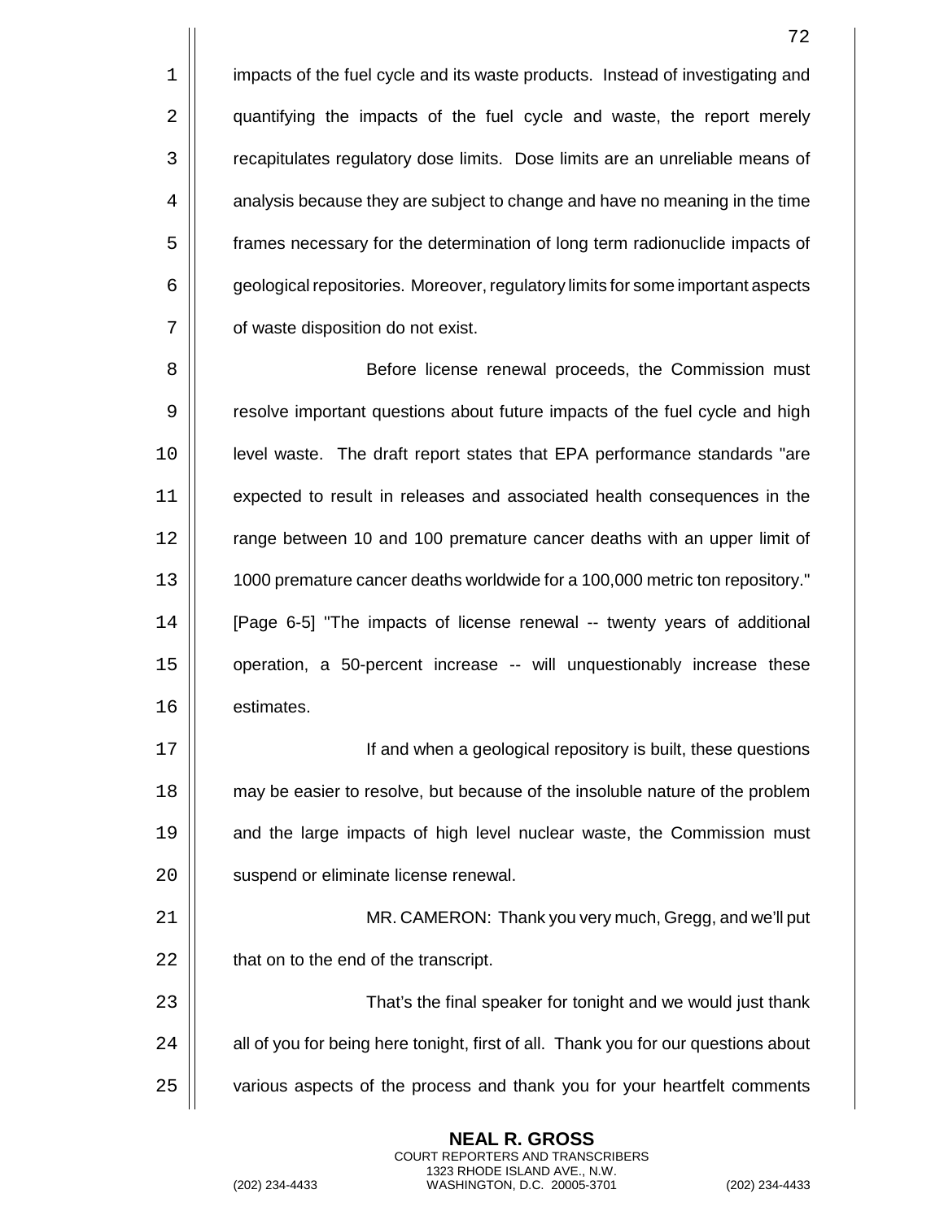impacts of the fuel cycle and its waste products. Instead of investigating and quantifying the impacts of the fuel cycle and waste, the report merely recapitulates regulatory dose limits. Dose limits are an unreliable means of analysis because they are subject to change and have no meaning in the time frames necessary for the determination of long term radionuclide impacts of geological repositories. Moreover, regulatory limits for some important aspects of waste disposition do not exist.

Before license renewal proceeds, the Commission must resolve important questions about future impacts of the fuel cycle and high level waste. The draft report states that EPA performance standards "are expected to result in releases and associated health consequences in the range between 10 and 100 premature cancer deaths with an upper limit of 1000 premature cancer deaths worldwide for a 100,000 metric ton repository." [Page 6-5] "The impacts of license renewal -- twenty years of additional operation, a 50-percent increase -- will unquestionably increase these estimates.

If and when a geological repository is built, these questions may be easier to resolve, but because of the insoluble nature of the problem and the large impacts of high level nuclear waste, the Commission must suspend or eliminate license renewal.

MR. CAMERON: Thank you very much, Gregg, and we'll put that on to the end of the transcript.

That's the final speaker for tonight and we would just thank all of you for being here tonight, first of all. Thank you for our questions about various aspects of the process and thank you for your heartfelt comments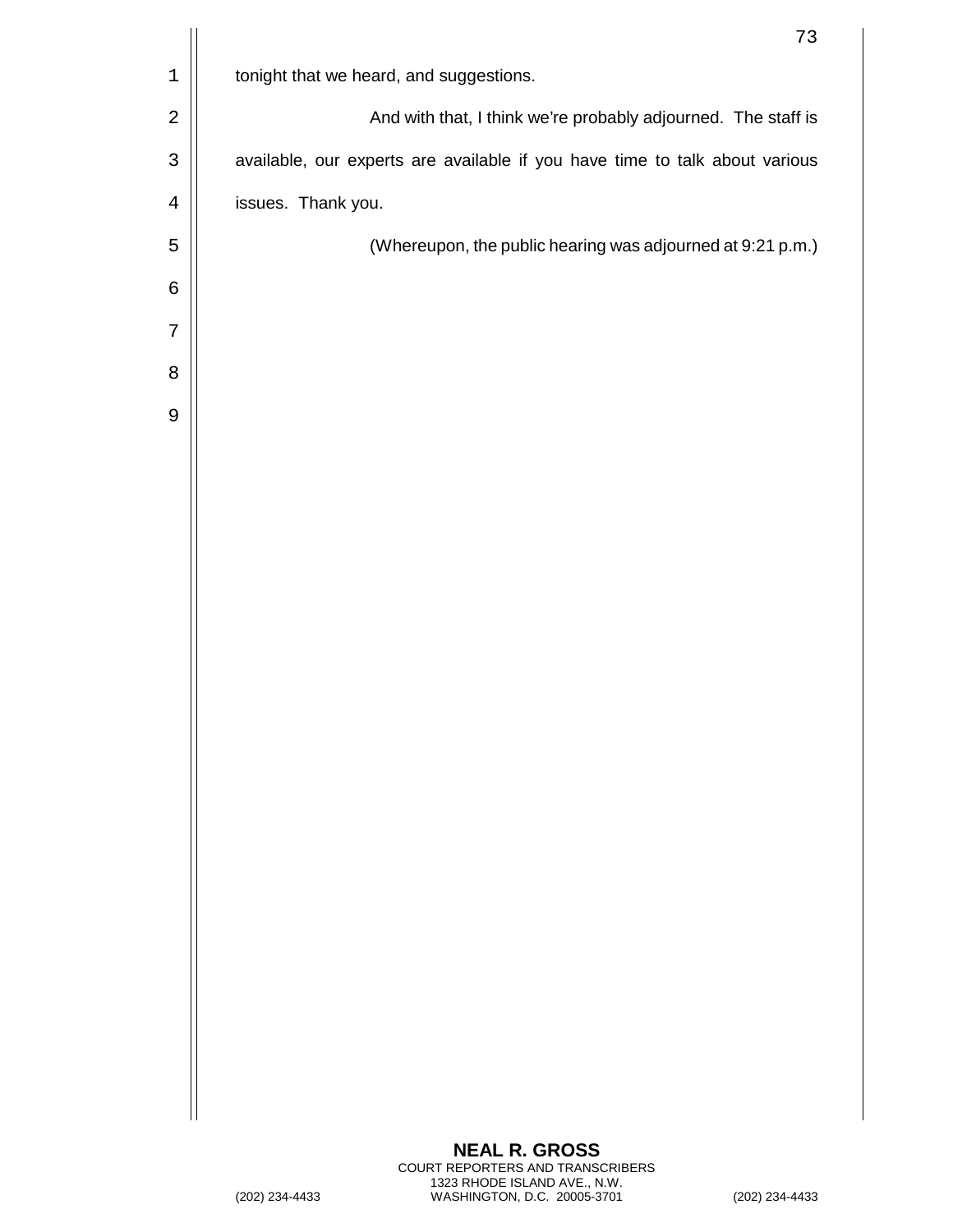tonight that we heard, and suggestions.

And with that, I think we're probably adjourned. The staff is available, our experts are available if you have time to talk about various issues. Thank you.

(Whereupon, the public hearing was adjourned at 9:21 p.m.)